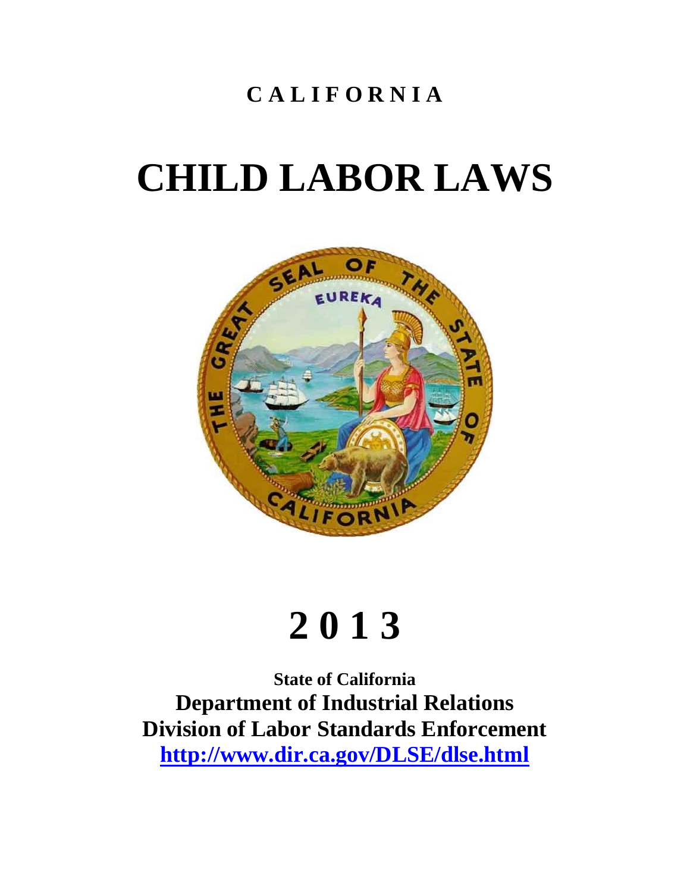**CALIFORNIA**

# CHILD LABOR LAWS

# 2013

**State of California**

**Department of Industrial Relations**

**Division of Labor Standards Enforcement**

**http://www.dir.ca.gov/DLSE/dlse.html**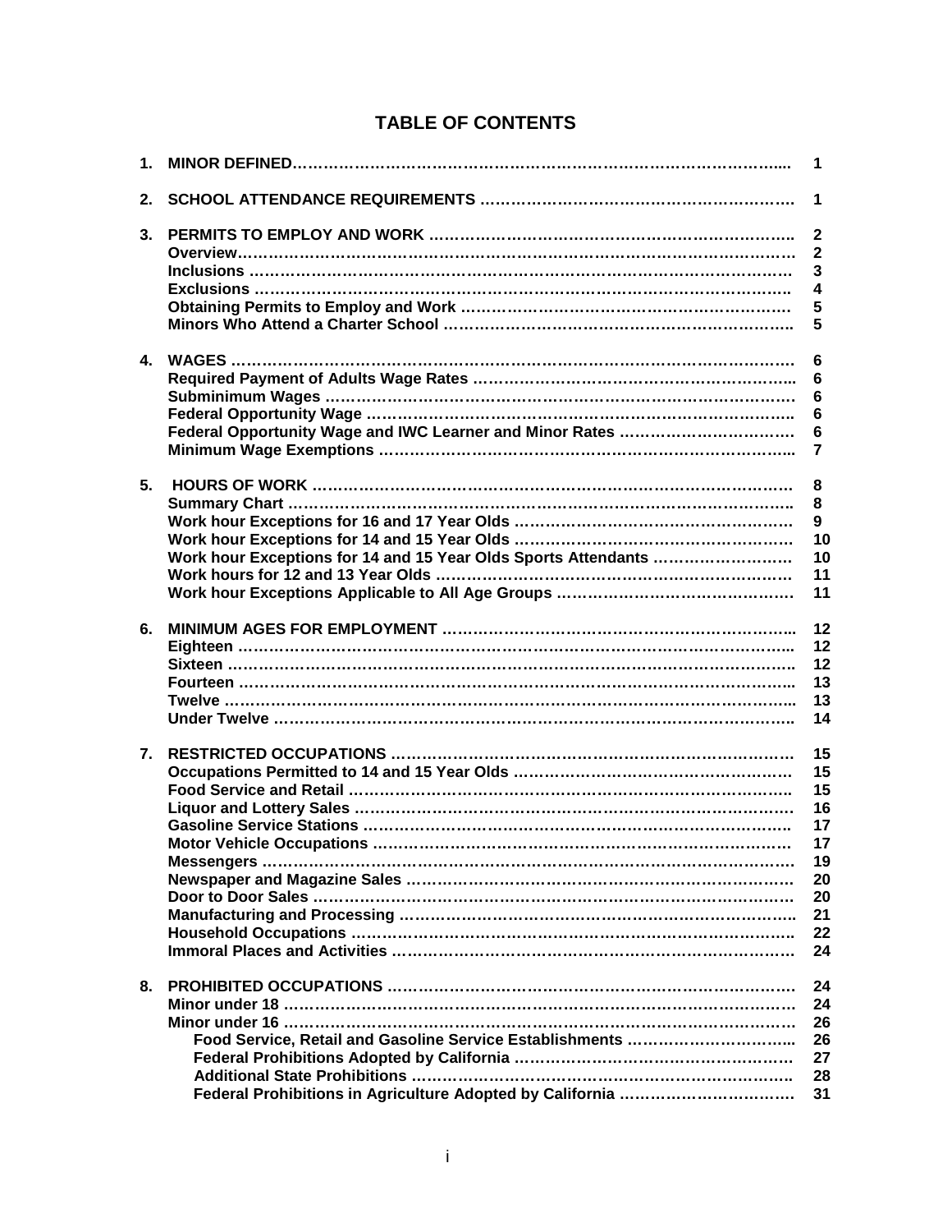# TABLE OF CONTENTS

| | | |
|---|---|---|
| 1. | **MINOR DEFINED** | 1 |
| 2. | **SCHOOL ATTENDANCE REQUIREMENTS** | 1 |
| 3. | **PERMITS TO EMPLOY AND WORK** | 2 |
| | Overview | 2 |
| | Inclusions | 3 |
| | Exclusions | 4 |
| | Obtaining Permits to Employ and Work | 5 |
| | Minors Who Attend a Charter School | 5 |
| 4. | **WAGES** | 6 |
| | Required Payment of Adults Wage Rates | 6 |
| | Subminimum Wages | 6 |
| | Federal Opportunity Wage | 6 |
| | Federal Opportunity Wage and IWC Learner and Minor Rates | 6 |
| | Minimum Wage Exemptions | 7 |
| 5. | **HOURS OF WORK** | 8 |
| | Summary Chart | 8 |
| | Work hour Exceptions for 16 and 17 Year Olds | 9 |
| | Work hour Exceptions for 14 and 15 Year Olds | 10 |
| | Work hour Exceptions for 14 and 15 Year Olds Sports Attendants | 10 |
| | Work hours for 12 and 13 Year Olds | 11 |
| | Work hour Exceptions Applicable to All Age Groups | 11 |
| 6. | **MINIMUM AGES FOR EMPLOYMENT** | 12 |
| | Eighteen | 12 |
| | Sixteen | 12 |
| | Fourteen | 13 |
| | Twelve | 13 |
| | Under Twelve | 14 |
| 7. | **RESTRICTED OCCUPATIONS** | 15 |
| | Occupations Permitted to 14 and 15 Year Olds | 15 |
| | Food Service and Retail | 15 |
| | Liquor and Lottery Sales | 16 |
| | Gasoline Service Stations | 17 |
| | Motor Vehicle Occupations | 17 |
| | Messengers | 19 |
| | Newspaper and Magazine Sales | 20 |
| | Door to Door Sales | 20 |
| | Manufacturing and Processing | 21 |
| | Household Occupations | 22 |
| | Immoral Places and Activities | 24 |
| 8. | **PROHIBITED OCCUPATIONS** | 24 |
| | Minor under 18 | 24 |
| | Minor under 16 | 26 |
| | Food Service, Retail and Gasoline Service Establishments | 26 |
| | Federal Prohibitions Adopted by California | 27 |
| | Additional State Prohibitions | 28 |
| | Federal Prohibitions in Agriculture Adopted by California | 31 |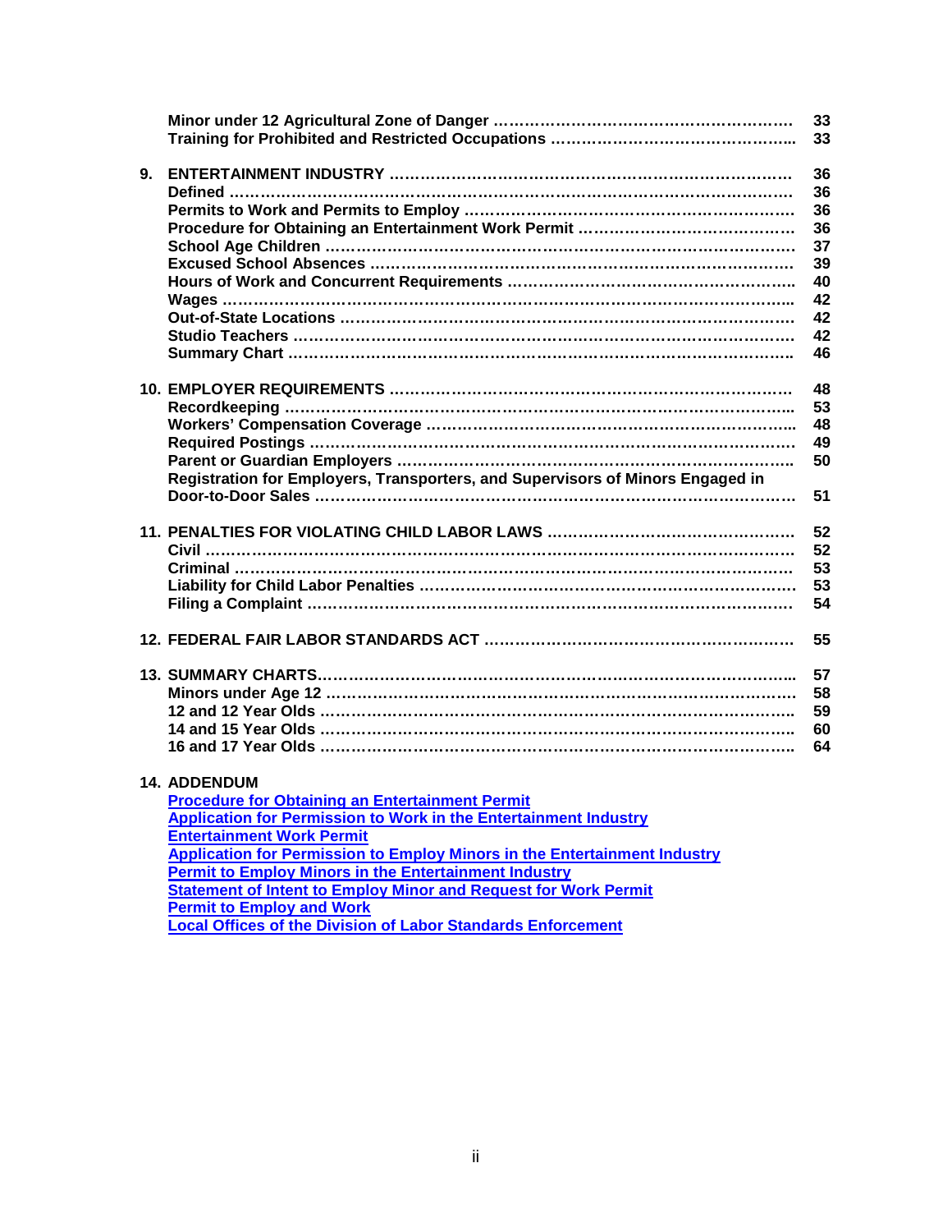| | | |
|---|---|---|
| | **Minor under 12 Agricultural Zone of Danger** | **33** |
| | **Training for Prohibited and Restricted Occupations** | **33** |
| **9.** | **ENTERTAINMENT INDUSTRY** | **36** |
| | **Defined** | **36** |
| | **Permits to Work and Permits to Employ** | **36** |
| | **Procedure for Obtaining an Entertainment Work Permit** | **36** |
| | **School Age Children** | **37** |
| | **Excused School Absences** | **39** |
| | **Hours of Work and Concurrent Requirements** | **40** |
| | **Wages** | **42** |
| | **Out-of-State Locations** | **42** |
| | **Studio Teachers** | **42** |
| | **Summary Chart** | **46** |
| **10.** | **EMPLOYER REQUIREMENTS** | **48** |
| | **Recordkeeping** | **53** |
| | **Workers' Compensation Coverage** | **48** |
| | **Required Postings** | **49** |
| | **Parent or Guardian Employers** | **50** |
| | **Registration for Employers, Transporters, and Supervisors of Minors Engaged in Door-to-Door Sales** | **51** |
| **11.** | **PENALTIES FOR VIOLATING CHILD LABOR LAWS** | **52** |
| | **Civil** | **52** |
| | **Criminal** | **53** |
| | **Liability for Child Labor Penalties** | **53** |
| | **Filing a Complaint** | **54** |
| **12.** | **FEDERAL FAIR LABOR STANDARDS ACT** | **55** |
| **13.** | **SUMMARY CHARTS** | **57** |
| | **Minors under Age 12** | **58** |
| | **12 and 12 Year Olds** | **59** |
| | **14 and 15 Year Olds** | **60** |
| | **16 and 17 Year Olds** | **64** |

**14. ADDENDUM**

- **Procedure for Obtaining an Entertainment Permit**
- **Application for Permission to Work in the Entertainment Industry**
- **Entertainment Work Permit**
- **Application for Permission to Employ Minors in the Entertainment Industry**
- **Permit to Employ Minors in the Entertainment Industry**
- **Statement of Intent to Employ Minor and Request for Work Permit**
- **Permit to Employ and Work**
- **Local Offices of the Division of Labor Standards Enforcement**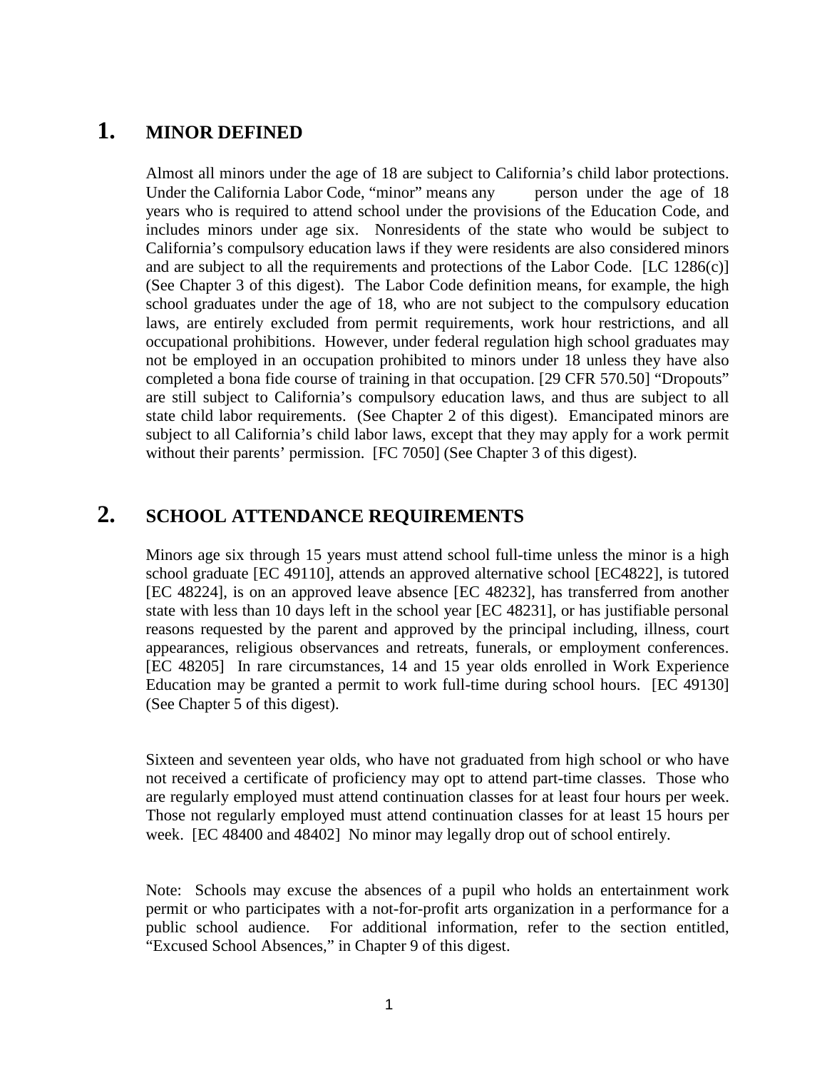## 1. MINOR DEFINED

Almost all minors under the age of 18 are subject to California's child labor protections. Under the California Labor Code, "minor" means any person under the age of 18 years who is required to attend school under the provisions of the Education Code, and includes minors under age six. Nonresidents of the state who would be subject to California's compulsory education laws if they were residents are also considered minors and are subject to all the requirements and protections of the Labor Code. [LC 1286(c)] (See Chapter 3 of this digest). The Labor Code definition means, for example, the high school graduates under the age of 18, who are not subject to the compulsory education laws, are entirely excluded from permit requirements, work hour restrictions, and all occupational prohibitions. However, under federal regulation high school graduates may not be employed in an occupation prohibited to minors under 18 unless they have also completed a bona fide course of training in that occupation. [29 CFR 570.50] "Dropouts" are still subject to California's compulsory education laws, and thus are subject to all state child labor requirements. (See Chapter 2 of this digest). Emancipated minors are subject to all California's child labor laws, except that they may apply for a work permit without their parents' permission. [FC 7050] (See Chapter 3 of this digest).

## 2. SCHOOL ATTENDANCE REQUIREMENTS

Minors age six through 15 years must attend school full-time unless the minor is a high school graduate [EC 49110], attends an approved alternative school [EC4822], is tutored [EC 48224], is on an approved leave absence [EC 48232], has transferred from another state with less than 10 days left in the school year [EC 48231], or has justifiable personal reasons requested by the parent and approved by the principal including, illness, court appearances, religious observances and retreats, funerals, or employment conferences. [EC 48205] In rare circumstances, 14 and 15 year olds enrolled in Work Experience Education may be granted a permit to work full-time during school hours. [EC 49130] (See Chapter 5 of this digest).

Sixteen and seventeen year olds, who have not graduated from high school or who have not received a certificate of proficiency may opt to attend part-time classes. Those who are regularly employed must attend continuation classes for at least four hours per week. Those not regularly employed must attend continuation classes for at least 15 hours per week. [EC 48400 and 48402] No minor may legally drop out of school entirely.

Note: Schools may excuse the absences of a pupil who holds an entertainment work permit or who participates with a not-for-profit arts organization in a performance for a public school audience. For additional information, refer to the section entitled, "Excused School Absences," in Chapter 9 of this digest.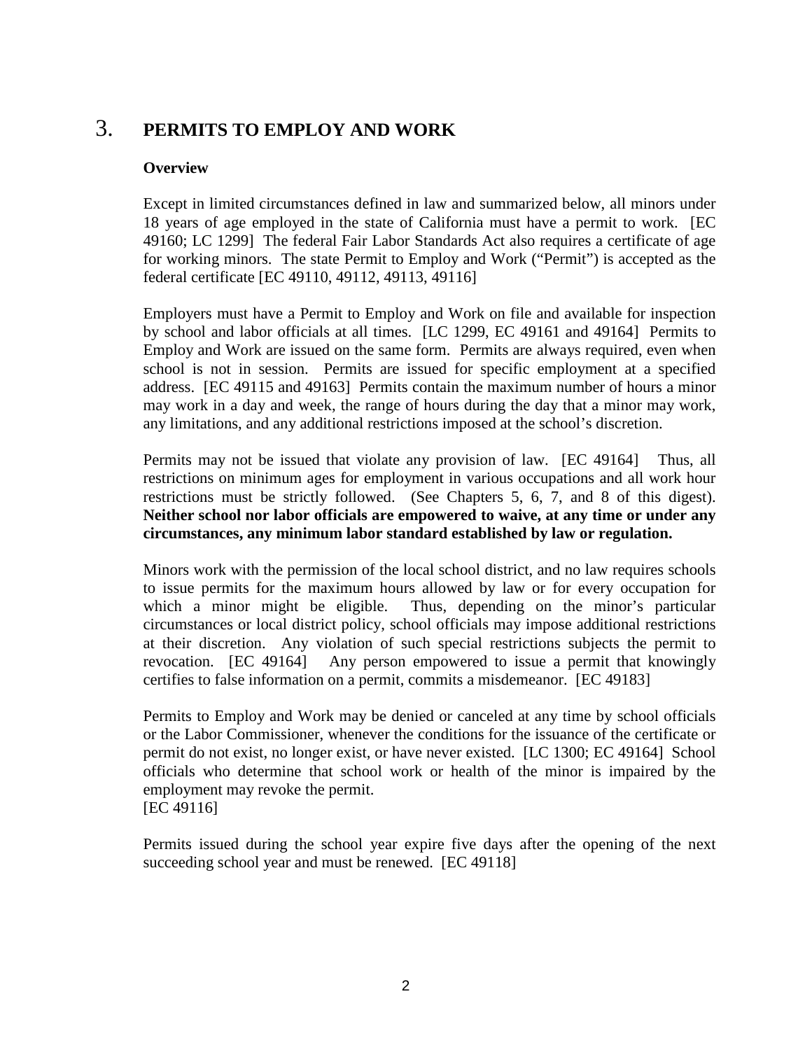# 3. PERMITS TO EMPLOY AND WORK

**Overview**

Except in limited circumstances defined in law and summarized below, all minors under 18 years of age employed in the state of California must have a permit to work. [EC 49160; LC 1299] The federal Fair Labor Standards Act also requires a certificate of age for working minors. The state Permit to Employ and Work ("Permit") is accepted as the federal certificate [EC 49110, 49112, 49113, 49116]

Employers must have a Permit to Employ and Work on file and available for inspection by school and labor officials at all times. [LC 1299, EC 49161 and 49164] Permits to Employ and Work are issued on the same form. Permits are always required, even when school is not in session. Permits are issued for specific employment at a specified address. [EC 49115 and 49163] Permits contain the maximum number of hours a minor may work in a day and week, the range of hours during the day that a minor may work, any limitations, and any additional restrictions imposed at the school's discretion.

Permits may not be issued that violate any provision of law. [EC 49164] Thus, all restrictions on minimum ages for employment in various occupations and all work hour restrictions must be strictly followed. (See Chapters 5, 6, 7, and 8 of this digest). **Neither school nor labor officials are empowered to waive, at any time or under any circumstances, any minimum labor standard established by law or regulation.**

Minors work with the permission of the local school district, and no law requires schools to issue permits for the maximum hours allowed by law or for every occupation for which a minor might be eligible. Thus, depending on the minor's particular circumstances or local district policy, school officials may impose additional restrictions at their discretion. Any violation of such special restrictions subjects the permit to revocation. [EC 49164] Any person empowered to issue a permit that knowingly certifies to false information on a permit, commits a misdemeanor. [EC 49183]

Permits to Employ and Work may be denied or canceled at any time by school officials or the Labor Commissioner, whenever the conditions for the issuance of the certificate or permit do not exist, no longer exist, or have never existed. [LC 1300; EC 49164] School officials who determine that school work or health of the minor is impaired by the employment may revoke the permit. [EC 49116]

Permits issued during the school year expire five days after the opening of the next succeeding school year and must be renewed. [EC 49118]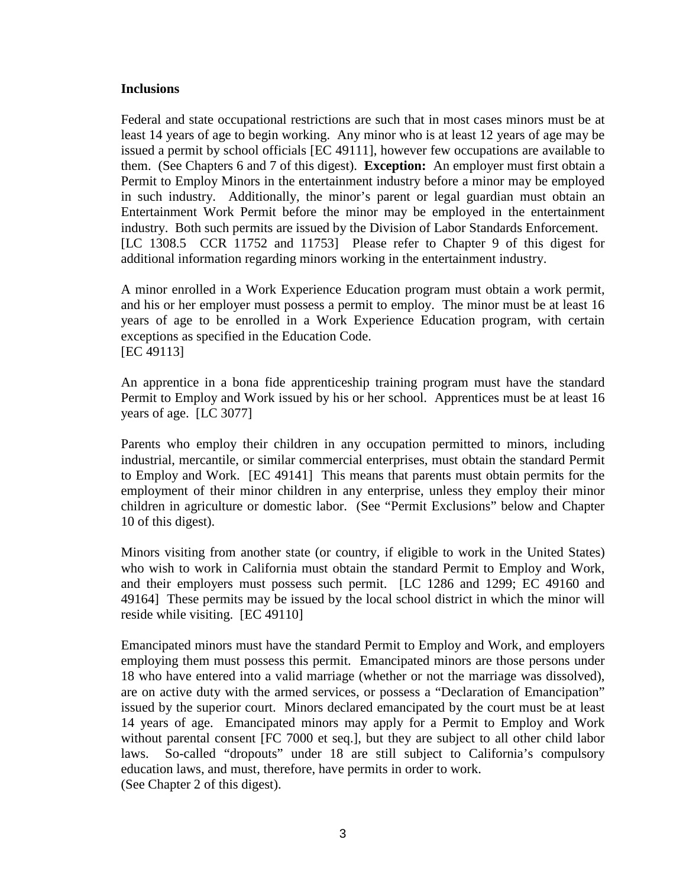**Inclusions**

Federal and state occupational restrictions are such that in most cases minors must be at least 14 years of age to begin working. Any minor who is at least 12 years of age may be issued a permit by school officials [EC 49111], however few occupations are available to them. (See Chapters 6 and 7 of this digest). **Exception:** An employer must first obtain a Permit to Employ Minors in the entertainment industry before a minor may be employed in such industry. Additionally, the minor's parent or legal guardian must obtain an Entertainment Work Permit before the minor may be employed in the entertainment industry. Both such permits are issued by the Division of Labor Standards Enforcement. [LC 1308.5 CCR 11752 and 11753] Please refer to Chapter 9 of this digest for additional information regarding minors working in the entertainment industry.

A minor enrolled in a Work Experience Education program must obtain a work permit, and his or her employer must possess a permit to employ. The minor must be at least 16 years of age to be enrolled in a Work Experience Education program, with certain exceptions as specified in the Education Code.
[EC 49113]

An apprentice in a bona fide apprenticeship training program must have the standard Permit to Employ and Work issued by his or her school. Apprentices must be at least 16 years of age. [LC 3077]

Parents who employ their children in any occupation permitted to minors, including industrial, mercantile, or similar commercial enterprises, must obtain the standard Permit to Employ and Work. [EC 49141] This means that parents must obtain permits for the employment of their minor children in any enterprise, unless they employ their minor children in agriculture or domestic labor. (See "Permit Exclusions" below and Chapter 10 of this digest).

Minors visiting from another state (or country, if eligible to work in the United States) who wish to work in California must obtain the standard Permit to Employ and Work, and their employers must possess such permit. [LC 1286 and 1299; EC 49160 and 49164] These permits may be issued by the local school district in which the minor will reside while visiting. [EC 49110]

Emancipated minors must have the standard Permit to Employ and Work, and employers employing them must possess this permit. Emancipated minors are those persons under 18 who have entered into a valid marriage (whether or not the marriage was dissolved), are on active duty with the armed services, or possess a "Declaration of Emancipation" issued by the superior court. Minors declared emancipated by the court must be at least 14 years of age. Emancipated minors may apply for a Permit to Employ and Work without parental consent [FC 7000 et seq.], but they are subject to all other child labor laws. So-called "dropouts" under 18 are still subject to California's compulsory education laws, and must, therefore, have permits in order to work.
(See Chapter 2 of this digest).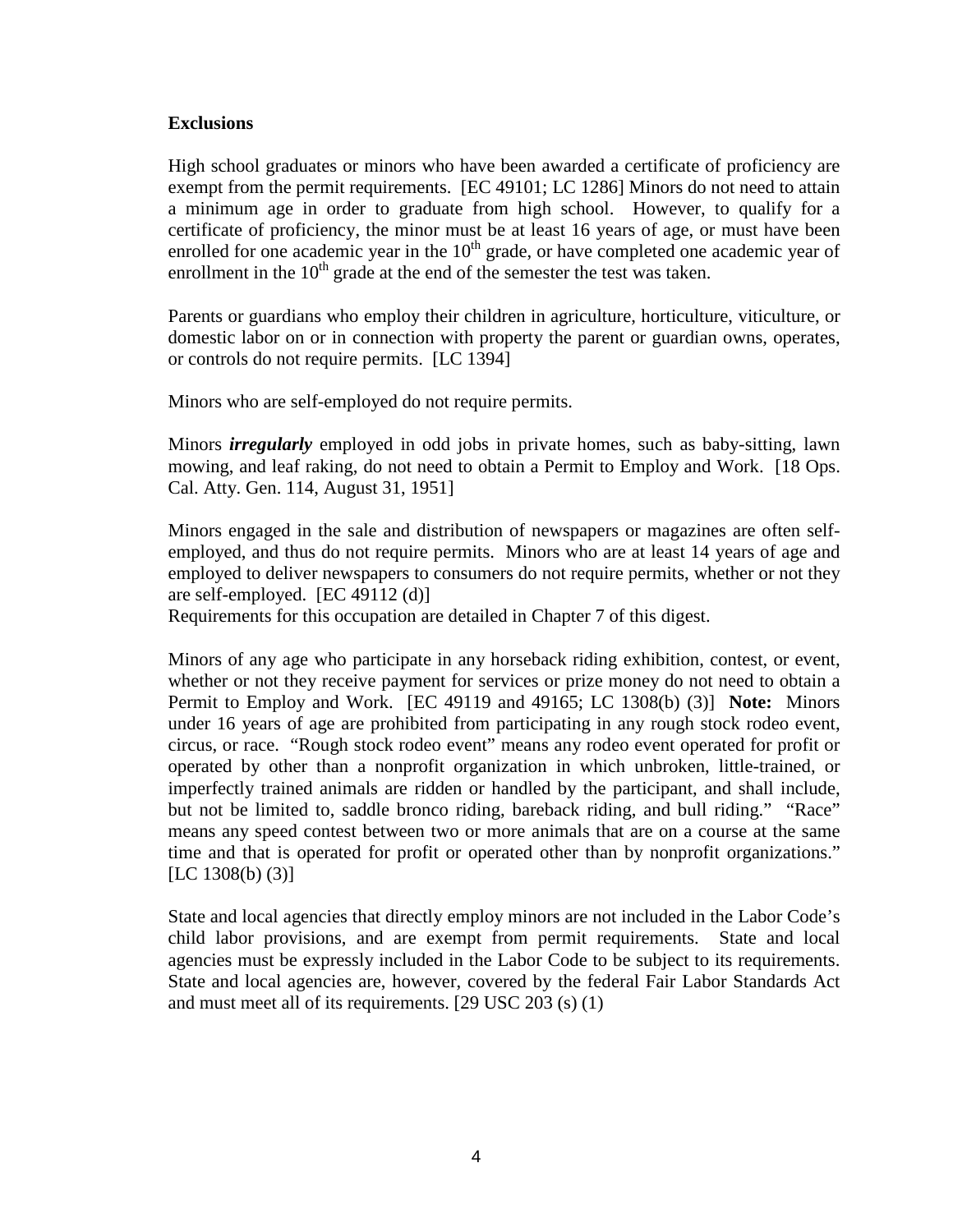**Exclusions**

High school graduates or minors who have been awarded a certificate of proficiency are exempt from the permit requirements. [EC 49101; LC 1286] Minors do not need to attain a minimum age in order to graduate from high school. However, to qualify for a certificate of proficiency, the minor must be at least 16 years of age, or must have been enrolled for one academic year in the 10th grade, or have completed one academic year of enrollment in the 10th grade at the end of the semester the test was taken.

Parents or guardians who employ their children in agriculture, horticulture, viticulture, or domestic labor on or in connection with property the parent or guardian owns, operates, or controls do not require permits. [LC 1394]

Minors who are self-employed do not require permits.

Minors ***irregularly*** employed in odd jobs in private homes, such as baby-sitting, lawn mowing, and leaf raking, do not need to obtain a Permit to Employ and Work. [18 Ops. Cal. Atty. Gen. 114, August 31, 1951]

Minors engaged in the sale and distribution of newspapers or magazines are often self-employed, and thus do not require permits. Minors who are at least 14 years of age and employed to deliver newspapers to consumers do not require permits, whether or not they are self-employed. [EC 49112 (d)]
Requirements for this occupation are detailed in Chapter 7 of this digest.

Minors of any age who participate in any horseback riding exhibition, contest, or event, whether or not they receive payment for services or prize money do not need to obtain a Permit to Employ and Work. [EC 49119 and 49165; LC 1308(b) (3)] **Note:** Minors under 16 years of age are prohibited from participating in any rough stock rodeo event, circus, or race. "Rough stock rodeo event" means any rodeo event operated for profit or operated by other than a nonprofit organization in which unbroken, little-trained, or imperfectly trained animals are ridden or handled by the participant, and shall include, but not be limited to, saddle bronco riding, bareback riding, and bull riding." "Race" means any speed contest between two or more animals that are on a course at the same time and that is operated for profit or operated other than by nonprofit organizations." [LC 1308(b) (3)]

State and local agencies that directly employ minors are not included in the Labor Code's child labor provisions, and are exempt from permit requirements. State and local agencies must be expressly included in the Labor Code to be subject to its requirements. State and local agencies are, however, covered by the federal Fair Labor Standards Act and must meet all of its requirements. [29 USC 203 (s) (1)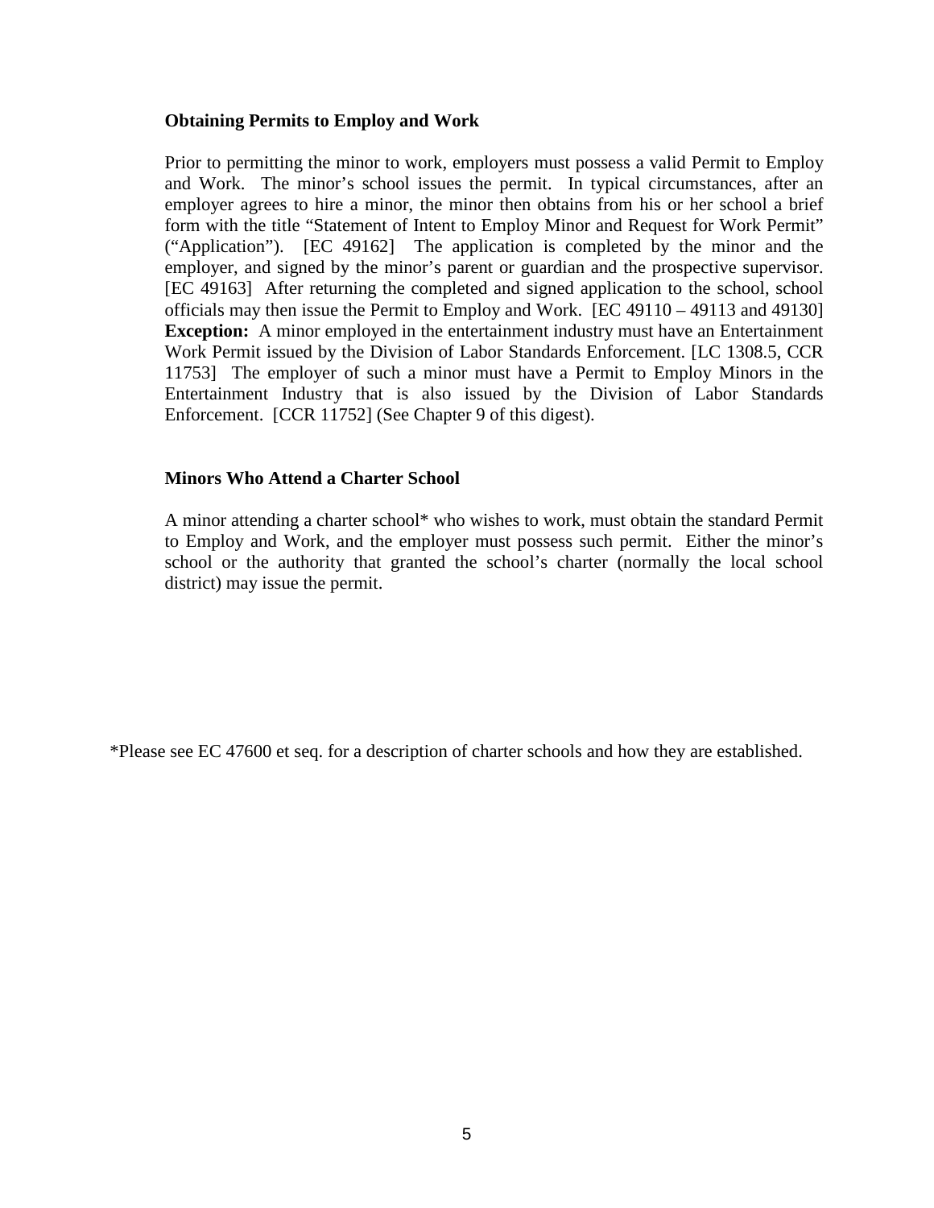### Obtaining Permits to Employ and Work

Prior to permitting the minor to work, employers must possess a valid Permit to Employ and Work. The minor's school issues the permit. In typical circumstances, after an employer agrees to hire a minor, the minor then obtains from his or her school a brief form with the title "Statement of Intent to Employ Minor and Request for Work Permit" ("Application"). [EC 49162] The application is completed by the minor and the employer, and signed by the minor's parent or guardian and the prospective supervisor. [EC 49163] After returning the completed and signed application to the school, school officials may then issue the Permit to Employ and Work. [EC 49110 – 49113 and 49130] **Exception:** A minor employed in the entertainment industry must have an Entertainment Work Permit issued by the Division of Labor Standards Enforcement. [LC 1308.5, CCR 11753] The employer of such a minor must have a Permit to Employ Minors in the Entertainment Industry that is also issued by the Division of Labor Standards Enforcement. [CCR 11752] (See Chapter 9 of this digest).

### Minors Who Attend a Charter School

A minor attending a charter school* who wishes to work, must obtain the standard Permit to Employ and Work, and the employer must possess such permit. Either the minor's school or the authority that granted the school's charter (normally the local school district) may issue the permit.

*Please see EC 47600 et seq. for a description of charter schools and how they are established.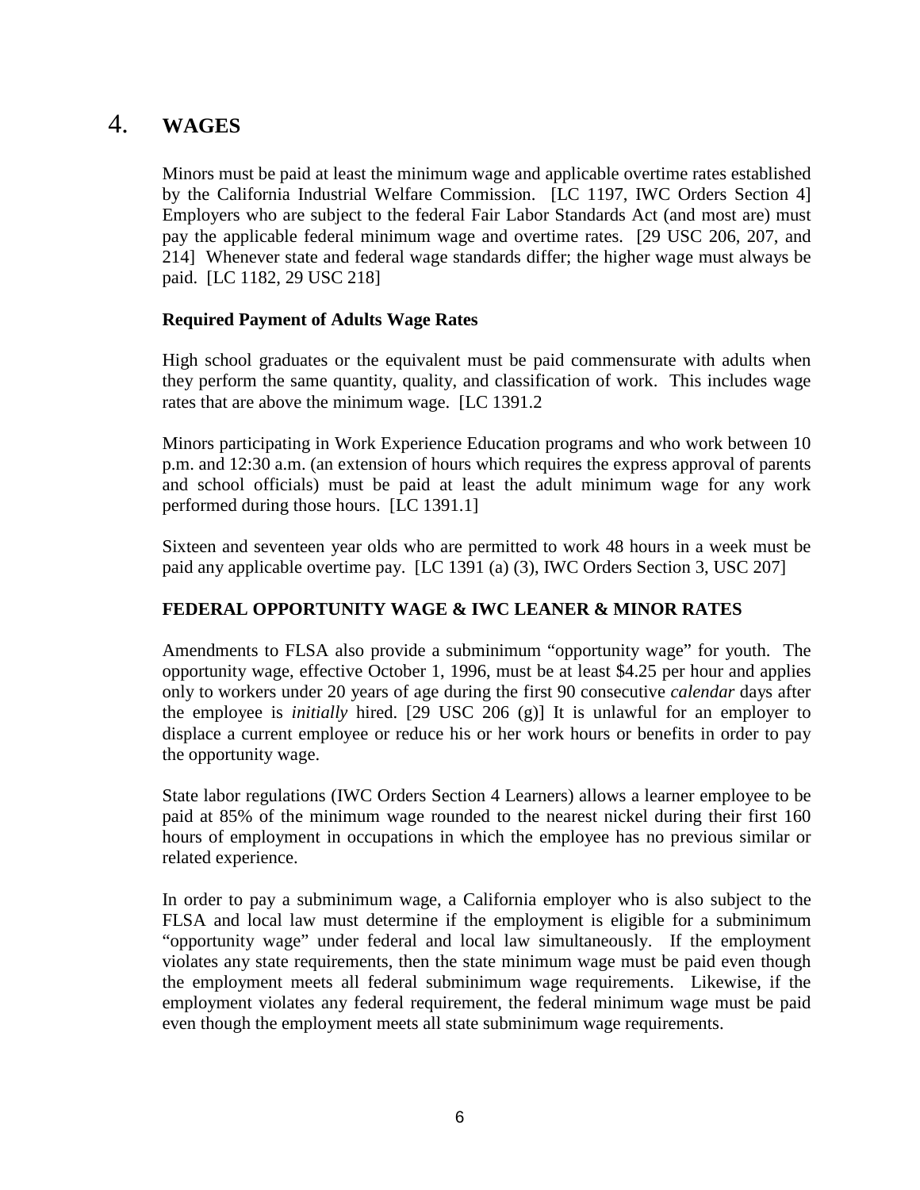# 4. WAGES

Minors must be paid at least the minimum wage and applicable overtime rates established by the California Industrial Welfare Commission. [LC 1197, IWC Orders Section 4] Employers who are subject to the federal Fair Labor Standards Act (and most are) must pay the applicable federal minimum wage and overtime rates. [29 USC 206, 207, and 214] Whenever state and federal wage standards differ; the higher wage must always be paid. [LC 1182, 29 USC 218]

**Required Payment of Adults Wage Rates**

High school graduates or the equivalent must be paid commensurate with adults when they perform the same quantity, quality, and classification of work. This includes wage rates that are above the minimum wage. [LC 1391.2

Minors participating in Work Experience Education programs and who work between 10 p.m. and 12:30 a.m. (an extension of hours which requires the express approval of parents and school officials) must be paid at least the adult minimum wage for any work performed during those hours. [LC 1391.1]

Sixteen and seventeen year olds who are permitted to work 48 hours in a week must be paid any applicable overtime pay. [LC 1391 (a) (3), IWC Orders Section 3, USC 207]

**FEDERAL OPPORTUNITY WAGE & IWC LEANER & MINOR RATES**

Amendments to FLSA also provide a subminimum "opportunity wage" for youth. The opportunity wage, effective October 1, 1996, must be at least $4.25 per hour and applies only to workers under 20 years of age during the first 90 consecutive *calendar* days after the employee is *initially* hired. [29 USC 206 (g)] It is unlawful for an employer to displace a current employee or reduce his or her work hours or benefits in order to pay the opportunity wage.

State labor regulations (IWC Orders Section 4 Learners) allows a learner employee to be paid at 85% of the minimum wage rounded to the nearest nickel during their first 160 hours of employment in occupations in which the employee has no previous similar or related experience.

In order to pay a subminimum wage, a California employer who is also subject to the FLSA and local law must determine if the employment is eligible for a subminimum "opportunity wage" under federal and local law simultaneously. If the employment violates any state requirements, then the state minimum wage must be paid even though the employment meets all federal subminimum wage requirements. Likewise, if the employment violates any federal requirement, the federal minimum wage must be paid even though the employment meets all state subminimum wage requirements.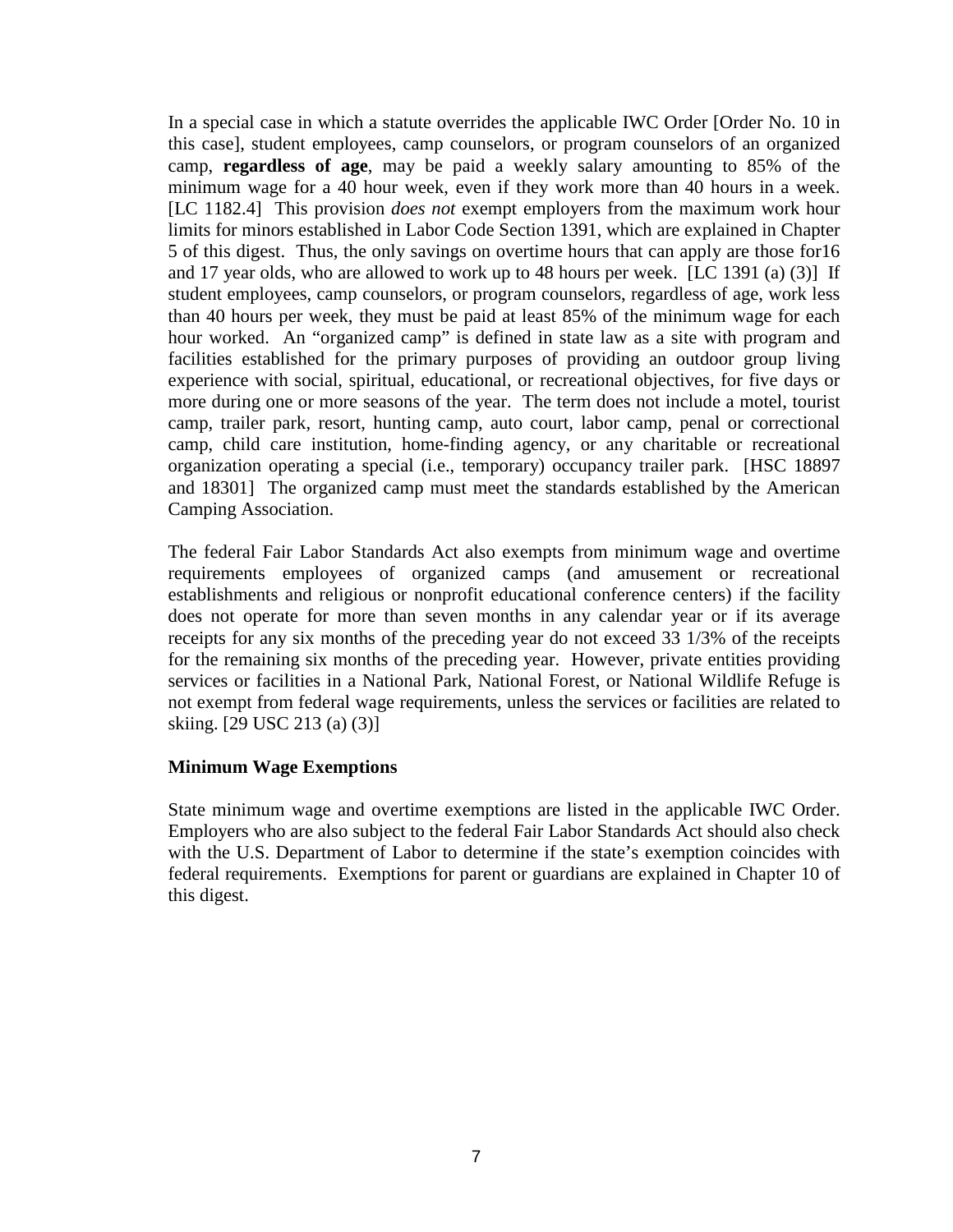In a special case in which a statute overrides the applicable IWC Order [Order No. 10 in this case], student employees, camp counselors, or program counselors of an organized camp, **regardless of age**, may be paid a weekly salary amounting to 85% of the minimum wage for a 40 hour week, even if they work more than 40 hours in a week. [LC 1182.4] This provision *does not* exempt employers from the maximum work hour limits for minors established in Labor Code Section 1391, which are explained in Chapter 5 of this digest. Thus, the only savings on overtime hours that can apply are those for16 and 17 year olds, who are allowed to work up to 48 hours per week. [LC 1391 (a) (3)] If student employees, camp counselors, or program counselors, regardless of age, work less than 40 hours per week, they must be paid at least 85% of the minimum wage for each hour worked. An "organized camp" is defined in state law as a site with program and facilities established for the primary purposes of providing an outdoor group living experience with social, spiritual, educational, or recreational objectives, for five days or more during one or more seasons of the year. The term does not include a motel, tourist camp, trailer park, resort, hunting camp, auto court, labor camp, penal or correctional camp, child care institution, home-finding agency, or any charitable or recreational organization operating a special (i.e., temporary) occupancy trailer park. [HSC 18897 and 18301] The organized camp must meet the standards established by the American Camping Association.

The federal Fair Labor Standards Act also exempts from minimum wage and overtime requirements employees of organized camps (and amusement or recreational establishments and religious or nonprofit educational conference centers) if the facility does not operate for more than seven months in any calendar year or if its average receipts for any six months of the preceding year do not exceed 33 1/3% of the receipts for the remaining six months of the preceding year. However, private entities providing services or facilities in a National Park, National Forest, or National Wildlife Refuge is not exempt from federal wage requirements, unless the services or facilities are related to skiing. [29 USC 213 (a) (3)]

**Minimum Wage Exemptions**

State minimum wage and overtime exemptions are listed in the applicable IWC Order. Employers who are also subject to the federal Fair Labor Standards Act should also check with the U.S. Department of Labor to determine if the state's exemption coincides with federal requirements. Exemptions for parent or guardians are explained in Chapter 10 of this digest.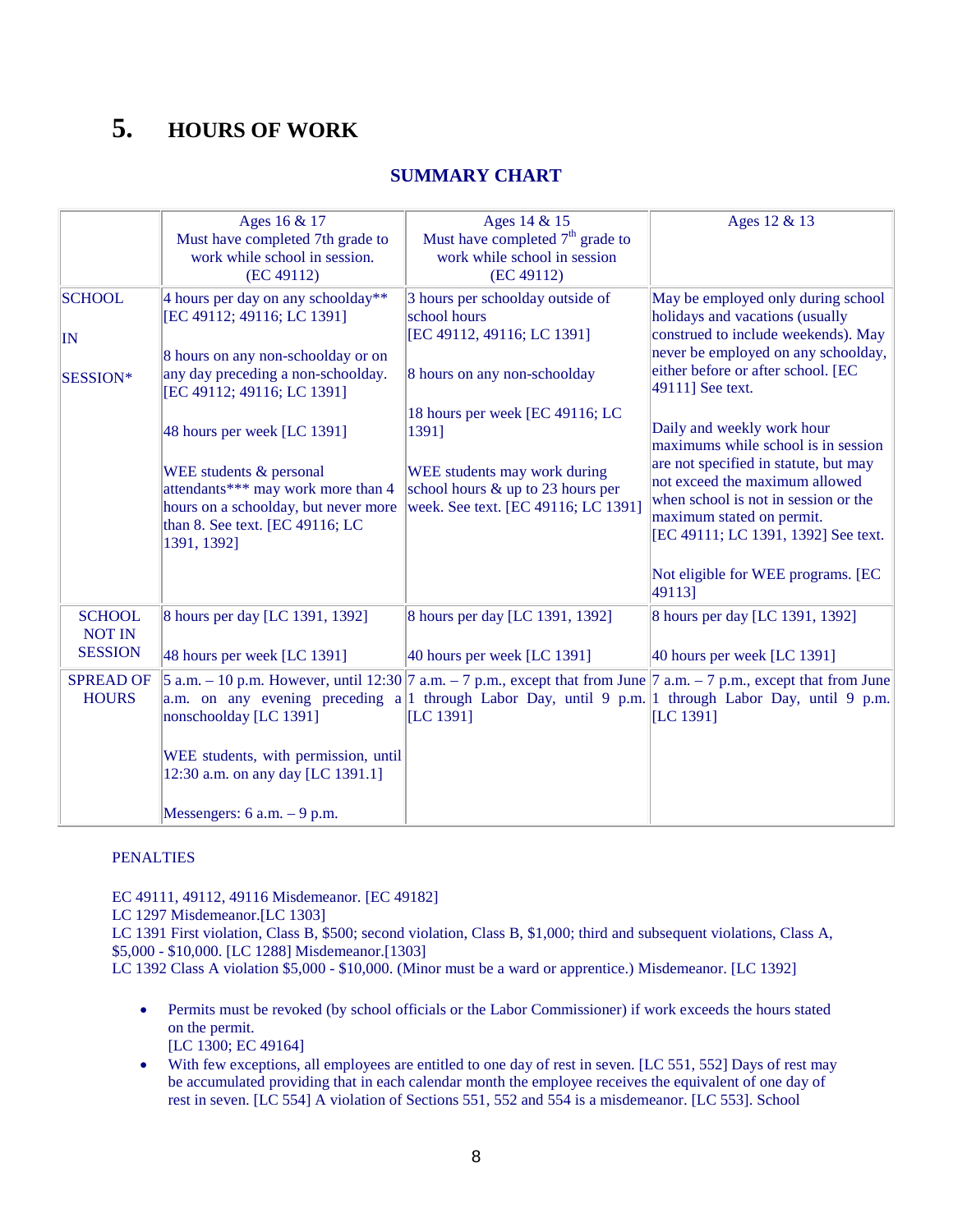# 5. HOURS OF WORK

## SUMMARY CHART

| | Ages 16 & 17<br>Must have completed 7th grade to work while school in session.<br>(EC 49112) | Ages 14 & 15<br>Must have completed 7th grade to work while school in session<br>(EC 49112) | Ages 12 & 13 |
|---|---|---|---|
| SCHOOL<br><br>IN<br><br>SESSION* | 4 hours per day on any schoolday** [EC 49112; 49116; LC 1391]<br><br>8 hours on any non-schoolday or on any day preceding a non-schoolday. [EC 49112; 49116; LC 1391]<br><br>48 hours per week [LC 1391]<br><br>WEE students & personal attendants*** may work more than 4 hours on a schoolday, but never more than 8. See text. [EC 49116; LC 1391, 1392] | 3 hours per schoolday outside of school hours<br>[EC 49112, 49116; LC 1391]<br><br>8 hours on any non-schoolday<br><br>18 hours per week [EC 49116; LC 1391]<br><br>WEE students may work during school hours & up to 23 hours per week. See text. [EC 49116; LC 1391] | May be employed only during school holidays and vacations (usually construed to include weekends). May never be employed on any schoolday, either before or after school. [EC 49111] See text.<br><br>Daily and weekly work hour maximums while school is in session are not specified in statute, but may not exceed the maximum allowed when school is not in session or the maximum stated on permit.<br>[EC 49111; LC 1391, 1392] See text.<br><br>Not eligible for WEE programs. [EC 49113] |
| SCHOOL NOT IN SESSION | 8 hours per day [LC 1391, 1392]<br><br>48 hours per week [LC 1391] | 8 hours per day [LC 1391, 1392]<br><br>40 hours per week [LC 1391] | 8 hours per day [LC 1391, 1392]<br><br>40 hours per week [LC 1391] |
| SPREAD OF HOURS | 5 a.m. – 10 p.m. However, until 12:30 a.m. on any evening preceding a nonschoolday [LC 1391]<br><br>WEE students, with permission, until 12:30 a.m. on any day [LC 1391.1]<br><br>Messengers: 6 a.m. – 9 p.m. | 7 a.m. – 7 p.m., except that from June 1 through Labor Day, until 9 p.m. [LC 1391] | 7 a.m. – 7 p.m., except that from June 1 through Labor Day, until 9 p.m. [LC 1391] |

PENALTIES

EC 49111, 49112, 49116 Misdemeanor. [EC 49182]
LC 1297 Misdemeanor.[LC 1303]
LC 1391 First violation, Class B, $500; second violation, Class B, $1,000; third and subsequent violations, Class A, $5,000 - $10,000. [LC 1288] Misdemeanor.[1303]
LC 1392 Class A violation $5,000 - $10,000. (Minor must be a ward or apprentice.) Misdemeanor. [LC 1392]

- Permits must be revoked (by school officials or the Labor Commissioner) if work exceeds the hours stated on the permit.
  [LC 1300; EC 49164]
- With few exceptions, all employees are entitled to one day of rest in seven. [LC 551, 552] Days of rest may be accumulated providing that in each calendar month the employee receives the equivalent of one day of rest in seven. [LC 554] A violation of Sections 551, 552 and 554 is a misdemeanor. [LC 553]. School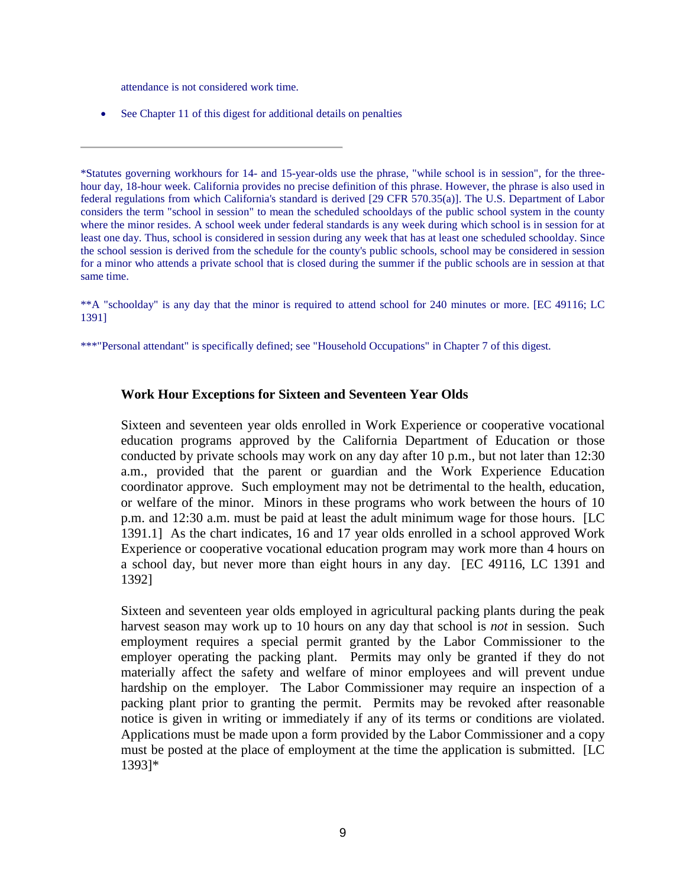attendance is not considered work time.

- See Chapter 11 of this digest for additional details on penalties

---

*Statutes governing workhours for 14- and 15-year-olds use the phrase, "while school is in session", for the three-hour day, 18-hour week. California provides no precise definition of this phrase. However, the phrase is also used in federal regulations from which California's standard is derived [29 CFR 570.35(a)]. The U.S. Department of Labor considers the term "school in session" to mean the scheduled schooldays of the public school system in the county where the minor resides. A school week under federal standards is any week during which school is in session for at least one day. Thus, school is considered in session during any week that has at least one scheduled schoolday. Since the school session is derived from the schedule for the county's public schools, school may be considered in session for a minor who attends a private school that is closed during the summer if the public schools are in session at that same time.

**A "schoolday" is any day that the minor is required to attend school for 240 minutes or more. [EC 49116; LC 1391]

***"Personal attendant" is specifically defined; see "Household Occupations" in Chapter 7 of this digest.

### Work Hour Exceptions for Sixteen and Seventeen Year Olds

Sixteen and seventeen year olds enrolled in Work Experience or cooperative vocational education programs approved by the California Department of Education or those conducted by private schools may work on any day after 10 p.m., but not later than 12:30 a.m., provided that the parent or guardian and the Work Experience Education coordinator approve. Such employment may not be detrimental to the health, education, or welfare of the minor. Minors in these programs who work between the hours of 10 p.m. and 12:30 a.m. must be paid at least the adult minimum wage for those hours. [LC 1391.1] As the chart indicates, 16 and 17 year olds enrolled in a school approved Work Experience or cooperative vocational education program may work more than 4 hours on a school day, but never more than eight hours in any day. [EC 49116, LC 1391 and 1392]

Sixteen and seventeen year olds employed in agricultural packing plants during the peak harvest season may work up to 10 hours on any day that school is *not* in session. Such employment requires a special permit granted by the Labor Commissioner to the employer operating the packing plant. Permits may only be granted if they do not materially affect the safety and welfare of minor employees and will prevent undue hardship on the employer. The Labor Commissioner may require an inspection of a packing plant prior to granting the permit. Permits may be revoked after reasonable notice is given in writing or immediately if any of its terms or conditions are violated. Applications must be made upon a form provided by the Labor Commissioner and a copy must be posted at the place of employment at the time the application is submitted. [LC 1393]*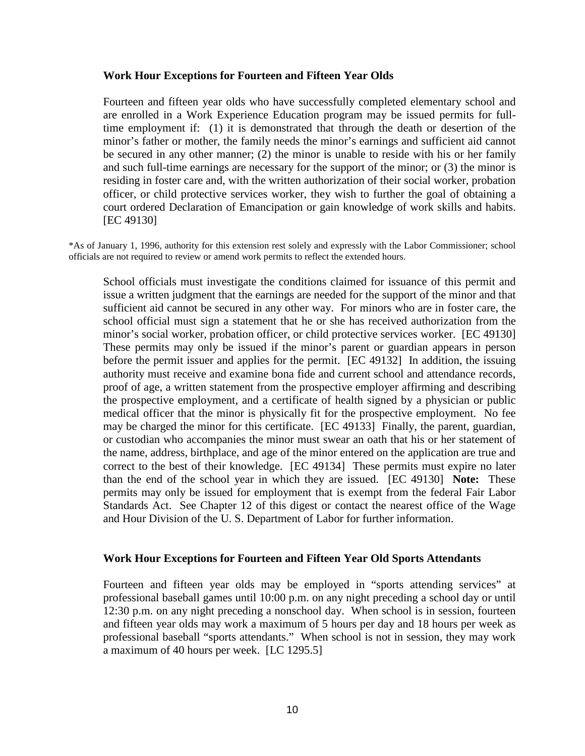### Work Hour Exceptions for Fourteen and Fifteen Year Olds

Fourteen and fifteen year olds who have successfully completed elementary school and are enrolled in a Work Experience Education program may be issued permits for full-time employment if: (1) it is demonstrated that through the death or desertion of the minor's father or mother, the family needs the minor's earnings and sufficient aid cannot be secured in any other manner; (2) the minor is unable to reside with his or her family and such full-time earnings are necessary for the support of the minor; or (3) the minor is residing in foster care and, with the written authorization of their social worker, probation officer, or child protective services worker, they wish to further the goal of obtaining a court ordered Declaration of Emancipation or gain knowledge of work skills and habits. [EC 49130]

*As of January 1, 1996, authority for this extension rest solely and expressly with the Labor Commissioner; school officials are not required to review or amend work permits to reflect the extended hours.

School officials must investigate the conditions claimed for issuance of this permit and issue a written judgment that the earnings are needed for the support of the minor and that sufficient aid cannot be secured in any other way. For minors who are in foster care, the school official must sign a statement that he or she has received authorization from the minor's social worker, probation officer, or child protective services worker. [EC 49130] These permits may only be issued if the minor's parent or guardian appears in person before the permit issuer and applies for the permit. [EC 49132] In addition, the issuing authority must receive and examine bona fide and current school and attendance records, proof of age, a written statement from the prospective employer affirming and describing the prospective employment, and a certificate of health signed by a physician or public medical officer that the minor is physically fit for the prospective employment. No fee may be charged the minor for this certificate. [EC 49133] Finally, the parent, guardian, or custodian who accompanies the minor must swear an oath that his or her statement of the name, address, birthplace, and age of the minor entered on the application are true and correct to the best of their knowledge. [EC 49134] These permits must expire no later than the end of the school year in which they are issued. [EC 49130] **Note:** These permits may only be issued for employment that is exempt from the federal Fair Labor Standards Act. See Chapter 12 of this digest or contact the nearest office of the Wage and Hour Division of the U. S. Department of Labor for further information.

### Work Hour Exceptions for Fourteen and Fifteen Year Old Sports Attendants

Fourteen and fifteen year olds may be employed in "sports attending services" at professional baseball games until 10:00 p.m. on any night preceding a school day or until 12:30 p.m. on any night preceding a nonschool day. When school is in session, fourteen and fifteen year olds may work a maximum of 5 hours per day and 18 hours per week as professional baseball "sports attendants." When school is not in session, they may work a maximum of 40 hours per week. [LC 1295.5]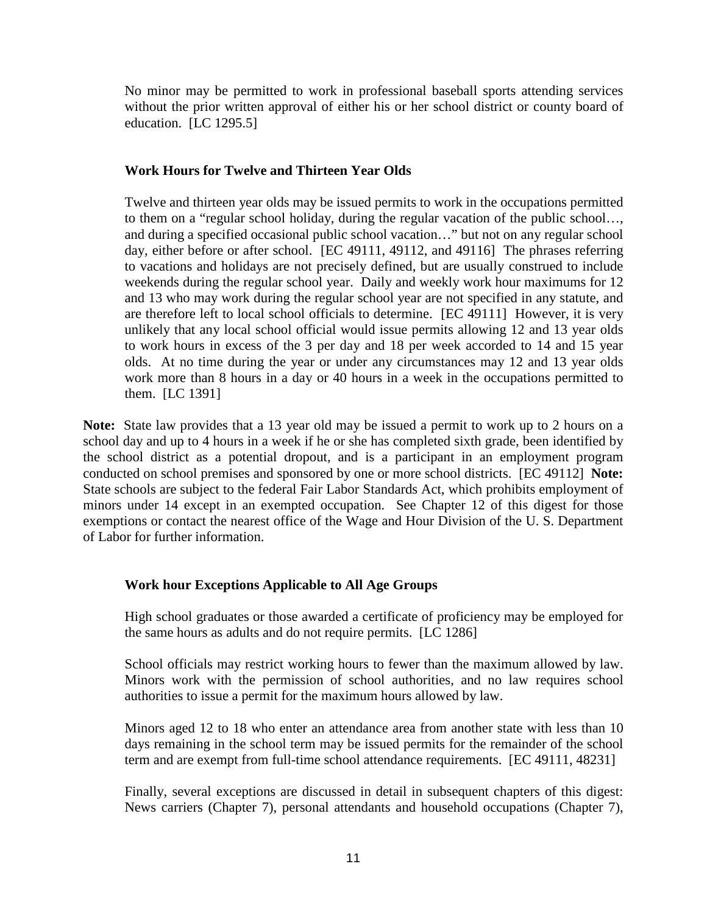No minor may be permitted to work in professional baseball sports attending services without the prior written approval of either his or her school district or county board of education. [LC 1295.5]

### Work Hours for Twelve and Thirteen Year Olds

Twelve and thirteen year olds may be issued permits to work in the occupations permitted to them on a "regular school holiday, during the regular vacation of the public school…, and during a specified occasional public school vacation…" but not on any regular school day, either before or after school. [EC 49111, 49112, and 49116] The phrases referring to vacations and holidays are not precisely defined, but are usually construed to include weekends during the regular school year. Daily and weekly work hour maximums for 12 and 13 who may work during the regular school year are not specified in any statute, and are therefore left to local school officials to determine. [EC 49111] However, it is very unlikely that any local school official would issue permits allowing 12 and 13 year olds to work hours in excess of the 3 per day and 18 per week accorded to 14 and 15 year olds. At no time during the year or under any circumstances may 12 and 13 year olds work more than 8 hours in a day or 40 hours in a week in the occupations permitted to them. [LC 1391]

**Note:** State law provides that a 13 year old may be issued a permit to work up to 2 hours on a school day and up to 4 hours in a week if he or she has completed sixth grade, been identified by the school district as a potential dropout, and is a participant in an employment program conducted on school premises and sponsored by one or more school districts. [EC 49112] **Note:** State schools are subject to the federal Fair Labor Standards Act, which prohibits employment of minors under 14 except in an exempted occupation. See Chapter 12 of this digest for those exemptions or contact the nearest office of the Wage and Hour Division of the U. S. Department of Labor for further information.

### Work hour Exceptions Applicable to All Age Groups

High school graduates or those awarded a certificate of proficiency may be employed for the same hours as adults and do not require permits. [LC 1286]

School officials may restrict working hours to fewer than the maximum allowed by law. Minors work with the permission of school authorities, and no law requires school authorities to issue a permit for the maximum hours allowed by law.

Minors aged 12 to 18 who enter an attendance area from another state with less than 10 days remaining in the school term may be issued permits for the remainder of the school term and are exempt from full-time school attendance requirements. [EC 49111, 48231]

Finally, several exceptions are discussed in detail in subsequent chapters of this digest: News carriers (Chapter 7), personal attendants and household occupations (Chapter 7),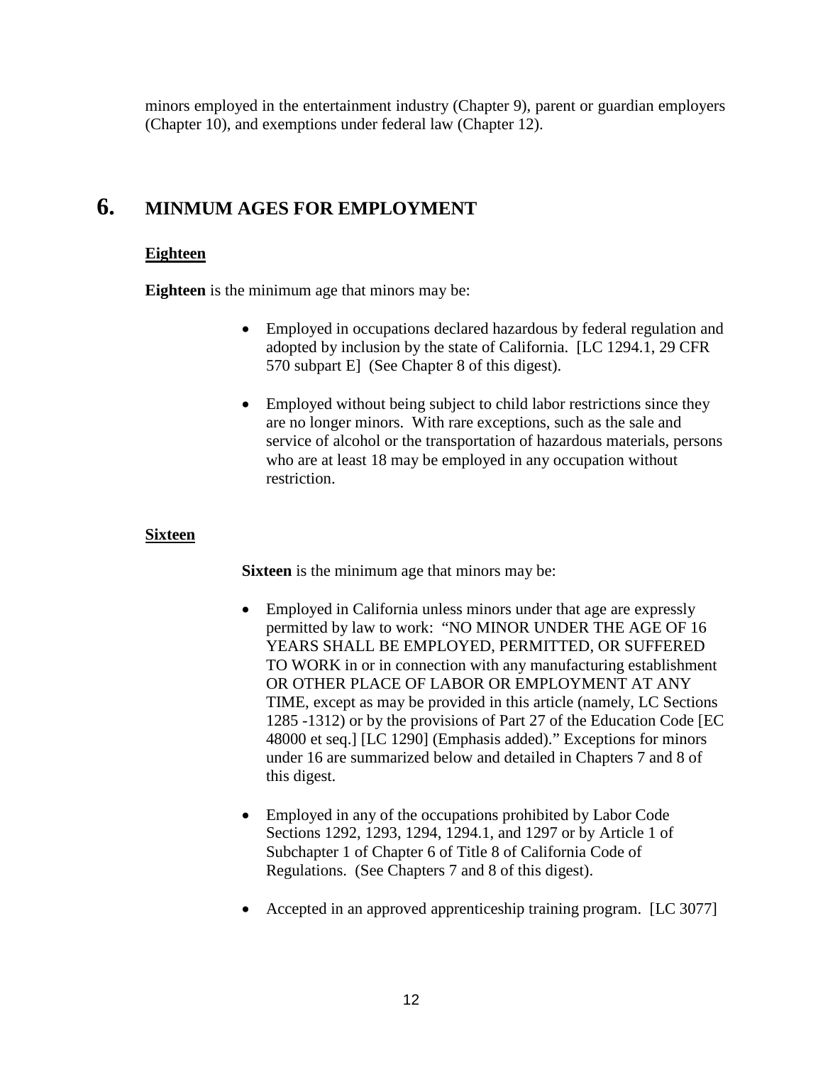minors employed in the entertainment industry (Chapter 9), parent or guardian employers (Chapter 10), and exemptions under federal law (Chapter 12).

# 6. MINMUM AGES FOR EMPLOYMENT

## Eighteen

**Eighteen** is the minimum age that minors may be:

- Employed in occupations declared hazardous by federal regulation and adopted by inclusion by the state of California. [LC 1294.1, 29 CFR 570 subpart E] (See Chapter 8 of this digest).
- Employed without being subject to child labor restrictions since they are no longer minors. With rare exceptions, such as the sale and service of alcohol or the transportation of hazardous materials, persons who are at least 18 may be employed in any occupation without restriction.

## Sixteen

**Sixteen** is the minimum age that minors may be:

- Employed in California unless minors under that age are expressly permitted by law to work: "NO MINOR UNDER THE AGE OF 16 YEARS SHALL BE EMPLOYED, PERMITTED, OR SUFFERED TO WORK in or in connection with any manufacturing establishment OR OTHER PLACE OF LABOR OR EMPLOYMENT AT ANY TIME, except as may be provided in this article (namely, LC Sections 1285 -1312) or by the provisions of Part 27 of the Education Code [EC 48000 et seq.] [LC 1290] (Emphasis added)." Exceptions for minors under 16 are summarized below and detailed in Chapters 7 and 8 of this digest.
- Employed in any of the occupations prohibited by Labor Code Sections 1292, 1293, 1294, 1294.1, and 1297 or by Article 1 of Subchapter 1 of Chapter 6 of Title 8 of California Code of Regulations. (See Chapters 7 and 8 of this digest).
- Accepted in an approved apprenticeship training program. [LC 3077]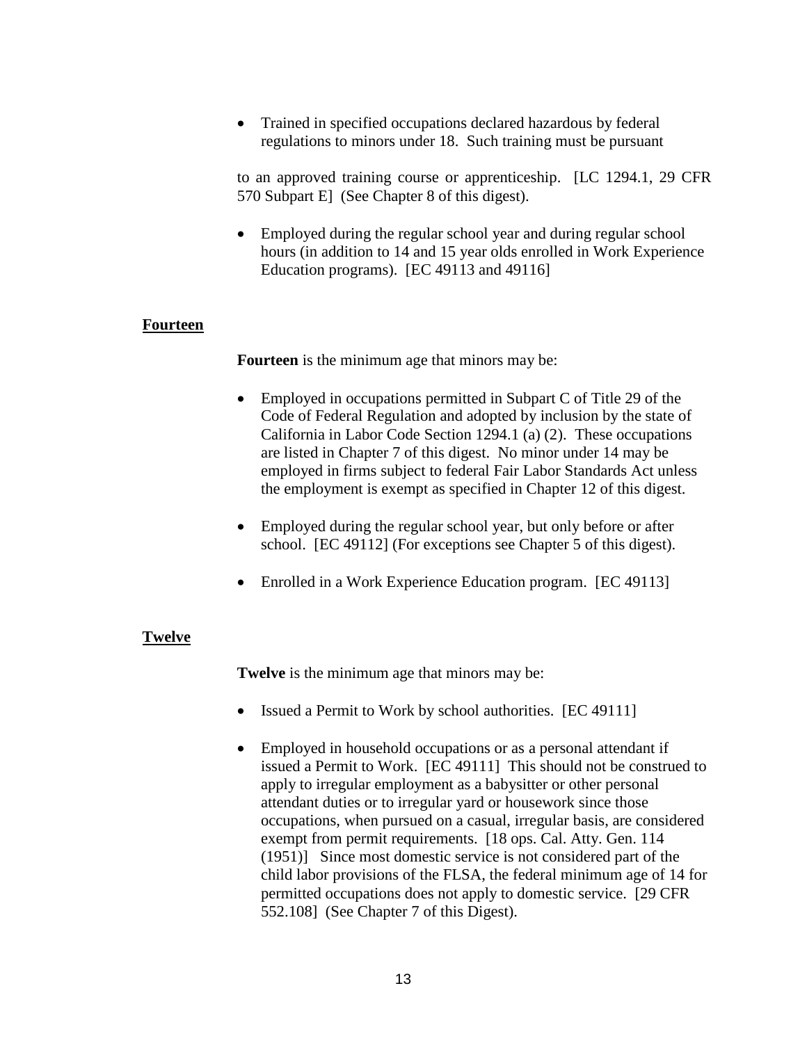- Trained in specified occupations declared hazardous by federal regulations to minors under 18. Such training must be pursuant to an approved training course or apprenticeship. [LC 1294.1, 29 CFR 570 Subpart E] (See Chapter 8 of this digest).

- Employed during the regular school year and during regular school hours (in addition to 14 and 15 year olds enrolled in Work Experience Education programs). [EC 49113 and 49116]

## Fourteen

**Fourteen** is the minimum age that minors may be:

- Employed in occupations permitted in Subpart C of Title 29 of the Code of Federal Regulation and adopted by inclusion by the state of California in Labor Code Section 1294.1 (a) (2). These occupations are listed in Chapter 7 of this digest. No minor under 14 may be employed in firms subject to federal Fair Labor Standards Act unless the employment is exempt as specified in Chapter 12 of this digest.

- Employed during the regular school year, but only before or after school. [EC 49112] (For exceptions see Chapter 5 of this digest).

- Enrolled in a Work Experience Education program. [EC 49113]

## Twelve

**Twelve** is the minimum age that minors may be:

- Issued a Permit to Work by school authorities. [EC 49111]

- Employed in household occupations or as a personal attendant if issued a Permit to Work. [EC 49111] This should not be construed to apply to irregular employment as a babysitter or other personal attendant duties or to irregular yard or housework since those occupations, when pursued on a casual, irregular basis, are considered exempt from permit requirements. [18 ops. Cal. Atty. Gen. 114 (1951)] Since most domestic service is not considered part of the child labor provisions of the FLSA, the federal minimum age of 14 for permitted occupations does not apply to domestic service. [29 CFR 552.108] (See Chapter 7 of this Digest).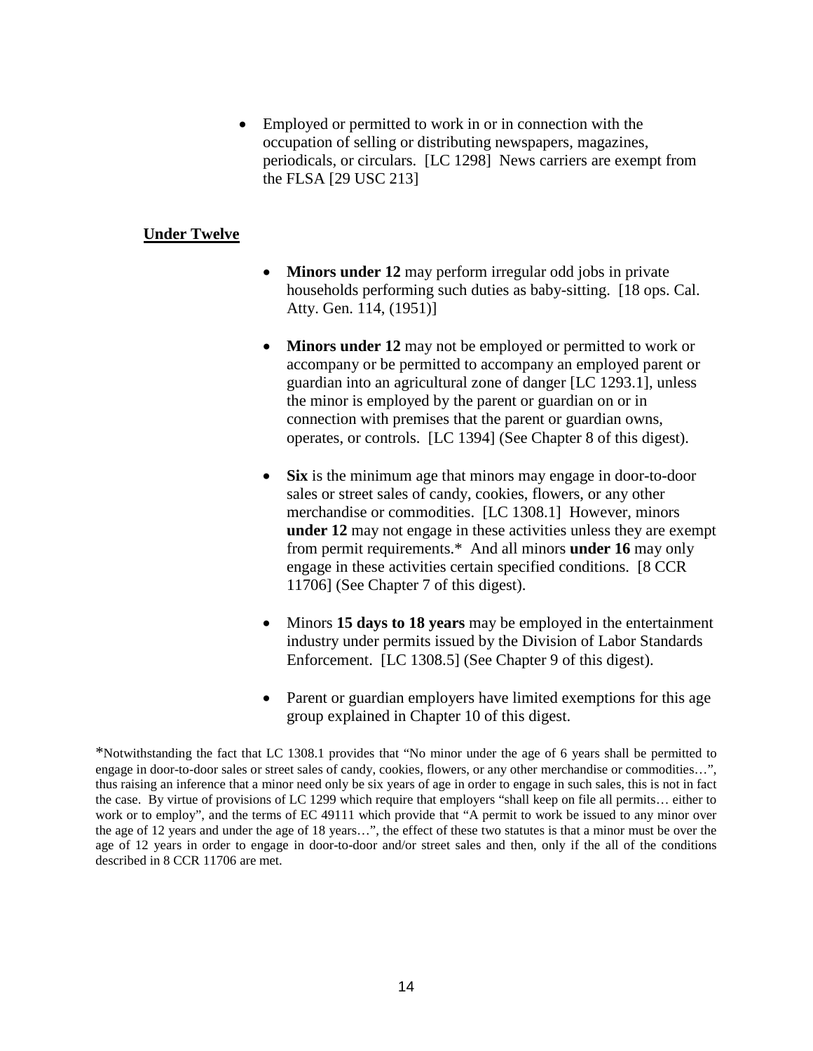- Employed or permitted to work in or in connection with the occupation of selling or distributing newspapers, magazines, periodicals, or circulars. [LC 1298] News carriers are exempt from the FLSA [29 USC 213]

**Under Twelve**

- **Minors under 12** may perform irregular odd jobs in private households performing such duties as baby-sitting. [18 ops. Cal. Atty. Gen. 114, (1951)]

- **Minors under 12** may not be employed or permitted to work or accompany or be permitted to accompany an employed parent or guardian into an agricultural zone of danger [LC 1293.1], unless the minor is employed by the parent or guardian on or in connection with premises that the parent or guardian owns, operates, or controls. [LC 1394] (See Chapter 8 of this digest).

- **Six** is the minimum age that minors may engage in door-to-door sales or street sales of candy, cookies, flowers, or any other merchandise or commodities. [LC 1308.1] However, minors **under 12** may not engage in these activities unless they are exempt from permit requirements.* And all minors **under 16** may only engage in these activities certain specified conditions. [8 CCR 11706] (See Chapter 7 of this digest).

- Minors **15 days to 18 years** may be employed in the entertainment industry under permits issued by the Division of Labor Standards Enforcement. [LC 1308.5] (See Chapter 9 of this digest).

- Parent or guardian employers have limited exemptions for this age group explained in Chapter 10 of this digest.

*Notwithstanding the fact that LC 1308.1 provides that "No minor under the age of 6 years shall be permitted to engage in door-to-door sales or street sales of candy, cookies, flowers, or any other merchandise or commodities…", thus raising an inference that a minor need only be six years of age in order to engage in such sales, this is not in fact the case. By virtue of provisions of LC 1299 which require that employers "shall keep on file all permits… either to work or to employ", and the terms of EC 49111 which provide that "A permit to work be issued to any minor over the age of 12 years and under the age of 18 years…", the effect of these two statutes is that a minor must be over the age of 12 years in order to engage in door-to-door and/or street sales and then, only if the all of the conditions described in 8 CCR 11706 are met.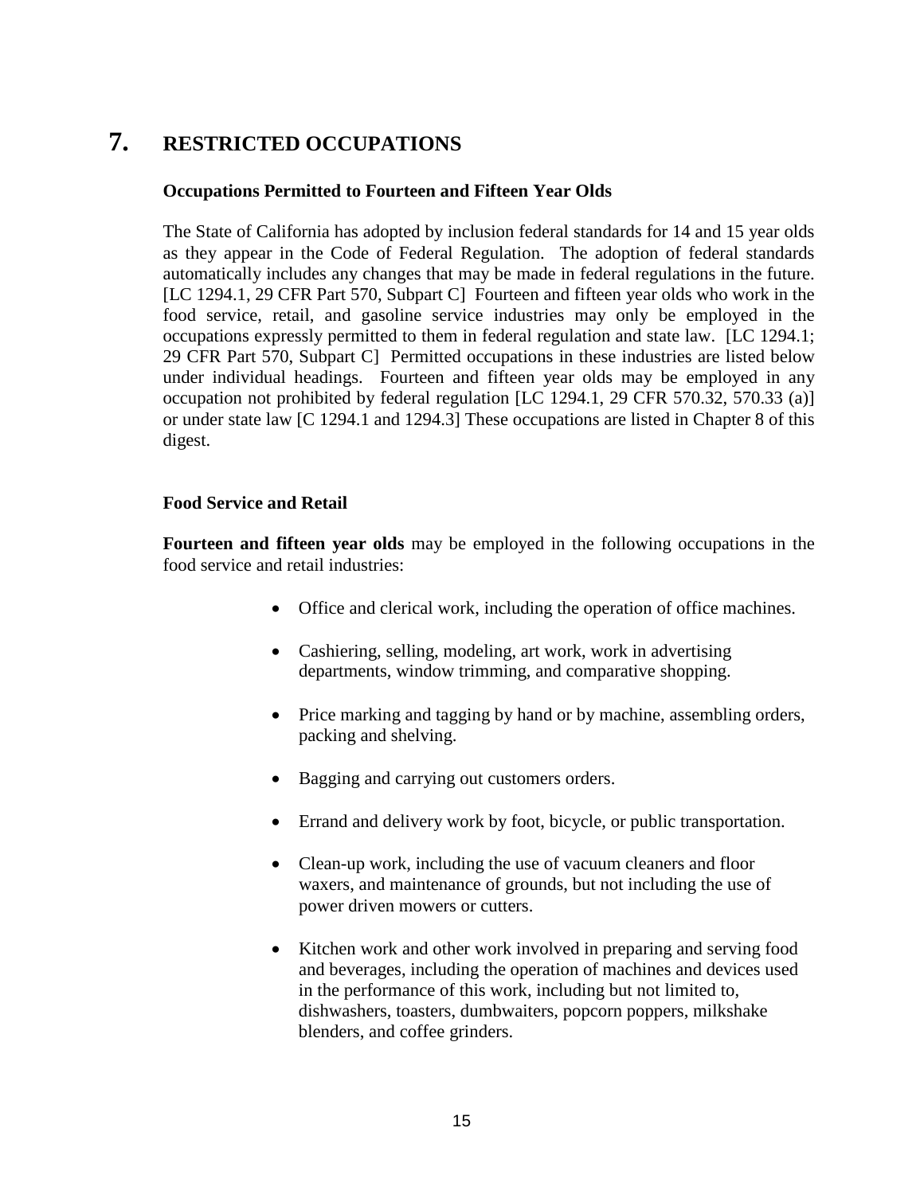# 7. RESTRICTED OCCUPATIONS

### Occupations Permitted to Fourteen and Fifteen Year Olds

The State of California has adopted by inclusion federal standards for 14 and 15 year olds as they appear in the Code of Federal Regulation. The adoption of federal standards automatically includes any changes that may be made in federal regulations in the future. [LC 1294.1, 29 CFR Part 570, Subpart C] Fourteen and fifteen year olds who work in the food service, retail, and gasoline service industries may only be employed in the occupations expressly permitted to them in federal regulation and state law. [LC 1294.1; 29 CFR Part 570, Subpart C] Permitted occupations in these industries are listed below under individual headings. Fourteen and fifteen year olds may be employed in any occupation not prohibited by federal regulation [LC 1294.1, 29 CFR 570.32, 570.33 (a)] or under state law [C 1294.1 and 1294.3] These occupations are listed in Chapter 8 of this digest.

### Food Service and Retail

**Fourteen and fifteen year olds** may be employed in the following occupations in the food service and retail industries:

- Office and clerical work, including the operation of office machines.
- Cashiering, selling, modeling, art work, work in advertising departments, window trimming, and comparative shopping.
- Price marking and tagging by hand or by machine, assembling orders, packing and shelving.
- Bagging and carrying out customers orders.
- Errand and delivery work by foot, bicycle, or public transportation.
- Clean-up work, including the use of vacuum cleaners and floor waxers, and maintenance of grounds, but not including the use of power driven mowers or cutters.
- Kitchen work and other work involved in preparing and serving food and beverages, including the operation of machines and devices used in the performance of this work, including but not limited to, dishwashers, toasters, dumbwaiters, popcorn poppers, milkshake blenders, and coffee grinders.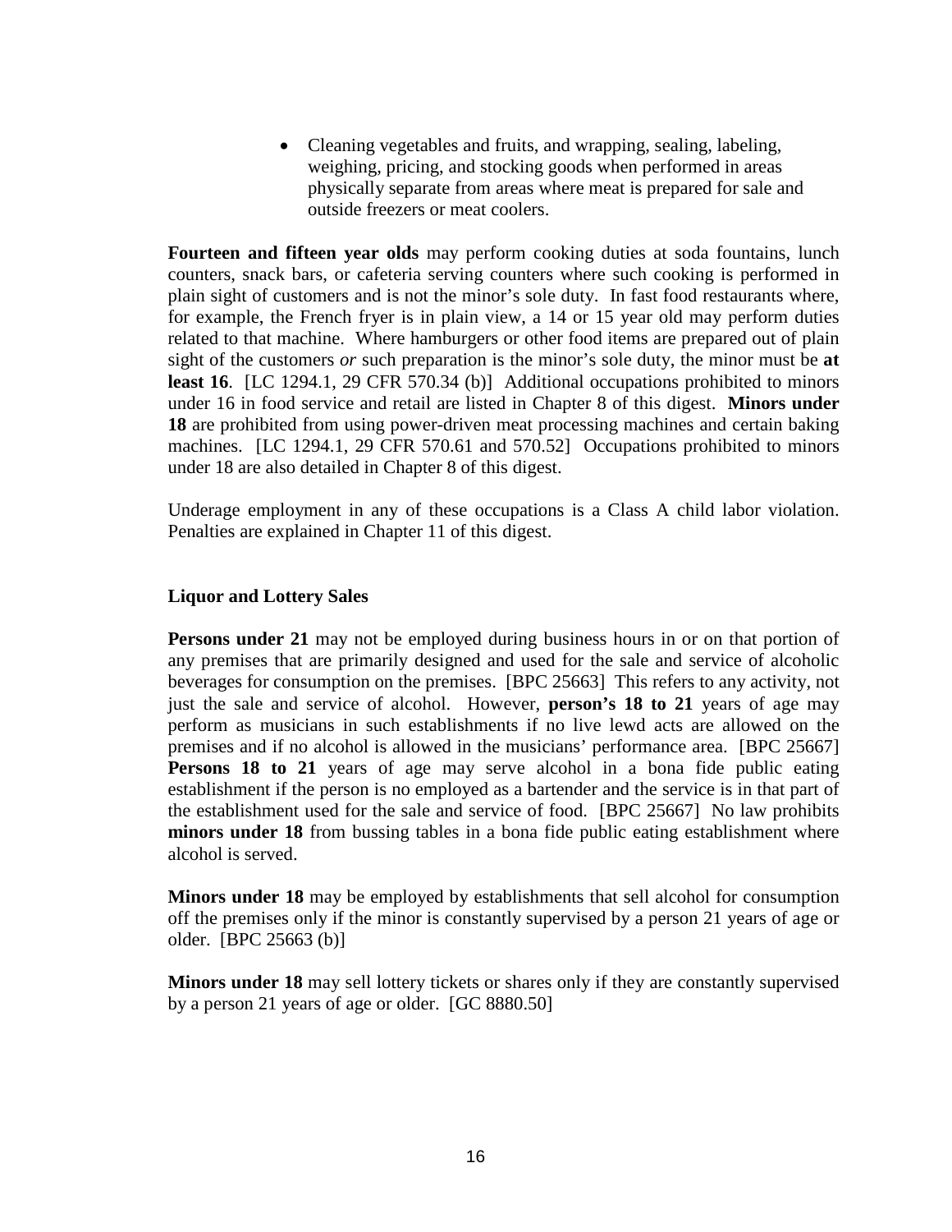- Cleaning vegetables and fruits, and wrapping, sealing, labeling, weighing, pricing, and stocking goods when performed in areas physically separate from areas where meat is prepared for sale and outside freezers or meat coolers.

**Fourteen and fifteen year olds** may perform cooking duties at soda fountains, lunch counters, snack bars, or cafeteria serving counters where such cooking is performed in plain sight of customers and is not the minor's sole duty. In fast food restaurants where, for example, the French fryer is in plain view, a 14 or 15 year old may perform duties related to that machine. Where hamburgers or other food items are prepared out of plain sight of the customers *or* such preparation is the minor's sole duty, the minor must be **at least 16**. [LC 1294.1, 29 CFR 570.34 (b)] Additional occupations prohibited to minors under 16 in food service and retail are listed in Chapter 8 of this digest. **Minors under 18** are prohibited from using power-driven meat processing machines and certain baking machines. [LC 1294.1, 29 CFR 570.61 and 570.52] Occupations prohibited to minors under 18 are also detailed in Chapter 8 of this digest.

Underage employment in any of these occupations is a Class A child labor violation. Penalties are explained in Chapter 11 of this digest.

**Liquor and Lottery Sales**

**Persons under 21** may not be employed during business hours in or on that portion of any premises that are primarily designed and used for the sale and service of alcoholic beverages for consumption on the premises. [BPC 25663] This refers to any activity, not just the sale and service of alcohol. However, **person's 18 to 21** years of age may perform as musicians in such establishments if no live lewd acts are allowed on the premises and if no alcohol is allowed in the musicians' performance area. [BPC 25667] **Persons 18 to 21** years of age may serve alcohol in a bona fide public eating establishment if the person is no employed as a bartender and the service is in that part of the establishment used for the sale and service of food. [BPC 25667] No law prohibits **minors under 18** from bussing tables in a bona fide public eating establishment where alcohol is served.

**Minors under 18** may be employed by establishments that sell alcohol for consumption off the premises only if the minor is constantly supervised by a person 21 years of age or older. [BPC 25663 (b)]

**Minors under 18** may sell lottery tickets or shares only if they are constantly supervised by a person 21 years of age or older. [GC 8880.50]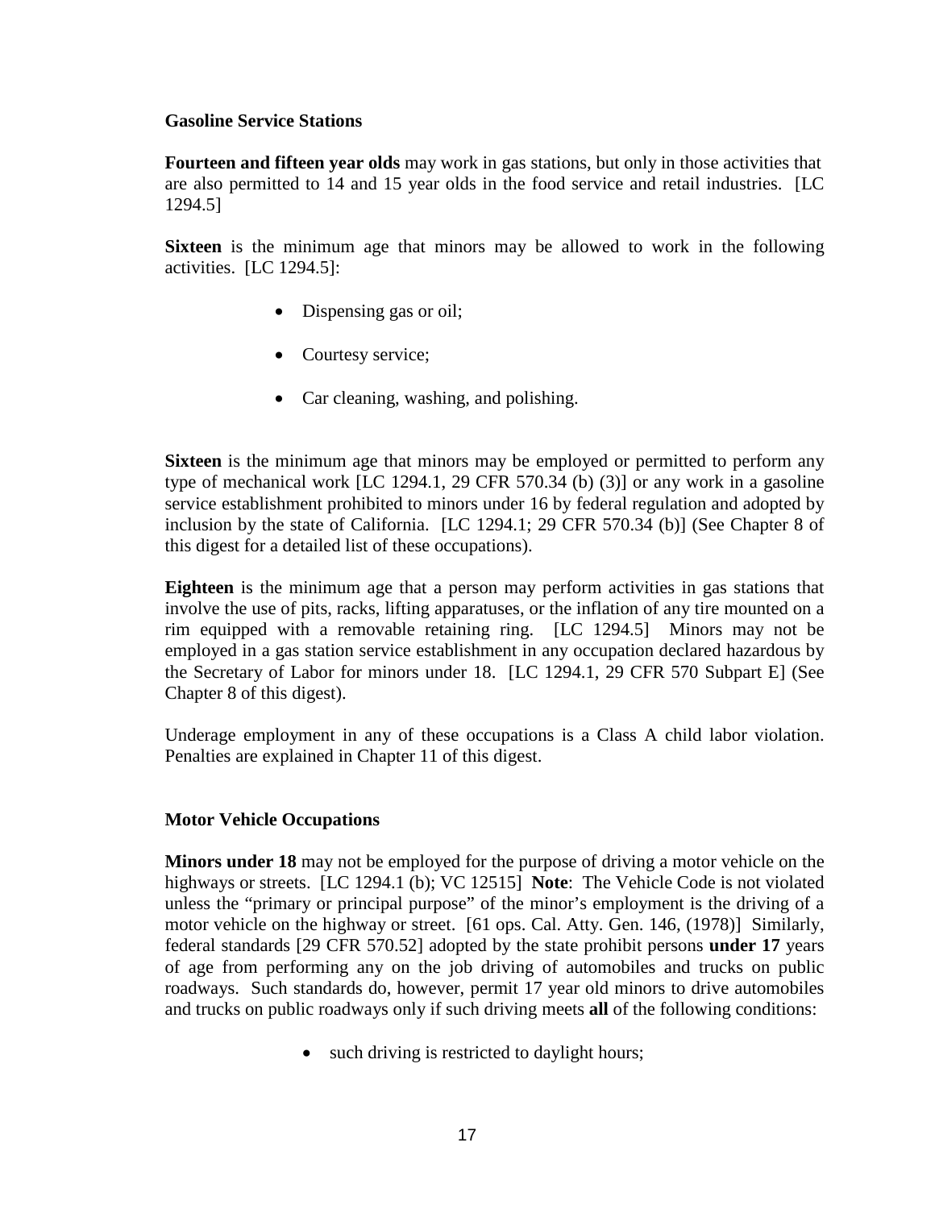### Gasoline Service Stations

**Fourteen and fifteen year olds** may work in gas stations, but only in those activities that are also permitted to 14 and 15 year olds in the food service and retail industries. [LC 1294.5]

**Sixteen** is the minimum age that minors may be allowed to work in the following activities. [LC 1294.5]:

- Dispensing gas or oil;
- Courtesy service;
- Car cleaning, washing, and polishing.

**Sixteen** is the minimum age that minors may be employed or permitted to perform any type of mechanical work [LC 1294.1, 29 CFR 570.34 (b) (3)] or any work in a gasoline service establishment prohibited to minors under 16 by federal regulation and adopted by inclusion by the state of California. [LC 1294.1; 29 CFR 570.34 (b)] (See Chapter 8 of this digest for a detailed list of these occupations).

**Eighteen** is the minimum age that a person may perform activities in gas stations that involve the use of pits, racks, lifting apparatuses, or the inflation of any tire mounted on a rim equipped with a removable retaining ring. [LC 1294.5] Minors may not be employed in a gas station service establishment in any occupation declared hazardous by the Secretary of Labor for minors under 18. [LC 1294.1, 29 CFR 570 Subpart E] (See Chapter 8 of this digest).

Underage employment in any of these occupations is a Class A child labor violation. Penalties are explained in Chapter 11 of this digest.

### Motor Vehicle Occupations

**Minors under 18** may not be employed for the purpose of driving a motor vehicle on the highways or streets. [LC 1294.1 (b); VC 12515] **Note**: The Vehicle Code is not violated unless the "primary or principal purpose" of the minor's employment is the driving of a motor vehicle on the highway or street. [61 ops. Cal. Atty. Gen. 146, (1978)] Similarly, federal standards [29 CFR 570.52] adopted by the state prohibit persons **under 17** years of age from performing any on the job driving of automobiles and trucks on public roadways. Such standards do, however, permit 17 year old minors to drive automobiles and trucks on public roadways only if such driving meets **all** of the following conditions:

- such driving is restricted to daylight hours;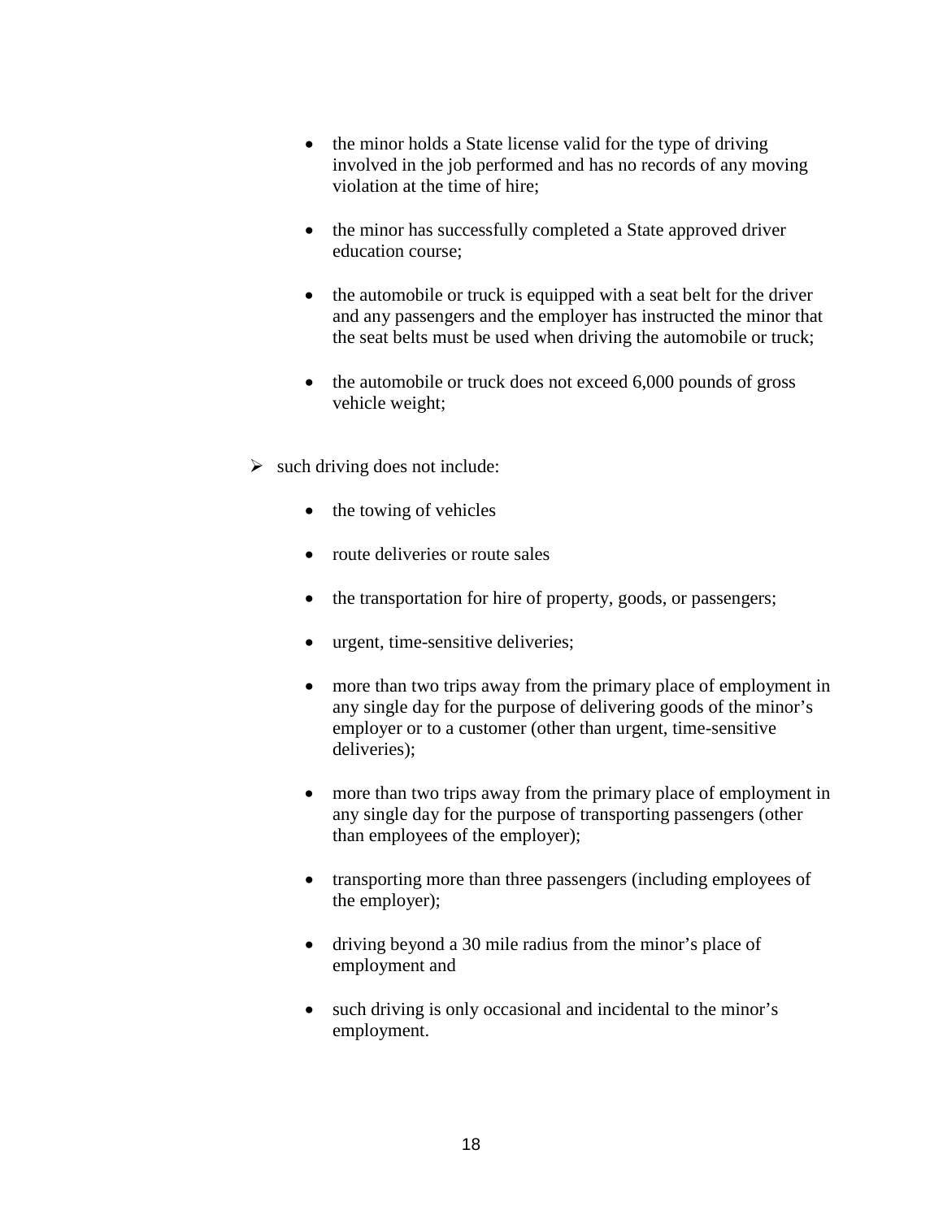- the minor holds a State license valid for the type of driving involved in the job performed and has no records of any moving violation at the time of hire;

  - the minor has successfully completed a State approved driver education course;

  - the automobile or truck is equipped with a seat belt for the driver and any passengers and the employer has instructed the minor that the seat belts must be used when driving the automobile or truck;

  - the automobile or truck does not exceed 6,000 pounds of gross vehicle weight;

- such driving does not include:

  - the towing of vehicles

  - route deliveries or route sales

  - the transportation for hire of property, goods, or passengers;

  - urgent, time-sensitive deliveries;

  - more than two trips away from the primary place of employment in any single day for the purpose of delivering goods of the minor's employer or to a customer (other than urgent, time-sensitive deliveries);

  - more than two trips away from the primary place of employment in any single day for the purpose of transporting passengers (other than employees of the employer);

  - transporting more than three passengers (including employees of the employer);

  - driving beyond a 30 mile radius from the minor's place of employment and

  - such driving is only occasional and incidental to the minor's employment.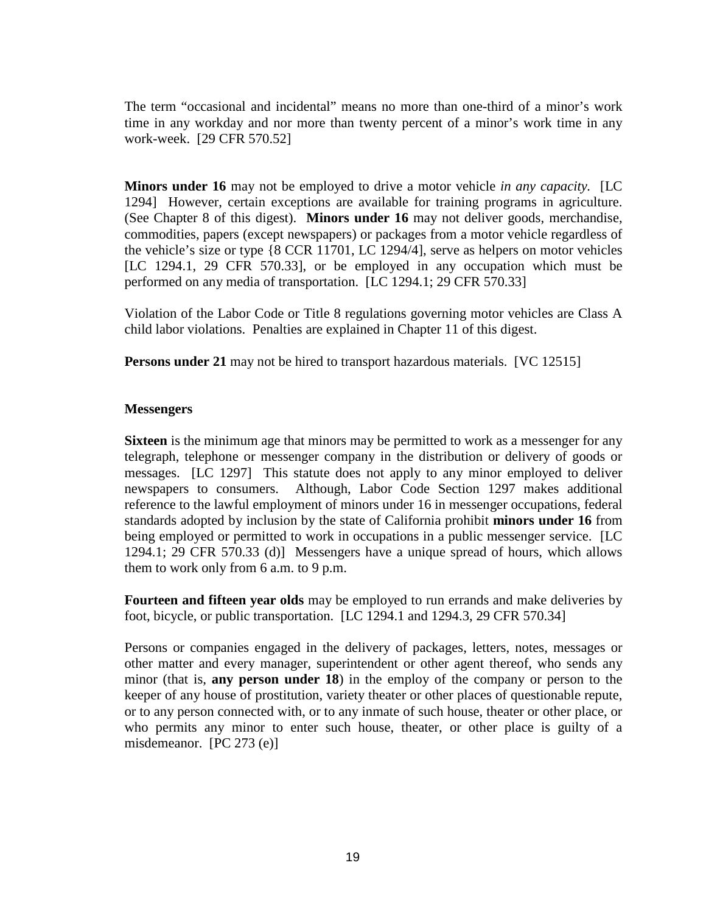The term "occasional and incidental" means no more than one-third of a minor's work time in any workday and nor more than twenty percent of a minor's work time in any work-week. [29 CFR 570.52]

**Minors under 16** may not be employed to drive a motor vehicle *in any capacity.* [LC 1294] However, certain exceptions are available for training programs in agriculture. (See Chapter 8 of this digest). **Minors under 16** may not deliver goods, merchandise, commodities, papers (except newspapers) or packages from a motor vehicle regardless of the vehicle's size or type {8 CCR 11701, LC 1294/4], serve as helpers on motor vehicles [LC 1294.1, 29 CFR 570.33], or be employed in any occupation which must be performed on any media of transportation. [LC 1294.1; 29 CFR 570.33]

Violation of the Labor Code or Title 8 regulations governing motor vehicles are Class A child labor violations. Penalties are explained in Chapter 11 of this digest.

**Persons under 21** may not be hired to transport hazardous materials. [VC 12515]

### Messengers

**Sixteen** is the minimum age that minors may be permitted to work as a messenger for any telegraph, telephone or messenger company in the distribution or delivery of goods or messages. [LC 1297] This statute does not apply to any minor employed to deliver newspapers to consumers. Although, Labor Code Section 1297 makes additional reference to the lawful employment of minors under 16 in messenger occupations, federal standards adopted by inclusion by the state of California prohibit **minors under 16** from being employed or permitted to work in occupations in a public messenger service. [LC 1294.1; 29 CFR 570.33 (d)] Messengers have a unique spread of hours, which allows them to work only from 6 a.m. to 9 p.m.

**Fourteen and fifteen year olds** may be employed to run errands and make deliveries by foot, bicycle, or public transportation. [LC 1294.1 and 1294.3, 29 CFR 570.34]

Persons or companies engaged in the delivery of packages, letters, notes, messages or other matter and every manager, superintendent or other agent thereof, who sends any minor (that is, **any person under 18**) in the employ of the company or person to the keeper of any house of prostitution, variety theater or other places of questionable repute, or to any person connected with, or to any inmate of such house, theater or other place, or who permits any minor to enter such house, theater, or other place is guilty of a misdemeanor. [PC 273 (e)]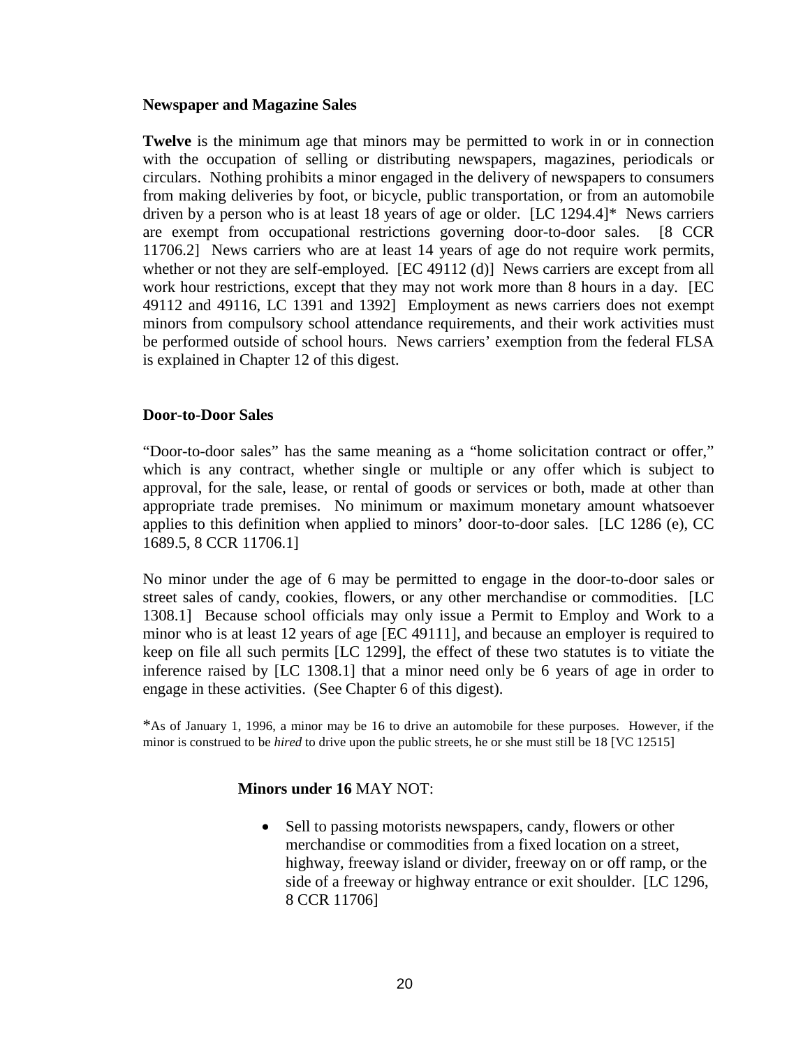**Newspaper and Magazine Sales**

**Twelve** is the minimum age that minors may be permitted to work in or in connection with the occupation of selling or distributing newspapers, magazines, periodicals or circulars. Nothing prohibits a minor engaged in the delivery of newspapers to consumers from making deliveries by foot, or bicycle, public transportation, or from an automobile driven by a person who is at least 18 years of age or older. [LC 1294.4]* News carriers are exempt from occupational restrictions governing door-to-door sales. [8 CCR 11706.2] News carriers who are at least 14 years of age do not require work permits, whether or not they are self-employed. [EC 49112 (d)] News carriers are except from all work hour restrictions, except that they may not work more than 8 hours in a day. [EC 49112 and 49116, LC 1391 and 1392] Employment as news carriers does not exempt minors from compulsory school attendance requirements, and their work activities must be performed outside of school hours. News carriers' exemption from the federal FLSA is explained in Chapter 12 of this digest.

**Door-to-Door Sales**

"Door-to-door sales" has the same meaning as a "home solicitation contract or offer," which is any contract, whether single or multiple or any offer which is subject to approval, for the sale, lease, or rental of goods or services or both, made at other than appropriate trade premises. No minimum or maximum monetary amount whatsoever applies to this definition when applied to minors' door-to-door sales. [LC 1286 (e), CC 1689.5, 8 CCR 11706.1]

No minor under the age of 6 may be permitted to engage in the door-to-door sales or street sales of candy, cookies, flowers, or any other merchandise or commodities. [LC 1308.1] Because school officials may only issue a Permit to Employ and Work to a minor who is at least 12 years of age [EC 49111], and because an employer is required to keep on file all such permits [LC 1299], the effect of these two statutes is to vitiate the inference raised by [LC 1308.1] that a minor need only be 6 years of age in order to engage in these activities. (See Chapter 6 of this digest).

*As of January 1, 1996, a minor may be 16 to drive an automobile for these purposes. However, if the minor is construed to be *hired* to drive upon the public streets, he or she must still be 18 [VC 12515]

**Minors under 16** MAY NOT:

- Sell to passing motorists newspapers, candy, flowers or other merchandise or commodities from a fixed location on a street, highway, freeway island or divider, freeway on or off ramp, or the side of a freeway or highway entrance or exit shoulder. [LC 1296, 8 CCR 11706]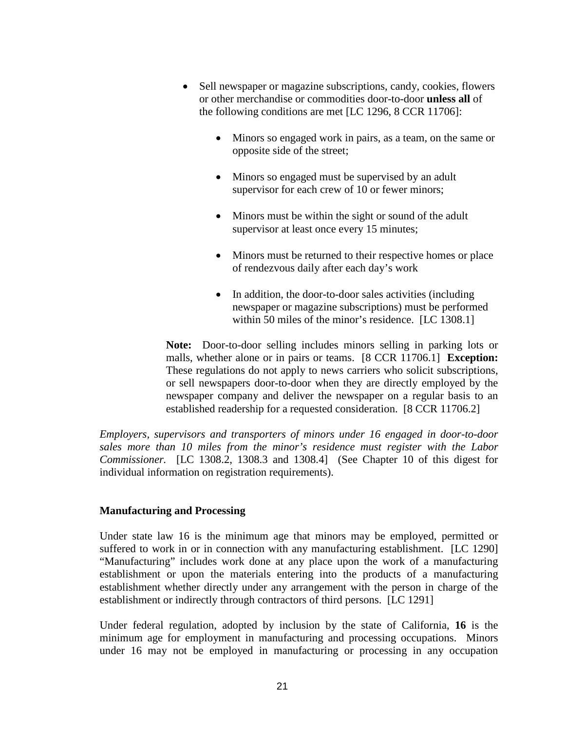- Sell newspaper or magazine subscriptions, candy, cookies, flowers or other merchandise or commodities door-to-door **unless all** of the following conditions are met [LC 1296, 8 CCR 11706]:

  - Minors so engaged work in pairs, as a team, on the same or opposite side of the street;

  - Minors so engaged must be supervised by an adult supervisor for each crew of 10 or fewer minors;

  - Minors must be within the sight or sound of the adult supervisor at least once every 15 minutes;

  - Minors must be returned to their respective homes or place of rendezvous daily after each day's work

  - In addition, the door-to-door sales activities (including newspaper or magazine subscriptions) must be performed within 50 miles of the minor's residence. [LC 1308.1]

**Note:** Door-to-door selling includes minors selling in parking lots or malls, whether alone or in pairs or teams. [8 CCR 11706.1] **Exception:** These regulations do not apply to news carriers who solicit subscriptions, or sell newspapers door-to-door when they are directly employed by the newspaper company and deliver the newspaper on a regular basis to an established readership for a requested consideration. [8 CCR 11706.2]

*Employers, supervisors and transporters of minors under 16 engaged in door-to-door sales more than 10 miles from the minor's residence must register with the Labor Commissioner.* [LC 1308.2, 1308.3 and 1308.4] (See Chapter 10 of this digest for individual information on registration requirements).

### Manufacturing and Processing

Under state law 16 is the minimum age that minors may be employed, permitted or suffered to work in or in connection with any manufacturing establishment. [LC 1290] "Manufacturing" includes work done at any place upon the work of a manufacturing establishment or upon the materials entering into the products of a manufacturing establishment whether directly under any arrangement with the person in charge of the establishment or indirectly through contractors of third persons. [LC 1291]

Under federal regulation, adopted by inclusion by the state of California, **16** is the minimum age for employment in manufacturing and processing occupations. Minors under 16 may not be employed in manufacturing or processing in any occupation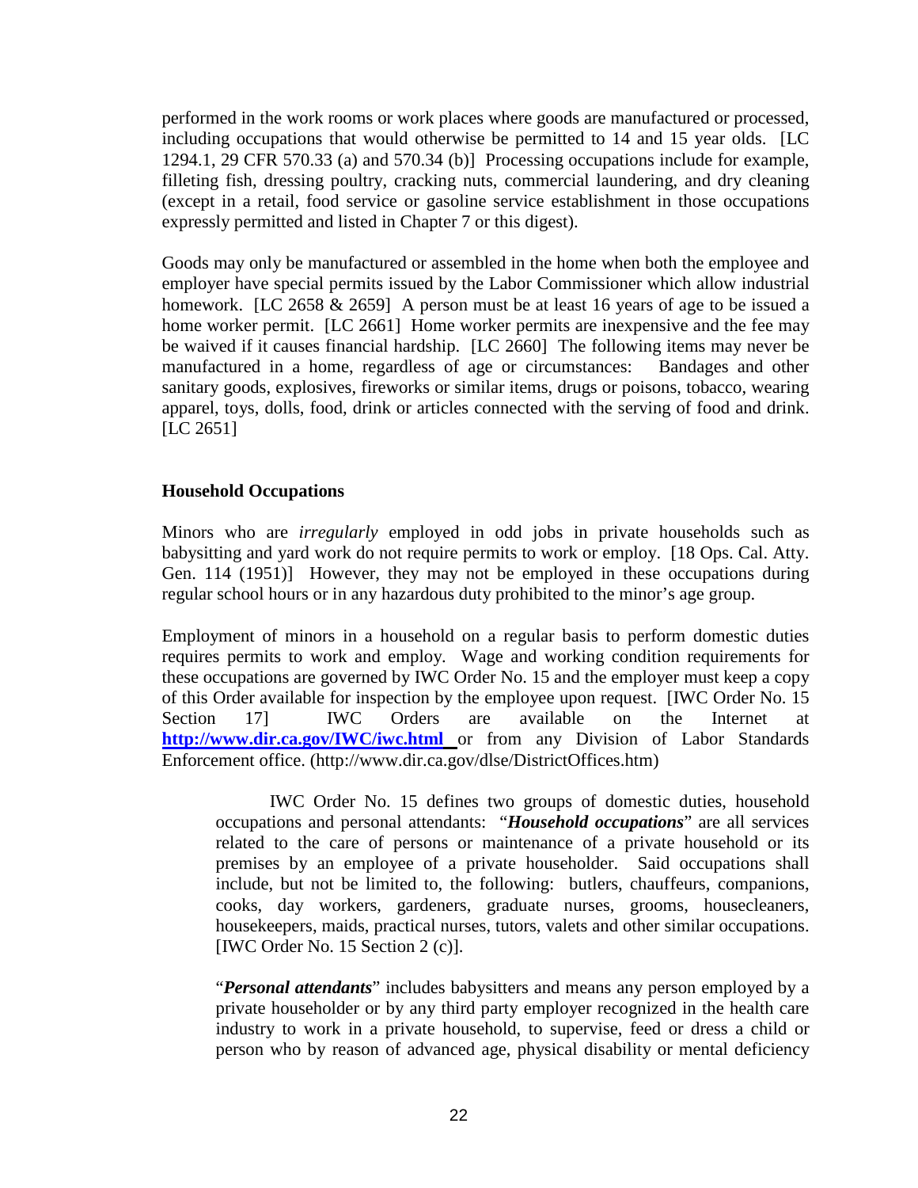performed in the work rooms or work places where goods are manufactured or processed, including occupations that would otherwise be permitted to 14 and 15 year olds. [LC 1294.1, 29 CFR 570.33 (a) and 570.34 (b)] Processing occupations include for example, filleting fish, dressing poultry, cracking nuts, commercial laundering, and dry cleaning (except in a retail, food service or gasoline service establishment in those occupations expressly permitted and listed in Chapter 7 or this digest).

Goods may only be manufactured or assembled in the home when both the employee and employer have special permits issued by the Labor Commissioner which allow industrial homework. [LC 2658 & 2659] A person must be at least 16 years of age to be issued a home worker permit. [LC 2661] Home worker permits are inexpensive and the fee may be waived if it causes financial hardship. [LC 2660] The following items may never be manufactured in a home, regardless of age or circumstances: Bandages and other sanitary goods, explosives, fireworks or similar items, drugs or poisons, tobacco, wearing apparel, toys, dolls, food, drink or articles connected with the serving of food and drink. [LC 2651]

### Household Occupations

Minors who are *irregularly* employed in odd jobs in private households such as babysitting and yard work do not require permits to work or employ. [18 Ops. Cal. Atty. Gen. 114 (1951)] However, they may not be employed in these occupations during regular school hours or in any hazardous duty prohibited to the minor's age group.

Employment of minors in a household on a regular basis to perform domestic duties requires permits to work and employ. Wage and working condition requirements for these occupations are governed by IWC Order No. 15 and the employer must keep a copy of this Order available for inspection by the employee upon request. [IWC Order No. 15 Section 17] IWC Orders are available on the Internet at **http://www.dir.ca.gov/IWC/iwc.html** or from any Division of Labor Standards Enforcement office. (http://www.dir.ca.gov/dlse/DistrictOffices.htm)

> IWC Order No. 15 defines two groups of domestic duties, household occupations and personal attendants: "***Household occupations***" are all services related to the care of persons or maintenance of a private household or its premises by an employee of a private householder. Said occupations shall include, but not be limited to, the following: butlers, chauffeurs, companions, cooks, day workers, gardeners, graduate nurses, grooms, housecleaners, housekeepers, maids, practical nurses, tutors, valets and other similar occupations. [IWC Order No. 15 Section 2 (c)].
>
> "***Personal attendants***" includes babysitters and means any person employed by a private householder or by any third party employer recognized in the health care industry to work in a private household, to supervise, feed or dress a child or person who by reason of advanced age, physical disability or mental deficiency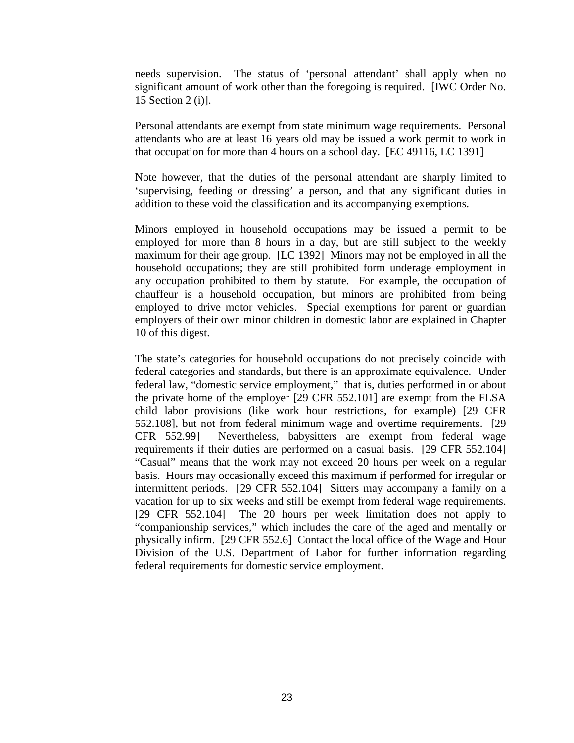needs supervision. The status of 'personal attendant' shall apply when no significant amount of work other than the foregoing is required. [IWC Order No. 15 Section 2 (i)].

Personal attendants are exempt from state minimum wage requirements. Personal attendants who are at least 16 years old may be issued a work permit to work in that occupation for more than 4 hours on a school day. [EC 49116, LC 1391]

Note however, that the duties of the personal attendant are sharply limited to 'supervising, feeding or dressing' a person, and that any significant duties in addition to these void the classification and its accompanying exemptions.

Minors employed in household occupations may be issued a permit to be employed for more than 8 hours in a day, but are still subject to the weekly maximum for their age group. [LC 1392] Minors may not be employed in all the household occupations; they are still prohibited form underage employment in any occupation prohibited to them by statute. For example, the occupation of chauffeur is a household occupation, but minors are prohibited from being employed to drive motor vehicles. Special exemptions for parent or guardian employers of their own minor children in domestic labor are explained in Chapter 10 of this digest.

The state's categories for household occupations do not precisely coincide with federal categories and standards, but there is an approximate equivalence. Under federal law, "domestic service employment," that is, duties performed in or about the private home of the employer [29 CFR 552.101] are exempt from the FLSA child labor provisions (like work hour restrictions, for example) [29 CFR 552.108], but not from federal minimum wage and overtime requirements. [29 CFR 552.99] Nevertheless, babysitters are exempt from federal wage requirements if their duties are performed on a casual basis. [29 CFR 552.104] "Casual" means that the work may not exceed 20 hours per week on a regular basis. Hours may occasionally exceed this maximum if performed for irregular or intermittent periods. [29 CFR 552.104] Sitters may accompany a family on a vacation for up to six weeks and still be exempt from federal wage requirements. [29 CFR 552.104] The 20 hours per week limitation does not apply to "companionship services," which includes the care of the aged and mentally or physically infirm. [29 CFR 552.6] Contact the local office of the Wage and Hour Division of the U.S. Department of Labor for further information regarding federal requirements for domestic service employment.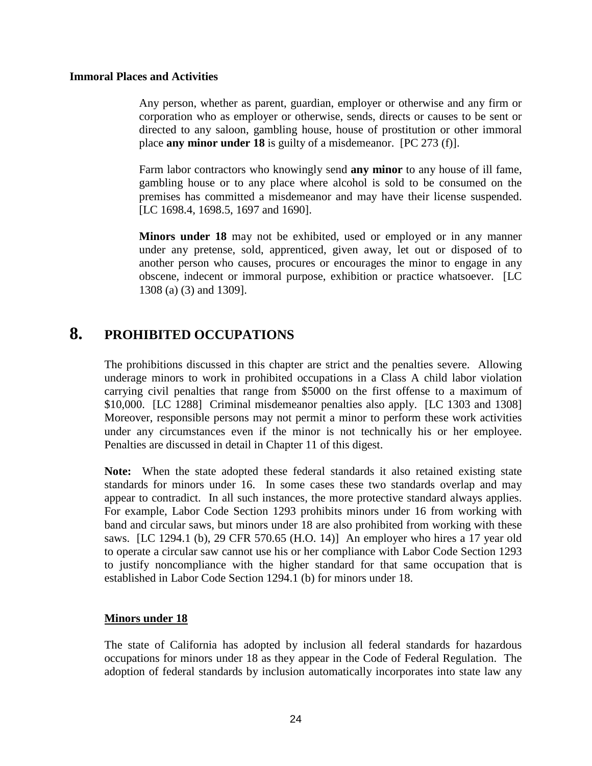**Immoral Places and Activities**

Any person, whether as parent, guardian, employer or otherwise and any firm or corporation who as employer or otherwise, sends, directs or causes to be sent or directed to any saloon, gambling house, house of prostitution or other immoral place **any minor under 18** is guilty of a misdemeanor. [PC 273 (f)].

Farm labor contractors who knowingly send **any minor** to any house of ill fame, gambling house or to any place where alcohol is sold to be consumed on the premises has committed a misdemeanor and may have their license suspended. [LC 1698.4, 1698.5, 1697 and 1690].

**Minors under 18** may not be exhibited, used or employed or in any manner under any pretense, sold, apprenticed, given away, let out or disposed of to another person who causes, procures or encourages the minor to engage in any obscene, indecent or immoral purpose, exhibition or practice whatsoever. [LC 1308 (a) (3) and 1309].

# 8. PROHIBITED OCCUPATIONS

The prohibitions discussed in this chapter are strict and the penalties severe. Allowing underage minors to work in prohibited occupations in a Class A child labor violation carrying civil penalties that range from $5000 on the first offense to a maximum of $10,000. [LC 1288] Criminal misdemeanor penalties also apply. [LC 1303 and 1308] Moreover, responsible persons may not permit a minor to perform these work activities under any circumstances even if the minor is not technically his or her employee. Penalties are discussed in detail in Chapter 11 of this digest.

**Note:** When the state adopted these federal standards it also retained existing state standards for minors under 16. In some cases these two standards overlap and may appear to contradict. In all such instances, the more protective standard always applies. For example, Labor Code Section 1293 prohibits minors under 16 from working with band and circular saws, but minors under 18 are also prohibited from working with these saws. [LC 1294.1 (b), 29 CFR 570.65 (H.O. 14)] An employer who hires a 17 year old to operate a circular saw cannot use his or her compliance with Labor Code Section 1293 to justify noncompliance with the higher standard for that same occupation that is established in Labor Code Section 1294.1 (b) for minors under 18.

**Minors under 18**

The state of California has adopted by inclusion all federal standards for hazardous occupations for minors under 18 as they appear in the Code of Federal Regulation. The adoption of federal standards by inclusion automatically incorporates into state law any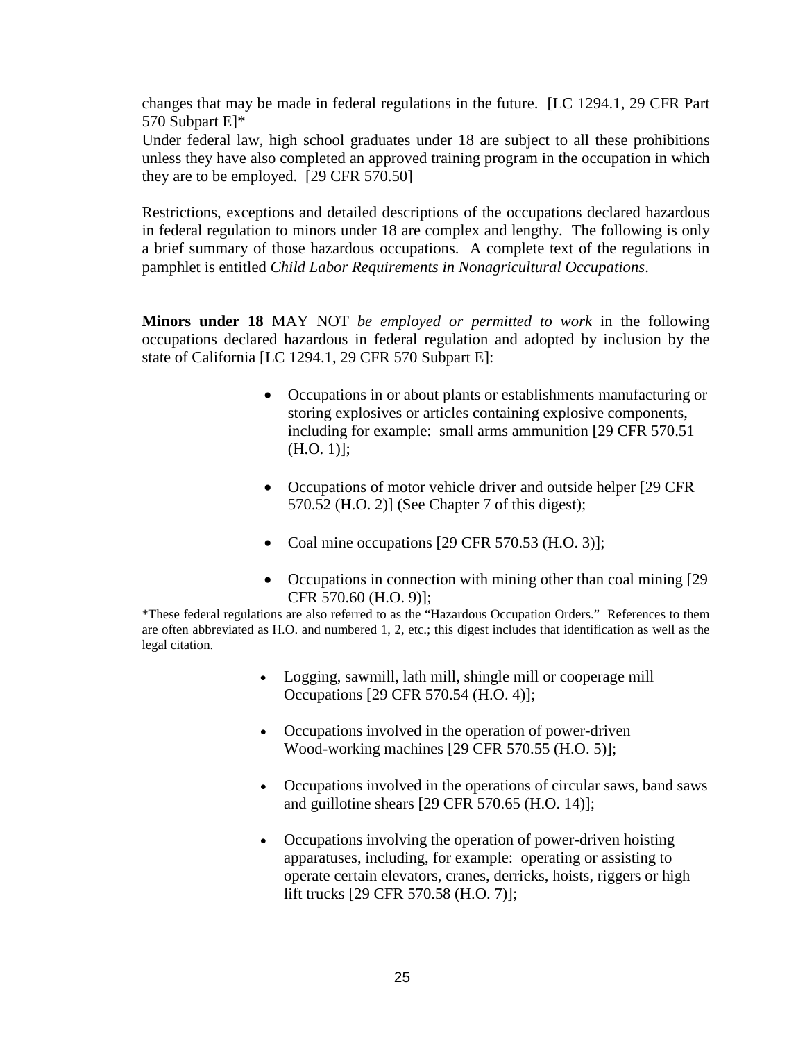changes that may be made in federal regulations in the future. [LC 1294.1, 29 CFR Part 570 Subpart E]*

Under federal law, high school graduates under 18 are subject to all these prohibitions unless they have also completed an approved training program in the occupation in which they are to be employed. [29 CFR 570.50]

Restrictions, exceptions and detailed descriptions of the occupations declared hazardous in federal regulation to minors under 18 are complex and lengthy. The following is only a brief summary of those hazardous occupations. A complete text of the regulations in pamphlet is entitled *Child Labor Requirements in Nonagricultural Occupations*.

**Minors under 18** MAY NOT *be employed or permitted to work* in the following occupations declared hazardous in federal regulation and adopted by inclusion by the state of California [LC 1294.1, 29 CFR 570 Subpart E]:

- Occupations in or about plants or establishments manufacturing or storing explosives or articles containing explosive components, including for example: small arms ammunition [29 CFR 570.51 (H.O. 1)];
- Occupations of motor vehicle driver and outside helper [29 CFR 570.52 (H.O. 2)] (See Chapter 7 of this digest);
- Coal mine occupations [29 CFR 570.53 (H.O. 3)];
- Occupations in connection with mining other than coal mining [29 CFR 570.60 (H.O. 9)];

*These federal regulations are also referred to as the "Hazardous Occupation Orders." References to them are often abbreviated as H.O. and numbered 1, 2, etc.; this digest includes that identification as well as the legal citation.

- Logging, sawmill, lath mill, shingle mill or cooperage mill Occupations [29 CFR 570.54 (H.O. 4)];
- Occupations involved in the operation of power-driven Wood-working machines [29 CFR 570.55 (H.O. 5)];
- Occupations involved in the operations of circular saws, band saws and guillotine shears [29 CFR 570.65 (H.O. 14)];
- Occupations involving the operation of power-driven hoisting apparatuses, including, for example: operating or assisting to operate certain elevators, cranes, derricks, hoists, riggers or high lift trucks [29 CFR 570.58 (H.O. 7)];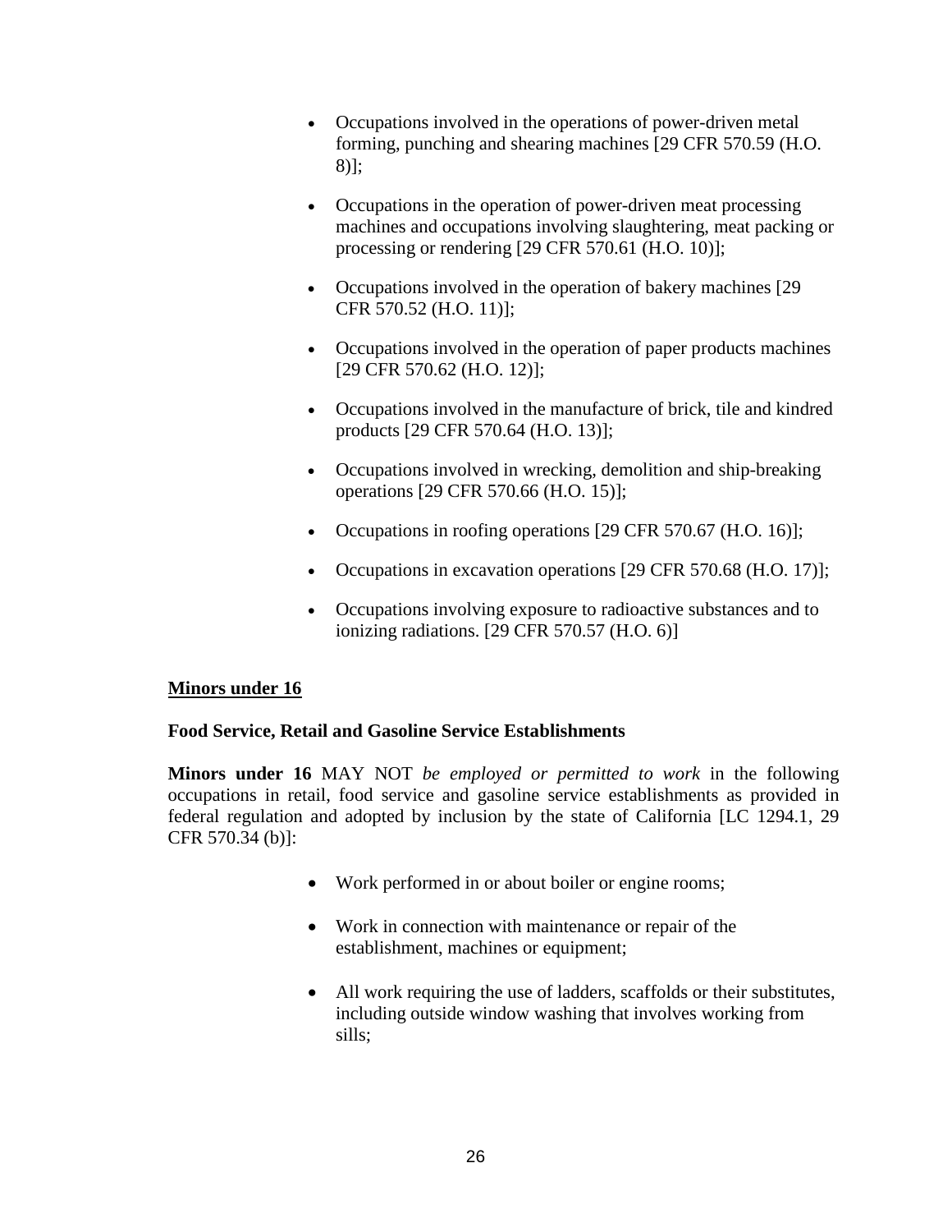- Occupations involved in the operations of power-driven metal forming, punching and shearing machines [29 CFR 570.59 (H.O. 8)];

- Occupations in the operation of power-driven meat processing machines and occupations involving slaughtering, meat packing or processing or rendering [29 CFR 570.61 (H.O. 10)];

- Occupations involved in the operation of bakery machines [29 CFR 570.52 (H.O. 11)];

- Occupations involved in the operation of paper products machines [29 CFR 570.62 (H.O. 12)];

- Occupations involved in the manufacture of brick, tile and kindred products [29 CFR 570.64 (H.O. 13)];

- Occupations involved in wrecking, demolition and ship-breaking operations [29 CFR 570.66 (H.O. 15)];

- Occupations in roofing operations [29 CFR 570.67 (H.O. 16)];

- Occupations in excavation operations [29 CFR 570.68 (H.O. 17)];

- Occupations involving exposure to radioactive substances and to ionizing radiations. [29 CFR 570.57 (H.O. 6)]

<u>**Minors under 16**</u>

**Food Service, Retail and Gasoline Service Establishments**

**Minors under 16** MAY NOT *be employed or permitted to work* in the following occupations in retail, food service and gasoline service establishments as provided in federal regulation and adopted by inclusion by the state of California [LC 1294.1, 29 CFR 570.34 (b)]:

- Work performed in or about boiler or engine rooms;

- Work in connection with maintenance or repair of the establishment, machines or equipment;

- All work requiring the use of ladders, scaffolds or their substitutes, including outside window washing that involves working from sills;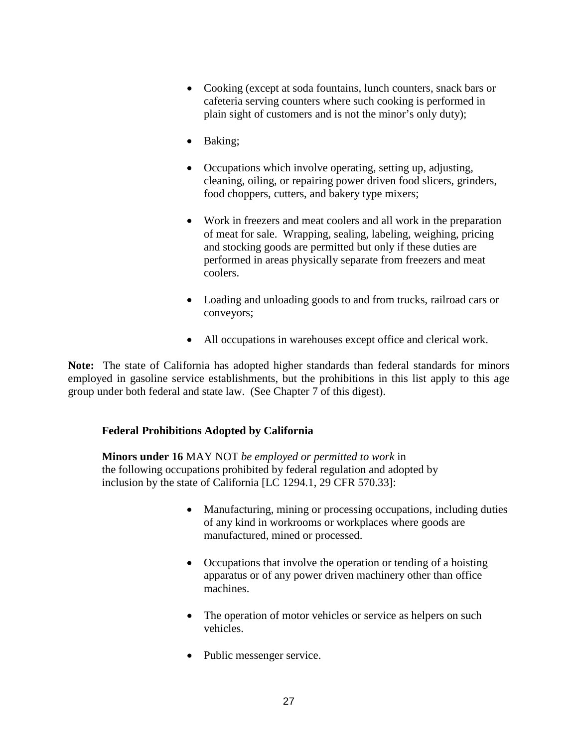- Cooking (except at soda fountains, lunch counters, snack bars or cafeteria serving counters where such cooking is performed in plain sight of customers and is not the minor's only duty);

- Baking;

- Occupations which involve operating, setting up, adjusting, cleaning, oiling, or repairing power driven food slicers, grinders, food choppers, cutters, and bakery type mixers;

- Work in freezers and meat coolers and all work in the preparation of meat for sale. Wrapping, sealing, labeling, weighing, pricing and stocking goods are permitted but only if these duties are performed in areas physically separate from freezers and meat coolers.

- Loading and unloading goods to and from trucks, railroad cars or conveyors;

- All occupations in warehouses except office and clerical work.

**Note:** The state of California has adopted higher standards than federal standards for minors employed in gasoline service establishments, but the prohibitions in this list apply to this age group under both federal and state law. (See Chapter 7 of this digest).

**Federal Prohibitions Adopted by California**

**Minors under 16** MAY NOT *be employed or permitted to work* in the following occupations prohibited by federal regulation and adopted by inclusion by the state of California [LC 1294.1, 29 CFR 570.33]:

- Manufacturing, mining or processing occupations, including duties of any kind in workrooms or workplaces where goods are manufactured, mined or processed.

- Occupations that involve the operation or tending of a hoisting apparatus or of any power driven machinery other than office machines.

- The operation of motor vehicles or service as helpers on such vehicles.

- Public messenger service.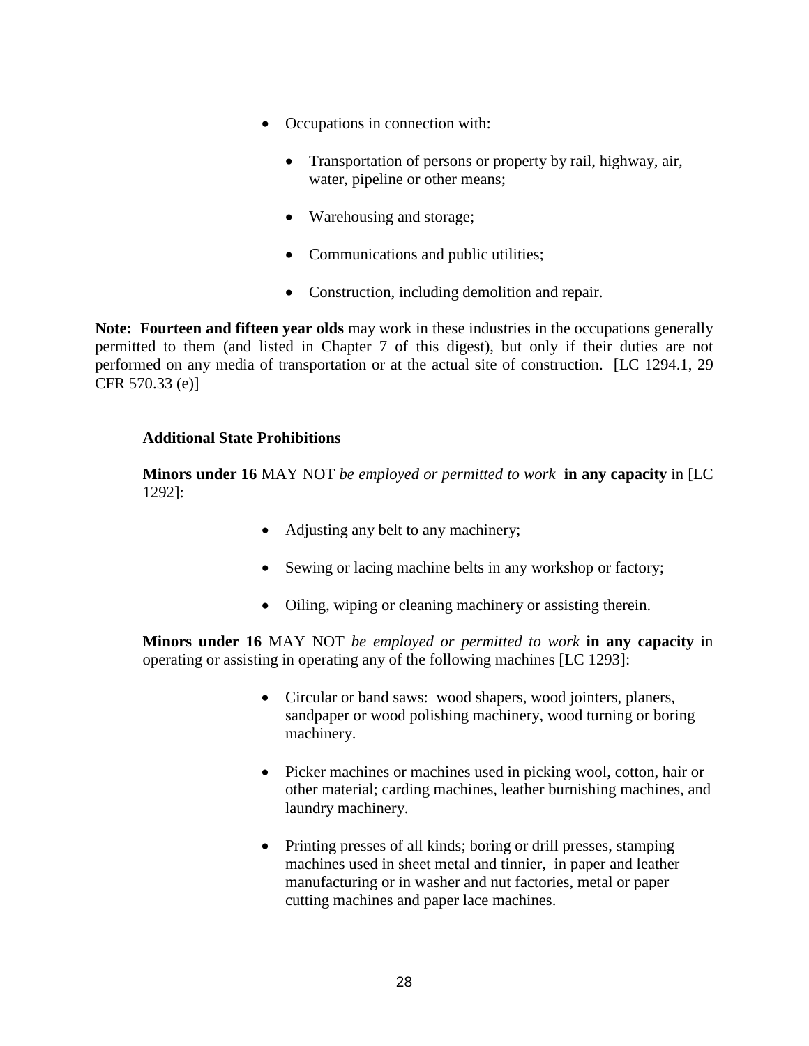- Occupations in connection with:
  - Transportation of persons or property by rail, highway, air, water, pipeline or other means;
  - Warehousing and storage;
  - Communications and public utilities;
  - Construction, including demolition and repair.

**Note: Fourteen and fifteen year olds** may work in these industries in the occupations generally permitted to them (and listed in Chapter 7 of this digest), but only if their duties are not performed on any media of transportation or at the actual site of construction. [LC 1294.1, 29 CFR 570.33 (e)]

**Additional State Prohibitions**

**Minors under 16** MAY NOT *be employed or permitted to work* **in any capacity** in [LC 1292]:

- Adjusting any belt to any machinery;
- Sewing or lacing machine belts in any workshop or factory;
- Oiling, wiping or cleaning machinery or assisting therein.

**Minors under 16** MAY NOT *be employed or permitted to work* **in any capacity** in operating or assisting in operating any of the following machines [LC 1293]:

- Circular or band saws: wood shapers, wood jointers, planers, sandpaper or wood polishing machinery, wood turning or boring machinery.
- Picker machines or machines used in picking wool, cotton, hair or other material; carding machines, leather burnishing machines, and laundry machinery.
- Printing presses of all kinds; boring or drill presses, stamping machines used in sheet metal and tinnier, in paper and leather manufacturing or in washer and nut factories, metal or paper cutting machines and paper lace machines.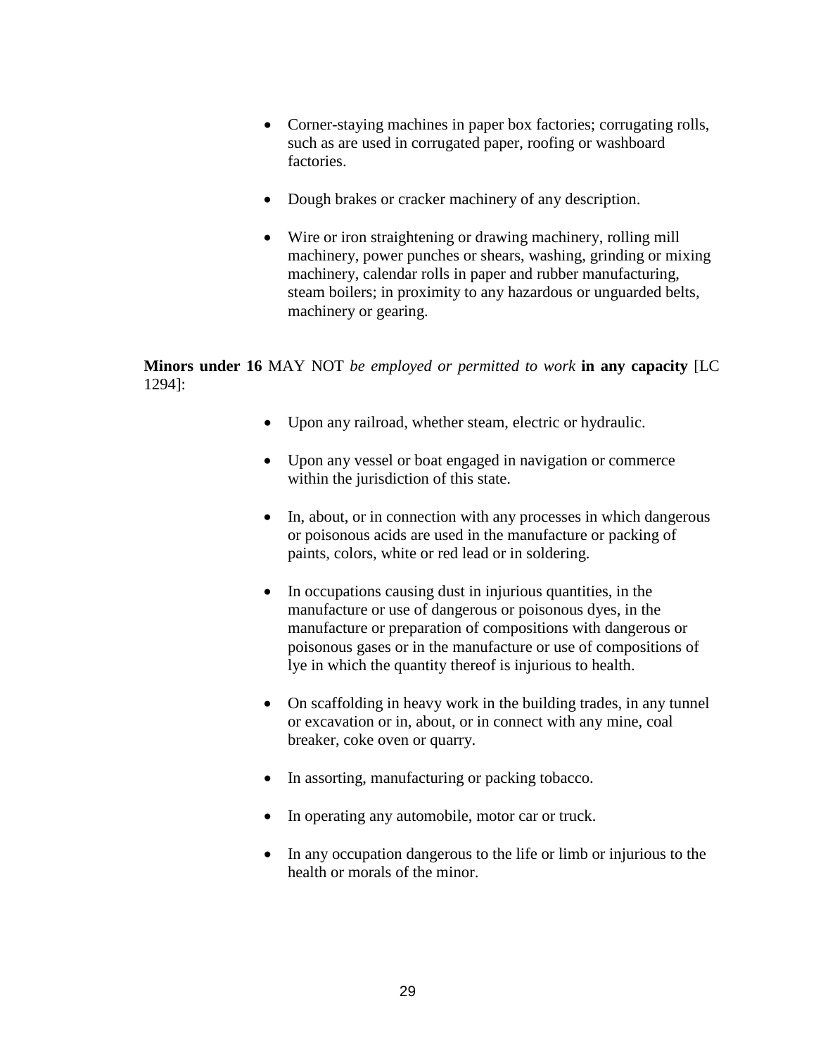- Corner-staying machines in paper box factories; corrugating rolls, such as are used in corrugated paper, roofing or washboard factories.

- Dough brakes or cracker machinery of any description.

- Wire or iron straightening or drawing machinery, rolling mill machinery, power punches or shears, washing, grinding or mixing machinery, calendar rolls in paper and rubber manufacturing, steam boilers; in proximity to any hazardous or unguarded belts, machinery or gearing.

**Minors under 16** MAY NOT *be employed or permitted to work* **in any capacity** [LC 1294]:

- Upon any railroad, whether steam, electric or hydraulic.

- Upon any vessel or boat engaged in navigation or commerce within the jurisdiction of this state.

- In, about, or in connection with any processes in which dangerous or poisonous acids are used in the manufacture or packing of paints, colors, white or red lead or in soldering.

- In occupations causing dust in injurious quantities, in the manufacture or use of dangerous or poisonous dyes, in the manufacture or preparation of compositions with dangerous or poisonous gases or in the manufacture or use of compositions of lye in which the quantity thereof is injurious to health.

- On scaffolding in heavy work in the building trades, in any tunnel or excavation or in, about, or in connect with any mine, coal breaker, coke oven or quarry.

- In assorting, manufacturing or packing tobacco.

- In operating any automobile, motor car or truck.

- In any occupation dangerous to the life or limb or injurious to the health or morals of the minor.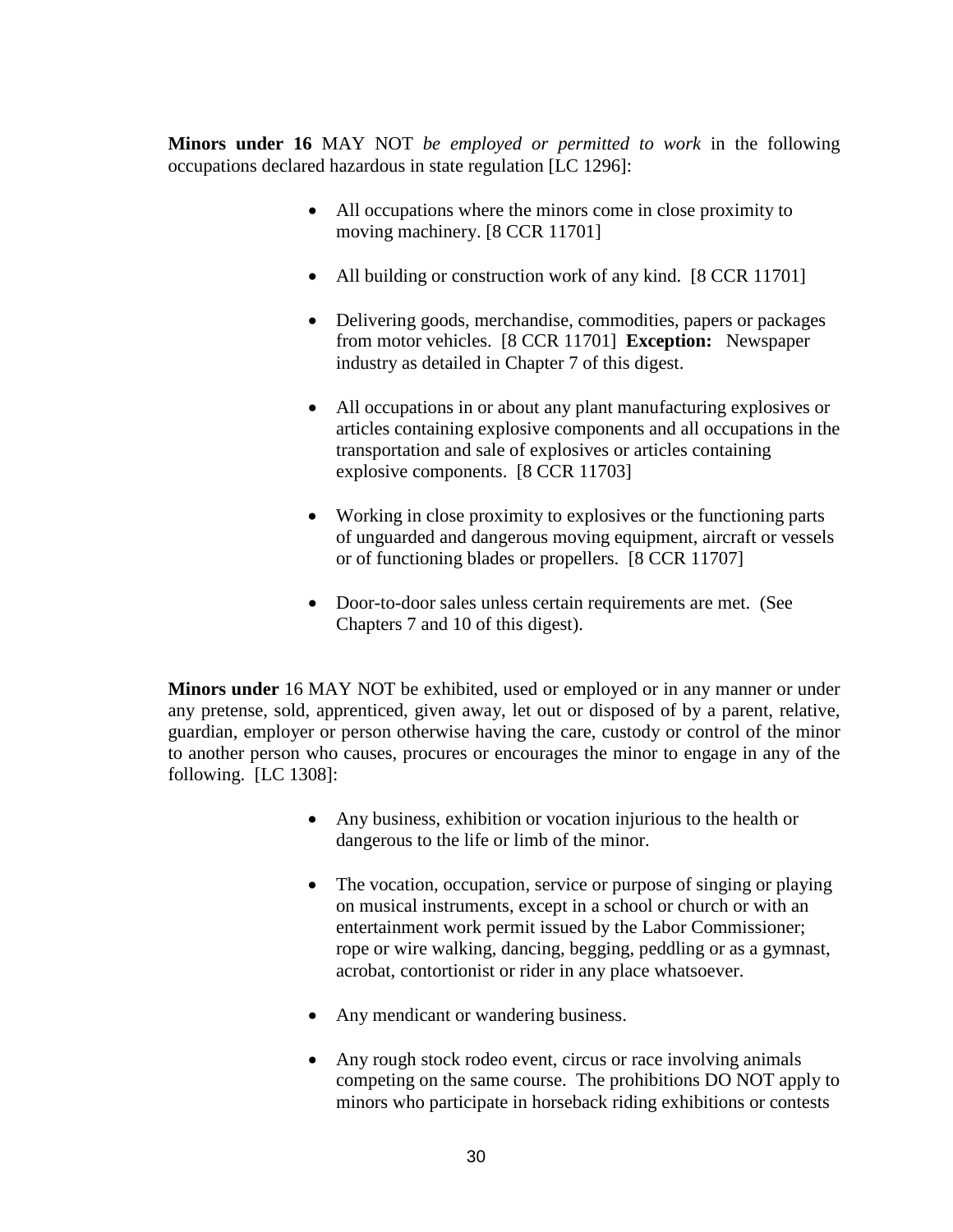**Minors under 16** MAY NOT *be employed or permitted to work* in the following occupations declared hazardous in state regulation [LC 1296]:

- All occupations where the minors come in close proximity to moving machinery. [8 CCR 11701]
- All building or construction work of any kind. [8 CCR 11701]
- Delivering goods, merchandise, commodities, papers or packages from motor vehicles. [8 CCR 11701] **Exception:** Newspaper industry as detailed in Chapter 7 of this digest.
- All occupations in or about any plant manufacturing explosives or articles containing explosive components and all occupations in the transportation and sale of explosives or articles containing explosive components. [8 CCR 11703]
- Working in close proximity to explosives or the functioning parts of unguarded and dangerous moving equipment, aircraft or vessels or of functioning blades or propellers. [8 CCR 11707]
- Door-to-door sales unless certain requirements are met. (See Chapters 7 and 10 of this digest).

**Minors under** 16 MAY NOT be exhibited, used or employed or in any manner or under any pretense, sold, apprenticed, given away, let out or disposed of by a parent, relative, guardian, employer or person otherwise having the care, custody or control of the minor to another person who causes, procures or encourages the minor to engage in any of the following. [LC 1308]:

- Any business, exhibition or vocation injurious to the health or dangerous to the life or limb of the minor.
- The vocation, occupation, service or purpose of singing or playing on musical instruments, except in a school or church or with an entertainment work permit issued by the Labor Commissioner; rope or wire walking, dancing, begging, peddling or as a gymnast, acrobat, contortionist or rider in any place whatsoever.
- Any mendicant or wandering business.
- Any rough stock rodeo event, circus or race involving animals competing on the same course. The prohibitions DO NOT apply to minors who participate in horseback riding exhibitions or contests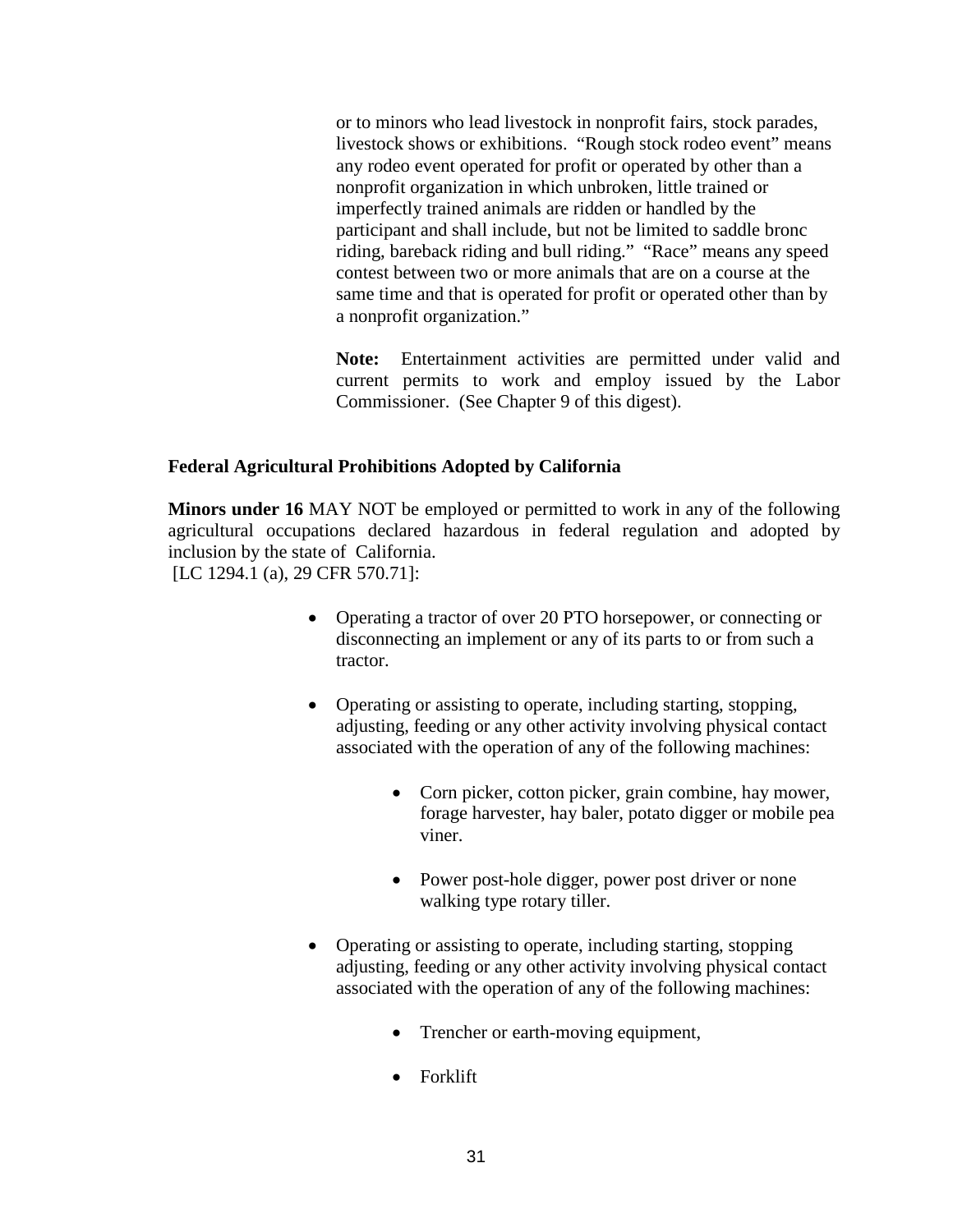or to minors who lead livestock in nonprofit fairs, stock parades, livestock shows or exhibitions. "Rough stock rodeo event" means any rodeo event operated for profit or operated by other than a nonprofit organization in which unbroken, little trained or imperfectly trained animals are ridden or handled by the participant and shall include, but not be limited to saddle bronc riding, bareback riding and bull riding." "Race" means any speed contest between two or more animals that are on a course at the same time and that is operated for profit or operated other than by a nonprofit organization."

**Note:** Entertainment activities are permitted under valid and current permits to work and employ issued by the Labor Commissioner. (See Chapter 9 of this digest).

**Federal Agricultural Prohibitions Adopted by California**

**Minors under 16** MAY NOT be employed or permitted to work in any of the following agricultural occupations declared hazardous in federal regulation and adopted by inclusion by the state of California.
[LC 1294.1 (a), 29 CFR 570.71]:

- Operating a tractor of over 20 PTO horsepower, or connecting or disconnecting an implement or any of its parts to or from such a tractor.
- Operating or assisting to operate, including starting, stopping, adjusting, feeding or any other activity involving physical contact associated with the operation of any of the following machines:
    - Corn picker, cotton picker, grain combine, hay mower, forage harvester, hay baler, potato digger or mobile pea viner.
    - Power post-hole digger, power post driver or none walking type rotary tiller.
- Operating or assisting to operate, including starting, stopping adjusting, feeding or any other activity involving physical contact associated with the operation of any of the following machines:
    - Trencher or earth-moving equipment,
    - Forklift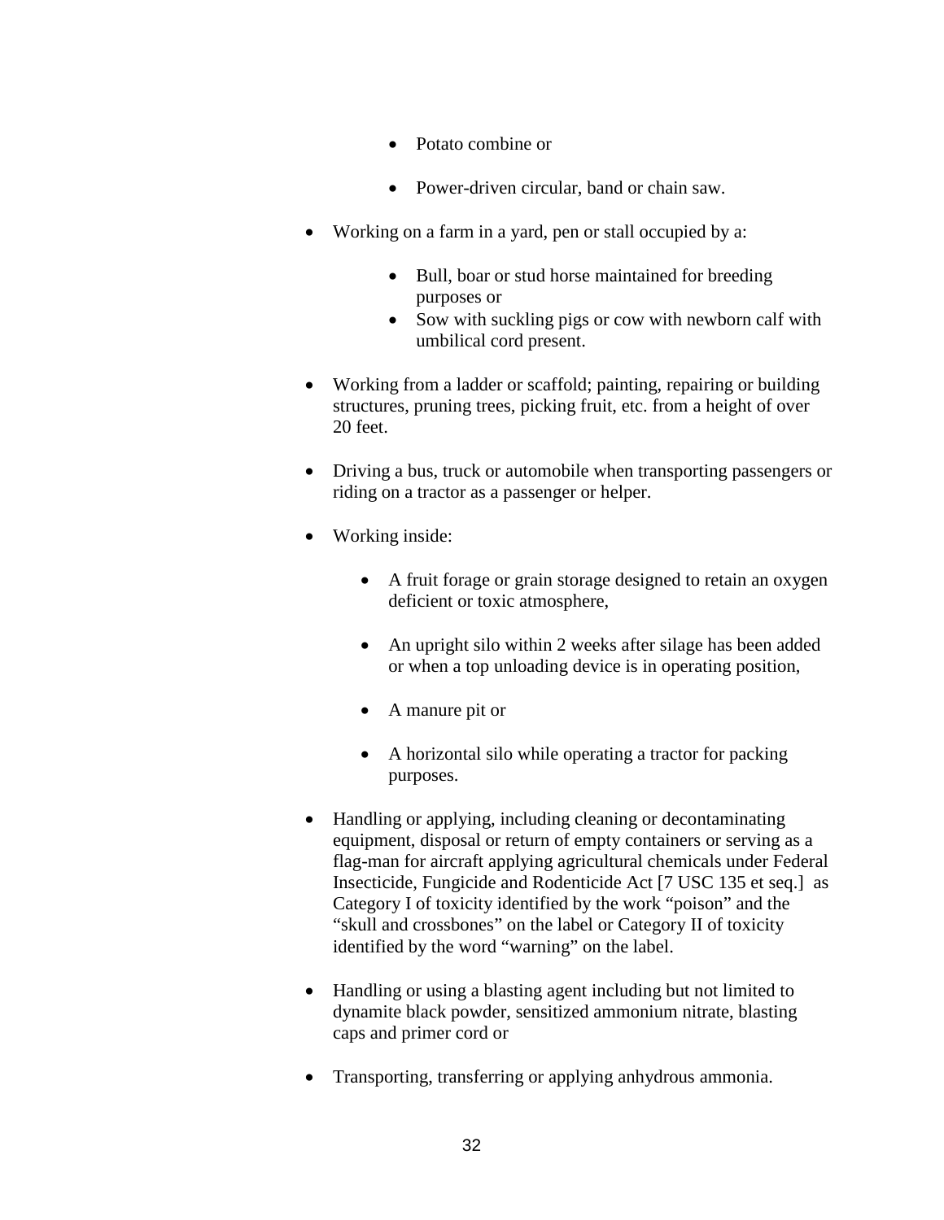- Potato combine or
- Power-driven circular, band or chain saw.

- Working on a farm in a yard, pen or stall occupied by a:
    - Bull, boar or stud horse maintained for breeding purposes or
    - Sow with suckling pigs or cow with newborn calf with umbilical cord present.

- Working from a ladder or scaffold; painting, repairing or building structures, pruning trees, picking fruit, etc. from a height of over 20 feet.

- Driving a bus, truck or automobile when transporting passengers or riding on a tractor as a passenger or helper.

- Working inside:
    - A fruit forage or grain storage designed to retain an oxygen deficient or toxic atmosphere,
    - An upright silo within 2 weeks after silage has been added or when a top unloading device is in operating position,
    - A manure pit or
    - A horizontal silo while operating a tractor for packing purposes.

- Handling or applying, including cleaning or decontaminating equipment, disposal or return of empty containers or serving as a flag-man for aircraft applying agricultural chemicals under Federal Insecticide, Fungicide and Rodenticide Act [7 USC 135 et seq.] as Category I of toxicity identified by the work "poison" and the "skull and crossbones" on the label or Category II of toxicity identified by the word "warning" on the label.

- Handling or using a blasting agent including but not limited to dynamite black powder, sensitized ammonium nitrate, blasting caps and primer cord or

- Transporting, transferring or applying anhydrous ammonia.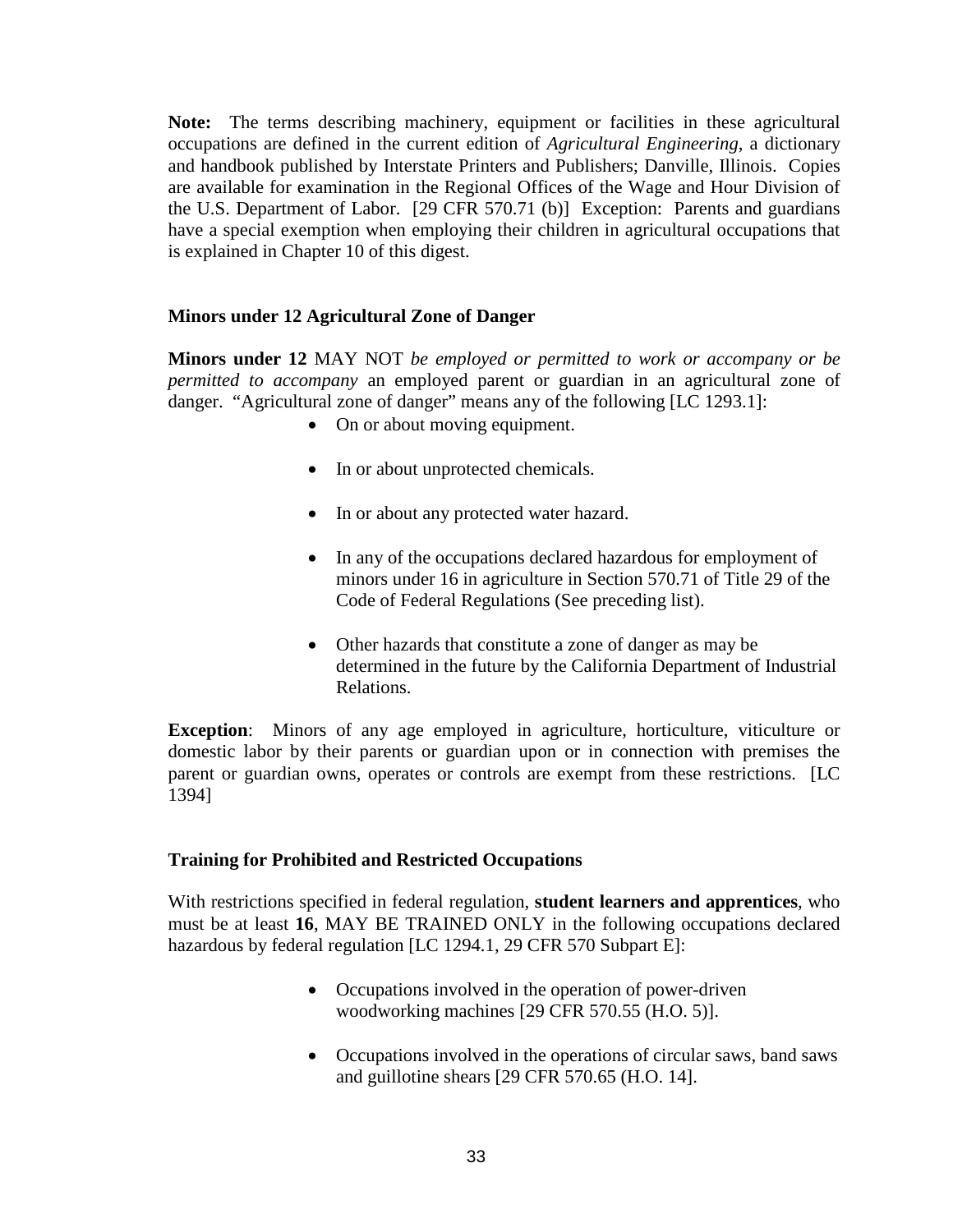**Note:** The terms describing machinery, equipment or facilities in these agricultural occupations are defined in the current edition of *Agricultural Engineering*, a dictionary and handbook published by Interstate Printers and Publishers; Danville, Illinois. Copies are available for examination in the Regional Offices of the Wage and Hour Division of the U.S. Department of Labor. [29 CFR 570.71 (b)] Exception: Parents and guardians have a special exemption when employing their children in agricultural occupations that is explained in Chapter 10 of this digest.

### Minors under 12 Agricultural Zone of Danger

**Minors under 12** MAY NOT *be employed or permitted to work or accompany or be permitted to accompany* an employed parent or guardian in an agricultural zone of danger. "Agricultural zone of danger" means any of the following [LC 1293.1]:

- On or about moving equipment.
- In or about unprotected chemicals.
- In or about any protected water hazard.
- In any of the occupations declared hazardous for employment of minors under 16 in agriculture in Section 570.71 of Title 29 of the Code of Federal Regulations (See preceding list).
- Other hazards that constitute a zone of danger as may be determined in the future by the California Department of Industrial Relations.

**Exception**: Minors of any age employed in agriculture, horticulture, viticulture or domestic labor by their parents or guardian upon or in connection with premises the parent or guardian owns, operates or controls are exempt from these restrictions. [LC 1394]

### Training for Prohibited and Restricted Occupations

With restrictions specified in federal regulation, **student learners and apprentices**, who must be at least **16**, MAY BE TRAINED ONLY in the following occupations declared hazardous by federal regulation [LC 1294.1, 29 CFR 570 Subpart E]:

- Occupations involved in the operation of power-driven woodworking machines [29 CFR 570.55 (H.O. 5)].
- Occupations involved in the operations of circular saws, band saws and guillotine shears [29 CFR 570.65 (H.O. 14].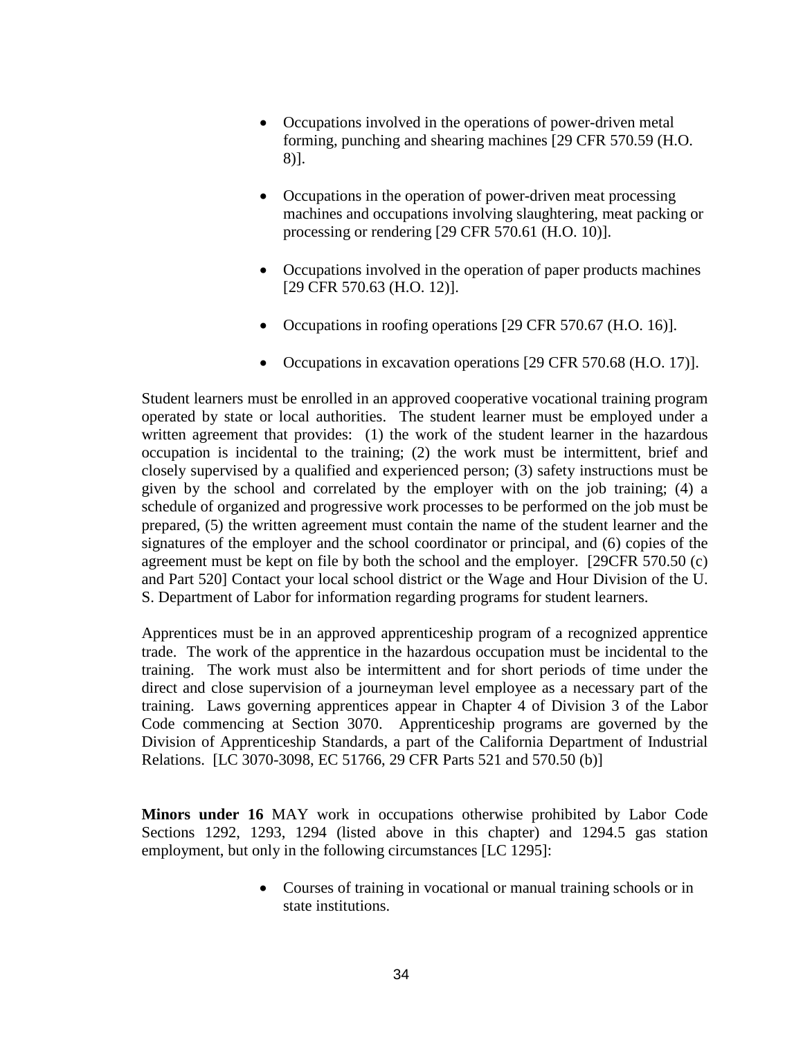- Occupations involved in the operations of power-driven metal forming, punching and shearing machines [29 CFR 570.59 (H.O. 8)].

- Occupations in the operation of power-driven meat processing machines and occupations involving slaughtering, meat packing or processing or rendering [29 CFR 570.61 (H.O. 10)].

- Occupations involved in the operation of paper products machines [29 CFR 570.63 (H.O. 12)].

- Occupations in roofing operations [29 CFR 570.67 (H.O. 16)].

- Occupations in excavation operations [29 CFR 570.68 (H.O. 17)].

Student learners must be enrolled in an approved cooperative vocational training program operated by state or local authorities. The student learner must be employed under a written agreement that provides: (1) the work of the student learner in the hazardous occupation is incidental to the training; (2) the work must be intermittent, brief and closely supervised by a qualified and experienced person; (3) safety instructions must be given by the school and correlated by the employer with on the job training; (4) a schedule of organized and progressive work processes to be performed on the job must be prepared, (5) the written agreement must contain the name of the student learner and the signatures of the employer and the school coordinator or principal, and (6) copies of the agreement must be kept on file by both the school and the employer. [29CFR 570.50 (c) and Part 520] Contact your local school district or the Wage and Hour Division of the U. S. Department of Labor for information regarding programs for student learners.

Apprentices must be in an approved apprenticeship program of a recognized apprentice trade. The work of the apprentice in the hazardous occupation must be incidental to the training. The work must also be intermittent and for short periods of time under the direct and close supervision of a journeyman level employee as a necessary part of the training. Laws governing apprentices appear in Chapter 4 of Division 3 of the Labor Code commencing at Section 3070. Apprenticeship programs are governed by the Division of Apprenticeship Standards, a part of the California Department of Industrial Relations. [LC 3070-3098, EC 51766, 29 CFR Parts 521 and 570.50 (b)]

**Minors under 16** MAY work in occupations otherwise prohibited by Labor Code Sections 1292, 1293, 1294 (listed above in this chapter) and 1294.5 gas station employment, but only in the following circumstances [LC 1295]:

- Courses of training in vocational or manual training schools or in state institutions.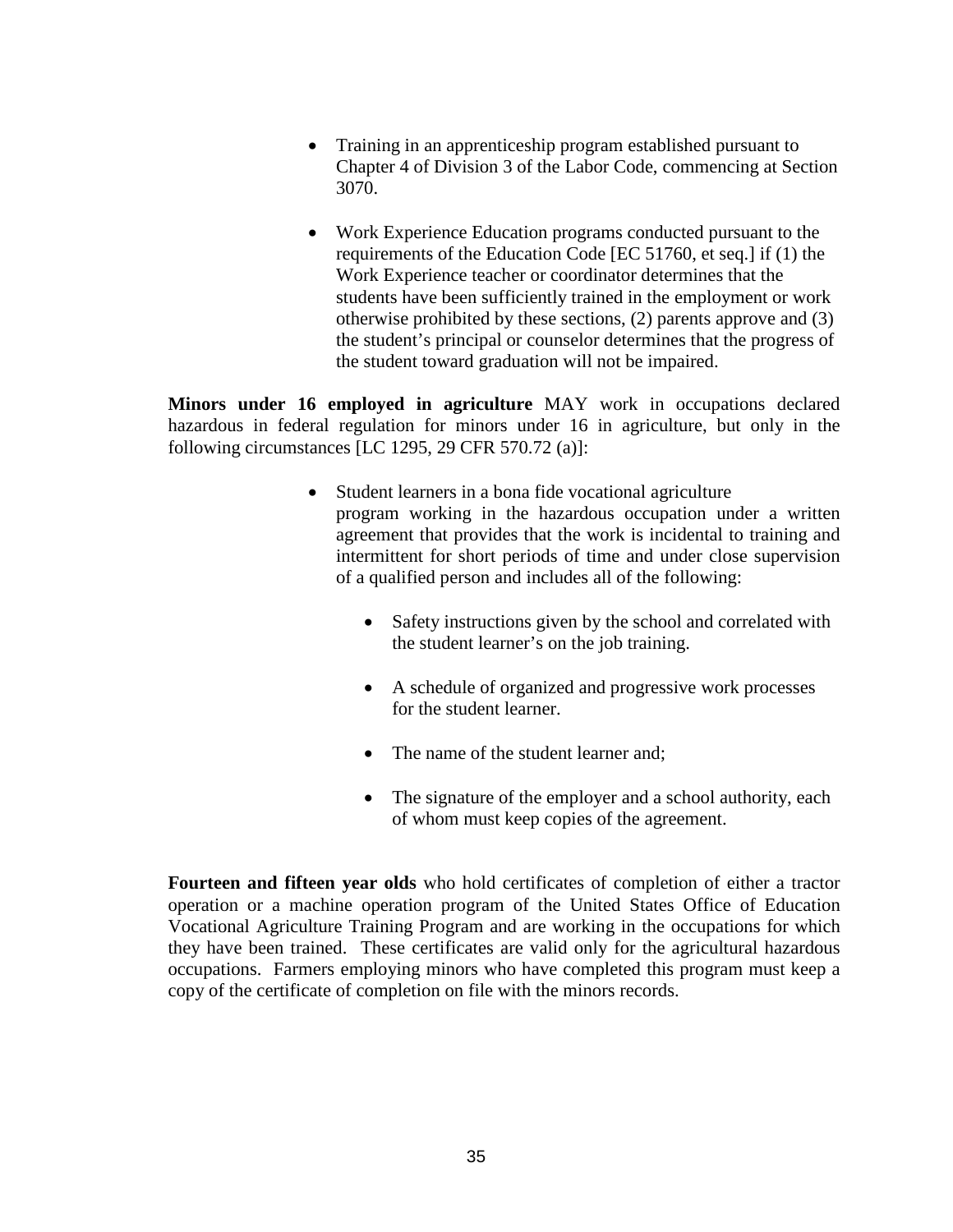- Training in an apprenticeship program established pursuant to Chapter 4 of Division 3 of the Labor Code, commencing at Section 3070.

- Work Experience Education programs conducted pursuant to the requirements of the Education Code [EC 51760, et seq.] if (1) the Work Experience teacher or coordinator determines that the students have been sufficiently trained in the employment or work otherwise prohibited by these sections, (2) parents approve and (3) the student's principal or counselor determines that the progress of the student toward graduation will not be impaired.

**Minors under 16 employed in agriculture** MAY work in occupations declared hazardous in federal regulation for minors under 16 in agriculture, but only in the following circumstances [LC 1295, 29 CFR 570.72 (a)]:

- Student learners in a bona fide vocational agriculture program working in the hazardous occupation under a written agreement that provides that the work is incidental to training and intermittent for short periods of time and under close supervision of a qualified person and includes all of the following:

    - Safety instructions given by the school and correlated with the student learner's on the job training.

    - A schedule of organized and progressive work processes for the student learner.

    - The name of the student learner and;

    - The signature of the employer and a school authority, each of whom must keep copies of the agreement.

**Fourteen and fifteen year olds** who hold certificates of completion of either a tractor operation or a machine operation program of the United States Office of Education Vocational Agriculture Training Program and are working in the occupations for which they have been trained. These certificates are valid only for the agricultural hazardous occupations. Farmers employing minors who have completed this program must keep a copy of the certificate of completion on file with the minors records.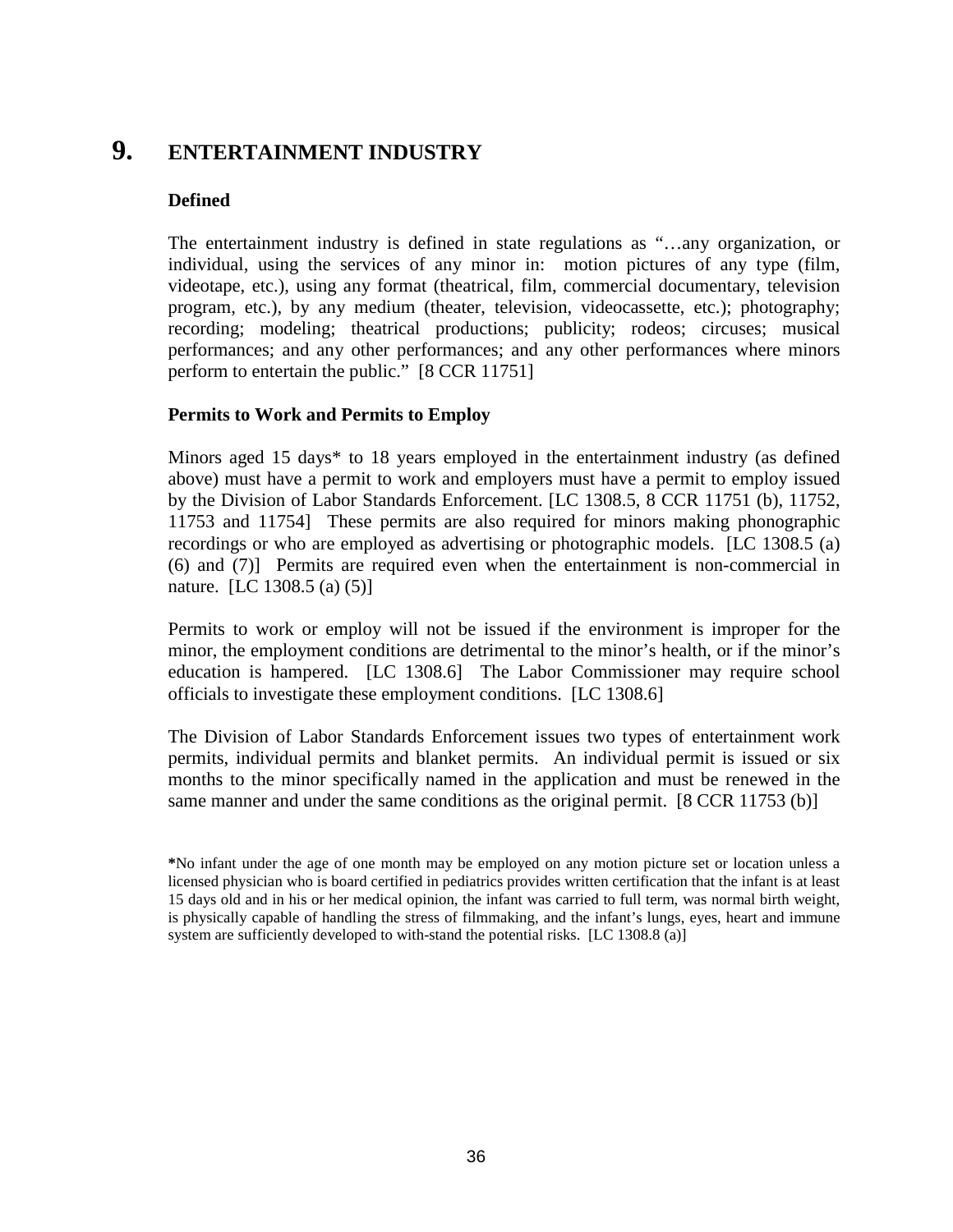# 9. ENTERTAINMENT INDUSTRY

### Defined

The entertainment industry is defined in state regulations as "…any organization, or individual, using the services of any minor in: motion pictures of any type (film, videotape, etc.), using any format (theatrical, film, commercial documentary, television program, etc.), by any medium (theater, television, videocassette, etc.); photography; recording; modeling; theatrical productions; publicity; rodeos; circuses; musical performances; and any other performances; and any other performances where minors perform to entertain the public." [8 CCR 11751]

### Permits to Work and Permits to Employ

Minors aged 15 days* to 18 years employed in the entertainment industry (as defined above) must have a permit to work and employers must have a permit to employ issued by the Division of Labor Standards Enforcement. [LC 1308.5, 8 CCR 11751 (b), 11752, 11753 and 11754] These permits are also required for minors making phonographic recordings or who are employed as advertising or photographic models. [LC 1308.5 (a) (6) and (7)] Permits are required even when the entertainment is non-commercial in nature. [LC 1308.5 (a) (5)]

Permits to work or employ will not be issued if the environment is improper for the minor, the employment conditions are detrimental to the minor's health, or if the minor's education is hampered. [LC 1308.6] The Labor Commissioner may require school officials to investigate these employment conditions. [LC 1308.6]

The Division of Labor Standards Enforcement issues two types of entertainment work permits, individual permits and blanket permits. An individual permit is issued or six months to the minor specifically named in the application and must be renewed in the same manner and under the same conditions as the original permit. [8 CCR 11753 (b)]

**\***No infant under the age of one month may be employed on any motion picture set or location unless a licensed physician who is board certified in pediatrics provides written certification that the infant is at least 15 days old and in his or her medical opinion, the infant was carried to full term, was normal birth weight, is physically capable of handling the stress of filmmaking, and the infant's lungs, eyes, heart and immune system are sufficiently developed to with-stand the potential risks. [LC 1308.8 (a)]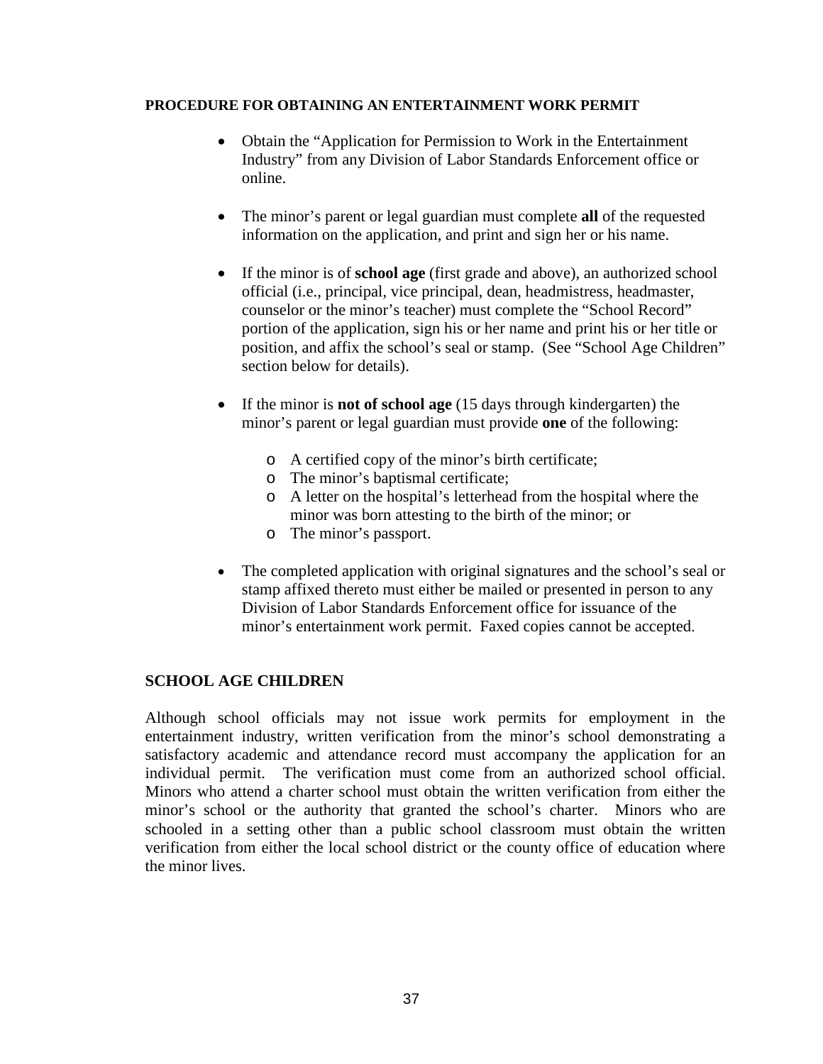**PROCEDURE FOR OBTAINING AN ENTERTAINMENT WORK PERMIT**

- Obtain the "Application for Permission to Work in the Entertainment Industry" from any Division of Labor Standards Enforcement office or online.
- The minor's parent or legal guardian must complete **all** of the requested information on the application, and print and sign her or his name.
- If the minor is of **school age** (first grade and above), an authorized school official (i.e., principal, vice principal, dean, headmistress, headmaster, counselor or the minor's teacher) must complete the "School Record" portion of the application, sign his or her name and print his or her title or position, and affix the school's seal or stamp. (See "School Age Children" section below for details).
- If the minor is **not of school age** (15 days through kindergarten) the minor's parent or legal guardian must provide **one** of the following:
  - A certified copy of the minor's birth certificate;
  - The minor's baptismal certificate;
  - A letter on the hospital's letterhead from the hospital where the minor was born attesting to the birth of the minor; or
  - The minor's passport.
- The completed application with original signatures and the school's seal or stamp affixed thereto must either be mailed or presented in person to any Division of Labor Standards Enforcement office for issuance of the minor's entertainment work permit. Faxed copies cannot be accepted.

## SCHOOL AGE CHILDREN

Although school officials may not issue work permits for employment in the entertainment industry, written verification from the minor's school demonstrating a satisfactory academic and attendance record must accompany the application for an individual permit. The verification must come from an authorized school official. Minors who attend a charter school must obtain the written verification from either the minor's school or the authority that granted the school's charter. Minors who are schooled in a setting other than a public school classroom must obtain the written verification from either the local school district or the county office of education where the minor lives.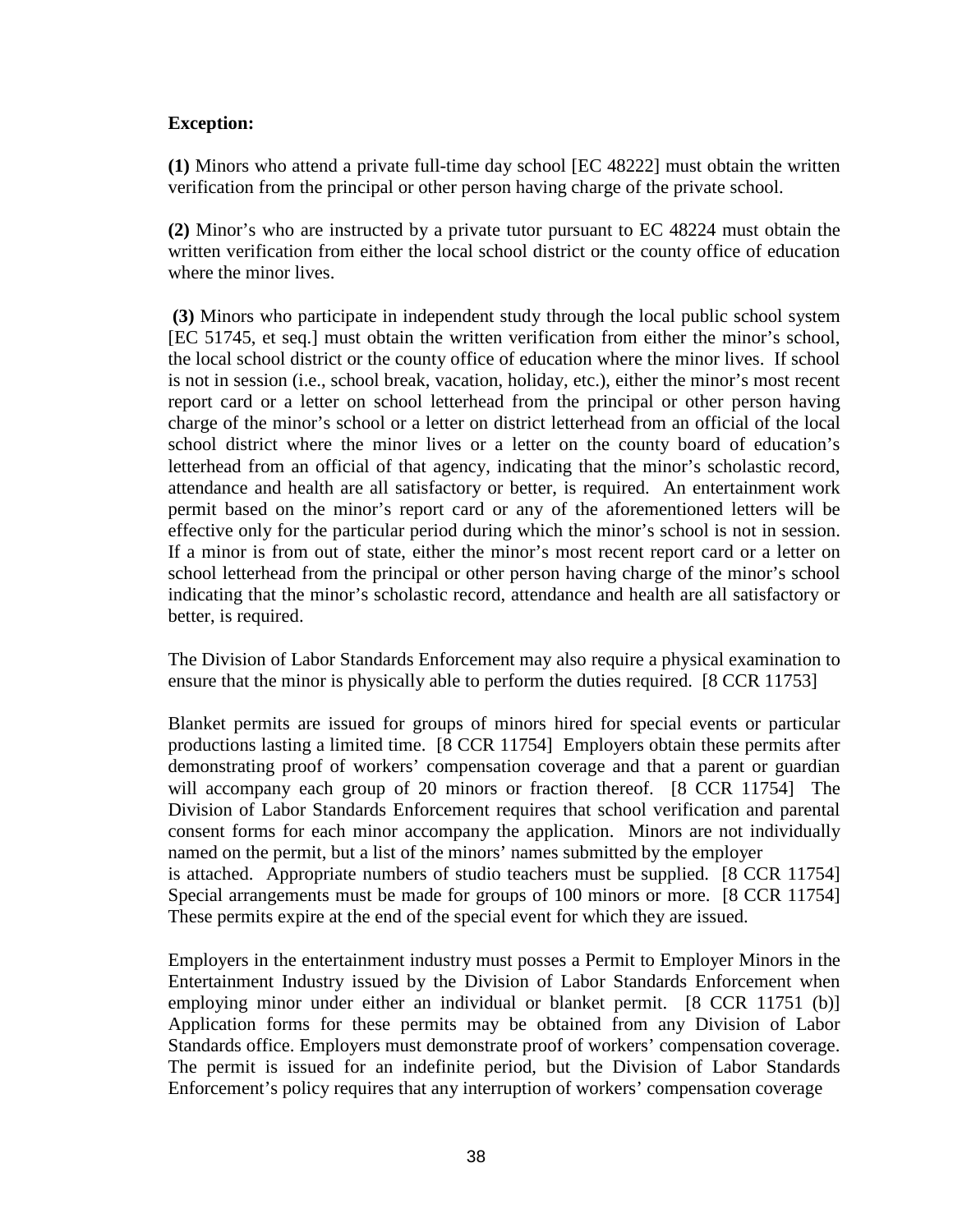**Exception:**

**(1)** Minors who attend a private full-time day school [EC 48222] must obtain the written verification from the principal or other person having charge of the private school.

**(2)** Minor's who are instructed by a private tutor pursuant to EC 48224 must obtain the written verification from either the local school district or the county office of education where the minor lives.

**(3)** Minors who participate in independent study through the local public school system [EC 51745, et seq.] must obtain the written verification from either the minor's school, the local school district or the county office of education where the minor lives. If school is not in session (i.e., school break, vacation, holiday, etc.), either the minor's most recent report card or a letter on school letterhead from the principal or other person having charge of the minor's school or a letter on district letterhead from an official of the local school district where the minor lives or a letter on the county board of education's letterhead from an official of that agency, indicating that the minor's scholastic record, attendance and health are all satisfactory or better, is required. An entertainment work permit based on the minor's report card or any of the aforementioned letters will be effective only for the particular period during which the minor's school is not in session. If a minor is from out of state, either the minor's most recent report card or a letter on school letterhead from the principal or other person having charge of the minor's school indicating that the minor's scholastic record, attendance and health are all satisfactory or better, is required.

The Division of Labor Standards Enforcement may also require a physical examination to ensure that the minor is physically able to perform the duties required. [8 CCR 11753]

Blanket permits are issued for groups of minors hired for special events or particular productions lasting a limited time. [8 CCR 11754] Employers obtain these permits after demonstrating proof of workers' compensation coverage and that a parent or guardian will accompany each group of 20 minors or fraction thereof. [8 CCR 11754] The Division of Labor Standards Enforcement requires that school verification and parental consent forms for each minor accompany the application. Minors are not individually named on the permit, but a list of the minors' names submitted by the employer is attached. Appropriate numbers of studio teachers must be supplied. [8 CCR 11754] Special arrangements must be made for groups of 100 minors or more. [8 CCR 11754] These permits expire at the end of the special event for which they are issued.

Employers in the entertainment industry must posses a Permit to Employer Minors in the Entertainment Industry issued by the Division of Labor Standards Enforcement when employing minor under either an individual or blanket permit. [8 CCR 11751 (b)] Application forms for these permits may be obtained from any Division of Labor Standards office. Employers must demonstrate proof of workers' compensation coverage. The permit is issued for an indefinite period, but the Division of Labor Standards Enforcement's policy requires that any interruption of workers' compensation coverage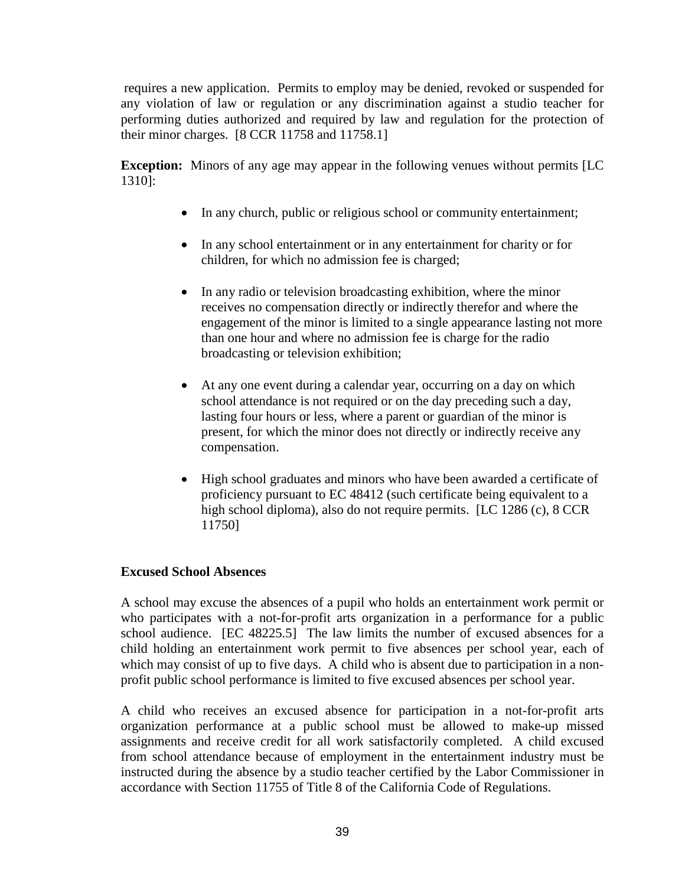requires a new application. Permits to employ may be denied, revoked or suspended for any violation of law or regulation or any discrimination against a studio teacher for performing duties authorized and required by law and regulation for the protection of their minor charges. [8 CCR 11758 and 11758.1]

**Exception:** Minors of any age may appear in the following venues without permits [LC 1310]:

- In any church, public or religious school or community entertainment;
- In any school entertainment or in any entertainment for charity or for children, for which no admission fee is charged;
- In any radio or television broadcasting exhibition, where the minor receives no compensation directly or indirectly therefor and where the engagement of the minor is limited to a single appearance lasting not more than one hour and where no admission fee is charge for the radio broadcasting or television exhibition;
- At any one event during a calendar year, occurring on a day on which school attendance is not required or on the day preceding such a day, lasting four hours or less, where a parent or guardian of the minor is present, for which the minor does not directly or indirectly receive any compensation.
- High school graduates and minors who have been awarded a certificate of proficiency pursuant to EC 48412 (such certificate being equivalent to a high school diploma), also do not require permits. [LC 1286 (c), 8 CCR 11750]

**Excused School Absences**

A school may excuse the absences of a pupil who holds an entertainment work permit or who participates with a not-for-profit arts organization in a performance for a public school audience. [EC 48225.5] The law limits the number of excused absences for a child holding an entertainment work permit to five absences per school year, each of which may consist of up to five days. A child who is absent due to participation in a non-profit public school performance is limited to five excused absences per school year.

A child who receives an excused absence for participation in a not-for-profit arts organization performance at a public school must be allowed to make-up missed assignments and receive credit for all work satisfactorily completed. A child excused from school attendance because of employment in the entertainment industry must be instructed during the absence by a studio teacher certified by the Labor Commissioner in accordance with Section 11755 of Title 8 of the California Code of Regulations.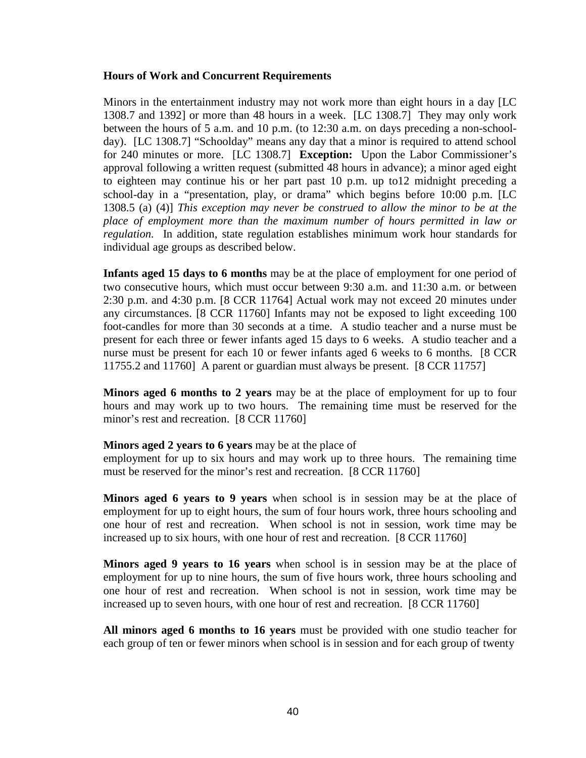**Hours of Work and Concurrent Requirements**

Minors in the entertainment industry may not work more than eight hours in a day [LC 1308.7 and 1392] or more than 48 hours in a week. [LC 1308.7] They may only work between the hours of 5 a.m. and 10 p.m. (to 12:30 a.m. on days preceding a non-school-day). [LC 1308.7] "Schoolday" means any day that a minor is required to attend school for 240 minutes or more. [LC 1308.7] **Exception:** Upon the Labor Commissioner's approval following a written request (submitted 48 hours in advance); a minor aged eight to eighteen may continue his or her part past 10 p.m. up to12 midnight preceding a school-day in a "presentation, play, or drama" which begins before 10:00 p.m. [LC 1308.5 (a) (4)] *This exception may never be construed to allow the minor to be at the place of employment more than the maximum number of hours permitted in law or regulation.* In addition, state regulation establishes minimum work hour standards for individual age groups as described below.

**Infants aged 15 days to 6 months** may be at the place of employment for one period of two consecutive hours, which must occur between 9:30 a.m. and 11:30 a.m. or between 2:30 p.m. and 4:30 p.m. [8 CCR 11764] Actual work may not exceed 20 minutes under any circumstances. [8 CCR 11760] Infants may not be exposed to light exceeding 100 foot-candles for more than 30 seconds at a time. A studio teacher and a nurse must be present for each three or fewer infants aged 15 days to 6 weeks. A studio teacher and a nurse must be present for each 10 or fewer infants aged 6 weeks to 6 months. [8 CCR 11755.2 and 11760] A parent or guardian must always be present. [8 CCR 11757]

**Minors aged 6 months to 2 years** may be at the place of employment for up to four hours and may work up to two hours. The remaining time must be reserved for the minor's rest and recreation. [8 CCR 11760]

**Minors aged 2 years to 6 years** may be at the place of employment for up to six hours and may work up to three hours. The remaining time must be reserved for the minor's rest and recreation. [8 CCR 11760]

**Minors aged 6 years to 9 years** when school is in session may be at the place of employment for up to eight hours, the sum of four hours work, three hours schooling and one hour of rest and recreation. When school is not in session, work time may be increased up to six hours, with one hour of rest and recreation. [8 CCR 11760]

**Minors aged 9 years to 16 years** when school is in session may be at the place of employment for up to nine hours, the sum of five hours work, three hours schooling and one hour of rest and recreation. When school is not in session, work time may be increased up to seven hours, with one hour of rest and recreation. [8 CCR 11760]

**All minors aged 6 months to 16 years** must be provided with one studio teacher for each group of ten or fewer minors when school is in session and for each group of twenty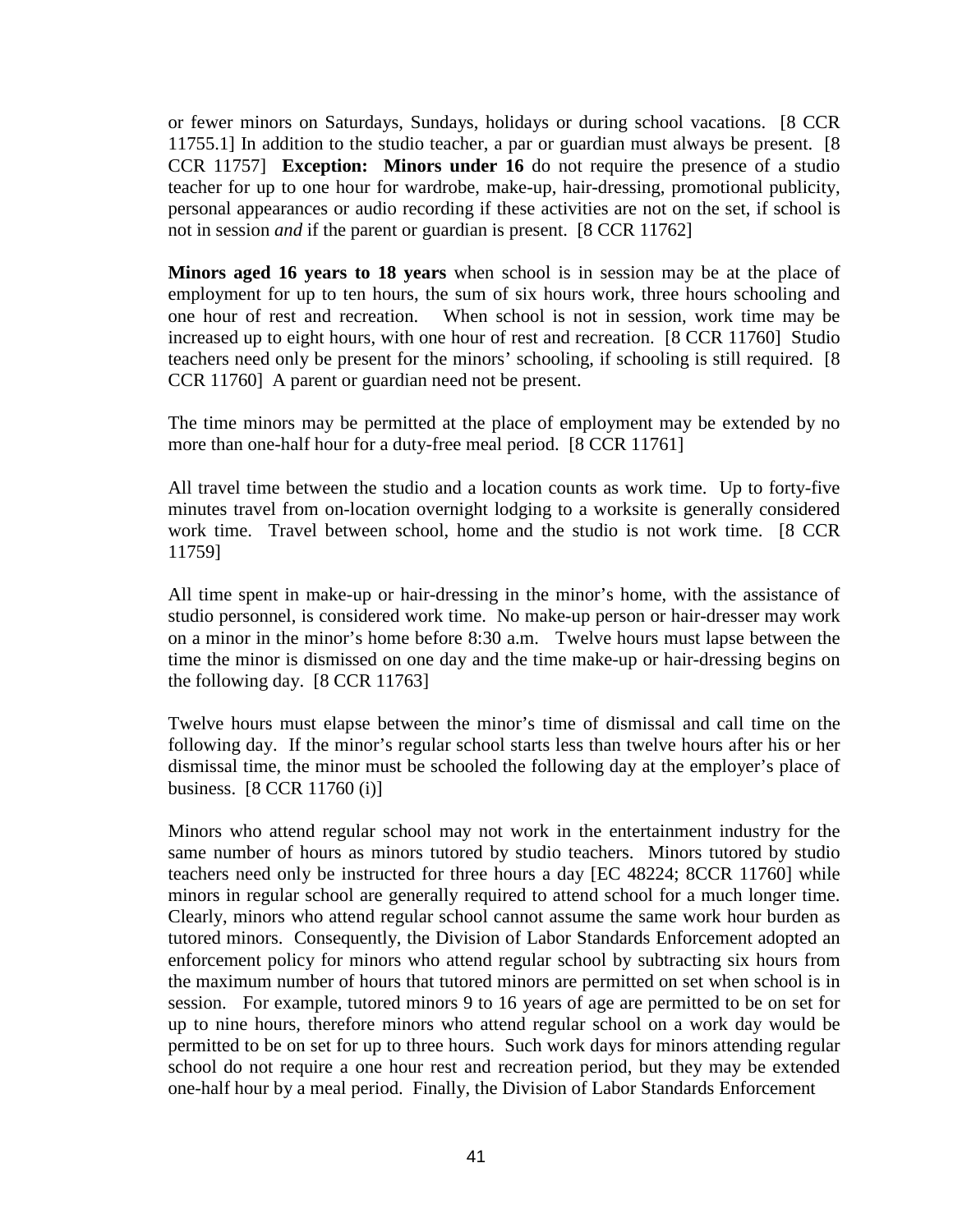or fewer minors on Saturdays, Sundays, holidays or during school vacations. [8 CCR 11755.1] In addition to the studio teacher, a par or guardian must always be present. [8 CCR 11757] **Exception: Minors under 16** do not require the presence of a studio teacher for up to one hour for wardrobe, make-up, hair-dressing, promotional publicity, personal appearances or audio recording if these activities are not on the set, if school is not in session *and* if the parent or guardian is present. [8 CCR 11762]

**Minors aged 16 years to 18 years** when school is in session may be at the place of employment for up to ten hours, the sum of six hours work, three hours schooling and one hour of rest and recreation. When school is not in session, work time may be increased up to eight hours, with one hour of rest and recreation. [8 CCR 11760] Studio teachers need only be present for the minors' schooling, if schooling is still required. [8 CCR 11760] A parent or guardian need not be present.

The time minors may be permitted at the place of employment may be extended by no more than one-half hour for a duty-free meal period. [8 CCR 11761]

All travel time between the studio and a location counts as work time. Up to forty-five minutes travel from on-location overnight lodging to a worksite is generally considered work time. Travel between school, home and the studio is not work time. [8 CCR 11759]

All time spent in make-up or hair-dressing in the minor's home, with the assistance of studio personnel, is considered work time. No make-up person or hair-dresser may work on a minor in the minor's home before 8:30 a.m. Twelve hours must lapse between the time the minor is dismissed on one day and the time make-up or hair-dressing begins on the following day. [8 CCR 11763]

Twelve hours must elapse between the minor's time of dismissal and call time on the following day. If the minor's regular school starts less than twelve hours after his or her dismissal time, the minor must be schooled the following day at the employer's place of business. [8 CCR 11760 (i)]

Minors who attend regular school may not work in the entertainment industry for the same number of hours as minors tutored by studio teachers. Minors tutored by studio teachers need only be instructed for three hours a day [EC 48224; 8CCR 11760] while minors in regular school are generally required to attend school for a much longer time. Clearly, minors who attend regular school cannot assume the same work hour burden as tutored minors. Consequently, the Division of Labor Standards Enforcement adopted an enforcement policy for minors who attend regular school by subtracting six hours from the maximum number of hours that tutored minors are permitted on set when school is in session. For example, tutored minors 9 to 16 years of age are permitted to be on set for up to nine hours, therefore minors who attend regular school on a work day would be permitted to be on set for up to three hours. Such work days for minors attending regular school do not require a one hour rest and recreation period, but they may be extended one-half hour by a meal period. Finally, the Division of Labor Standards Enforcement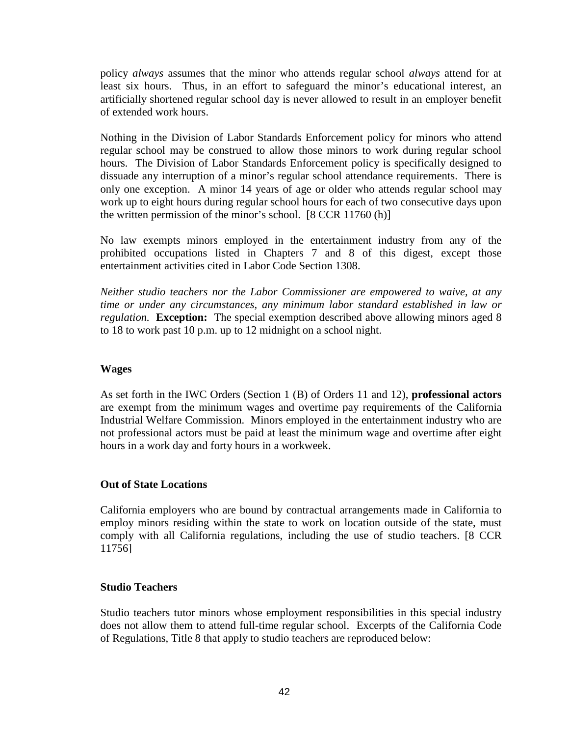policy *always* assumes that the minor who attends regular school *always* attend for at least six hours. Thus, in an effort to safeguard the minor's educational interest, an artificially shortened regular school day is never allowed to result in an employer benefit of extended work hours.

Nothing in the Division of Labor Standards Enforcement policy for minors who attend regular school may be construed to allow those minors to work during regular school hours. The Division of Labor Standards Enforcement policy is specifically designed to dissuade any interruption of a minor's regular school attendance requirements. There is only one exception. A minor 14 years of age or older who attends regular school may work up to eight hours during regular school hours for each of two consecutive days upon the written permission of the minor's school. [8 CCR 11760 (h)]

No law exempts minors employed in the entertainment industry from any of the prohibited occupations listed in Chapters 7 and 8 of this digest, except those entertainment activities cited in Labor Code Section 1308.

*Neither studio teachers nor the Labor Commissioner are empowered to waive, at any time or under any circumstances, any minimum labor standard established in law or regulation.* **Exception:** The special exemption described above allowing minors aged 8 to 18 to work past 10 p.m. up to 12 midnight on a school night.

#### Wages

As set forth in the IWC Orders (Section 1 (B) of Orders 11 and 12), **professional actors** are exempt from the minimum wages and overtime pay requirements of the California Industrial Welfare Commission. Minors employed in the entertainment industry who are not professional actors must be paid at least the minimum wage and overtime after eight hours in a work day and forty hours in a workweek.

#### Out of State Locations

California employers who are bound by contractual arrangements made in California to employ minors residing within the state to work on location outside of the state, must comply with all California regulations, including the use of studio teachers. [8 CCR 11756]

#### Studio Teachers

Studio teachers tutor minors whose employment responsibilities in this special industry does not allow them to attend full-time regular school. Excerpts of the California Code of Regulations, Title 8 that apply to studio teachers are reproduced below: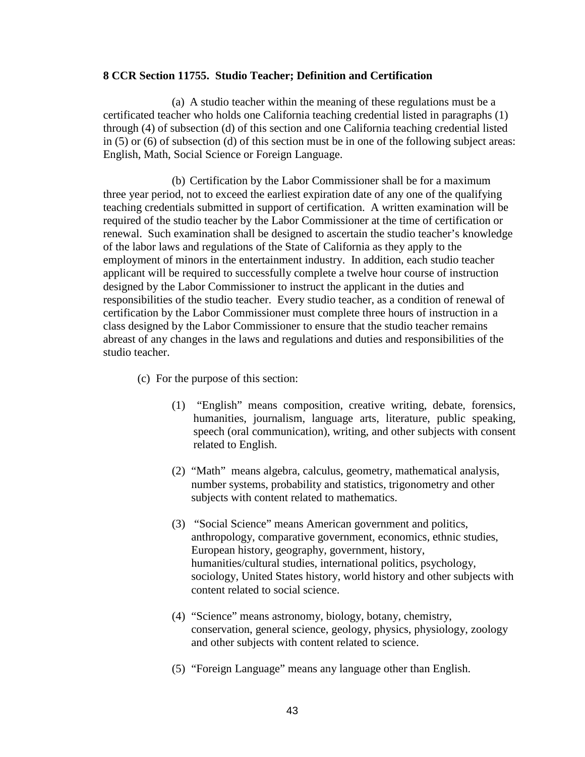**8 CCR Section 11755. Studio Teacher; Definition and Certification**

(a) A studio teacher within the meaning of these regulations must be a certificated teacher who holds one California teaching credential listed in paragraphs (1) through (4) of subsection (d) of this section and one California teaching credential listed in (5) or (6) of subsection (d) of this section must be in one of the following subject areas: English, Math, Social Science or Foreign Language.

(b) Certification by the Labor Commissioner shall be for a maximum three year period, not to exceed the earliest expiration date of any one of the qualifying teaching credentials submitted in support of certification. A written examination will be required of the studio teacher by the Labor Commissioner at the time of certification or renewal. Such examination shall be designed to ascertain the studio teacher's knowledge of the labor laws and regulations of the State of California as they apply to the employment of minors in the entertainment industry. In addition, each studio teacher applicant will be required to successfully complete a twelve hour course of instruction designed by the Labor Commissioner to instruct the applicant in the duties and responsibilities of the studio teacher. Every studio teacher, as a condition of renewal of certification by the Labor Commissioner must complete three hours of instruction in a class designed by the Labor Commissioner to ensure that the studio teacher remains abreast of any changes in the laws and regulations and duties and responsibilities of the studio teacher.

(c) For the purpose of this section:

(1) "English" means composition, creative writing, debate, forensics, humanities, journalism, language arts, literature, public speaking, speech (oral communication), writing, and other subjects with consent related to English.

(2) "Math" means algebra, calculus, geometry, mathematical analysis, number systems, probability and statistics, trigonometry and other subjects with content related to mathematics.

(3) "Social Science" means American government and politics, anthropology, comparative government, economics, ethnic studies, European history, geography, government, history, humanities/cultural studies, international politics, psychology, sociology, United States history, world history and other subjects with content related to social science.

(4) "Science" means astronomy, biology, botany, chemistry, conservation, general science, geology, physics, physiology, zoology and other subjects with content related to science.

(5) "Foreign Language" means any language other than English.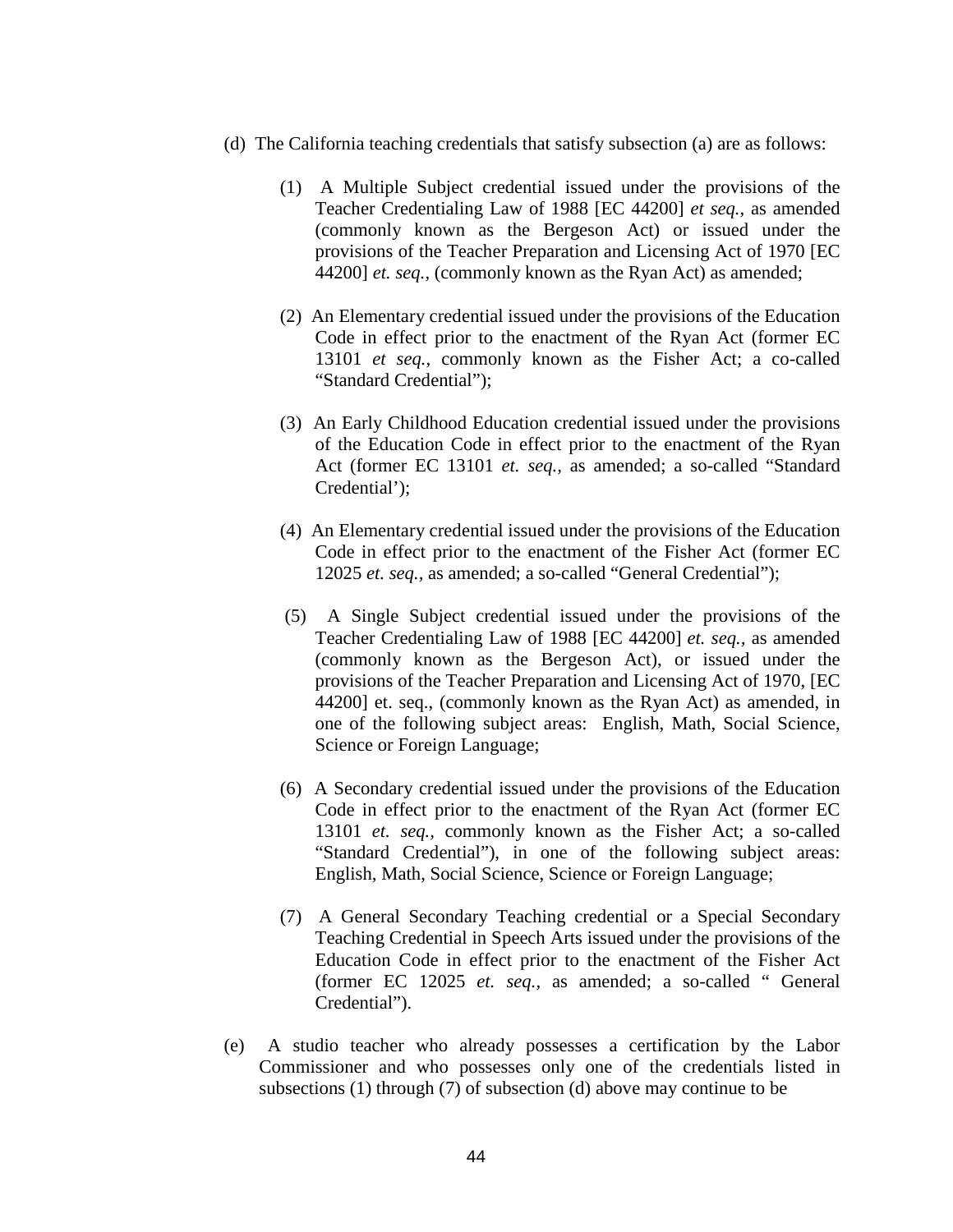(d) The California teaching credentials that satisfy subsection (a) are as follows:

(1) A Multiple Subject credential issued under the provisions of the Teacher Credentialing Law of 1988 [EC 44200] *et seq.*, as amended (commonly known as the Bergeson Act) or issued under the provisions of the Teacher Preparation and Licensing Act of 1970 [EC 44200] *et. seq.*, (commonly known as the Ryan Act) as amended;

(2) An Elementary credential issued under the provisions of the Education Code in effect prior to the enactment of the Ryan Act (former EC 13101 *et seq.*, commonly known as the Fisher Act; a co-called "Standard Credential");

(3) An Early Childhood Education credential issued under the provisions of the Education Code in effect prior to the enactment of the Ryan Act (former EC 13101 *et. seq.*, as amended; a so-called "Standard Credential');

(4) An Elementary credential issued under the provisions of the Education Code in effect prior to the enactment of the Fisher Act (former EC 12025 *et. seq.*, as amended; a so-called "General Credential");

(5) A Single Subject credential issued under the provisions of the Teacher Credentialing Law of 1988 [EC 44200] *et. seq.*, as amended (commonly known as the Bergeson Act), or issued under the provisions of the Teacher Preparation and Licensing Act of 1970, [EC 44200] et. seq., (commonly known as the Ryan Act) as amended, in one of the following subject areas: English, Math, Social Science, Science or Foreign Language;

(6) A Secondary credential issued under the provisions of the Education Code in effect prior to the enactment of the Ryan Act (former EC 13101 *et. seq.*, commonly known as the Fisher Act; a so-called "Standard Credential"), in one of the following subject areas: English, Math, Social Science, Science or Foreign Language;

(7) A General Secondary Teaching credential or a Special Secondary Teaching Credential in Speech Arts issued under the provisions of the Education Code in effect prior to the enactment of the Fisher Act (former EC 12025 *et. seq.*, as amended; a so-called " General Credential").

(e) A studio teacher who already possesses a certification by the Labor Commissioner and who possesses only one of the credentials listed in subsections (1) through (7) of subsection (d) above may continue to be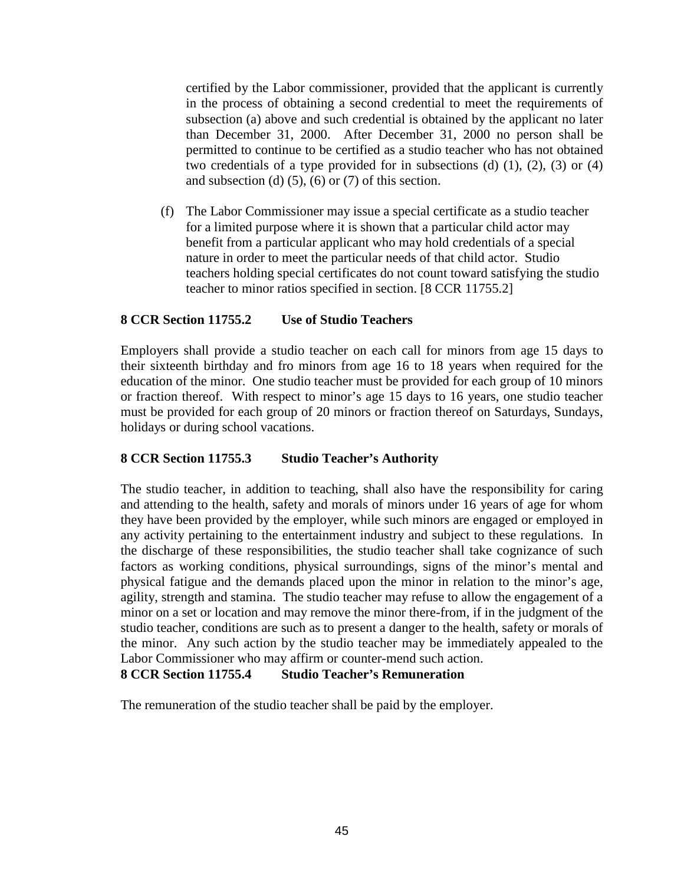certified by the Labor commissioner, provided that the applicant is currently in the process of obtaining a second credential to meet the requirements of subsection (a) above and such credential is obtained by the applicant no later than December 31, 2000. After December 31, 2000 no person shall be permitted to continue to be certified as a studio teacher who has not obtained two credentials of a type provided for in subsections (d) (1), (2), (3) or (4) and subsection (d) (5), (6) or (7) of this section.

(f) The Labor Commissioner may issue a special certificate as a studio teacher for a limited purpose where it is shown that a particular child actor may benefit from a particular applicant who may hold credentials of a special nature in order to meet the particular needs of that child actor. Studio teachers holding special certificates do not count toward satisfying the studio teacher to minor ratios specified in section. [8 CCR 11755.2]

**8 CCR Section 11755.2 Use of Studio Teachers**

Employers shall provide a studio teacher on each call for minors from age 15 days to their sixteenth birthday and fro minors from age 16 to 18 years when required for the education of the minor. One studio teacher must be provided for each group of 10 minors or fraction thereof. With respect to minor's age 15 days to 16 years, one studio teacher must be provided for each group of 20 minors or fraction thereof on Saturdays, Sundays, holidays or during school vacations.

**8 CCR Section 11755.3 Studio Teacher's Authority**

The studio teacher, in addition to teaching, shall also have the responsibility for caring and attending to the health, safety and morals of minors under 16 years of age for whom they have been provided by the employer, while such minors are engaged or employed in any activity pertaining to the entertainment industry and subject to these regulations. In the discharge of these responsibilities, the studio teacher shall take cognizance of such factors as working conditions, physical surroundings, signs of the minor's mental and physical fatigue and the demands placed upon the minor in relation to the minor's age, agility, strength and stamina. The studio teacher may refuse to allow the engagement of a minor on a set or location and may remove the minor there-from, if in the judgment of the studio teacher, conditions are such as to present a danger to the health, safety or morals of the minor. Any such action by the studio teacher may be immediately appealed to the Labor Commissioner who may affirm or counter-mend such action.

**8 CCR Section 11755.4 Studio Teacher's Remuneration**

The remuneration of the studio teacher shall be paid by the employer.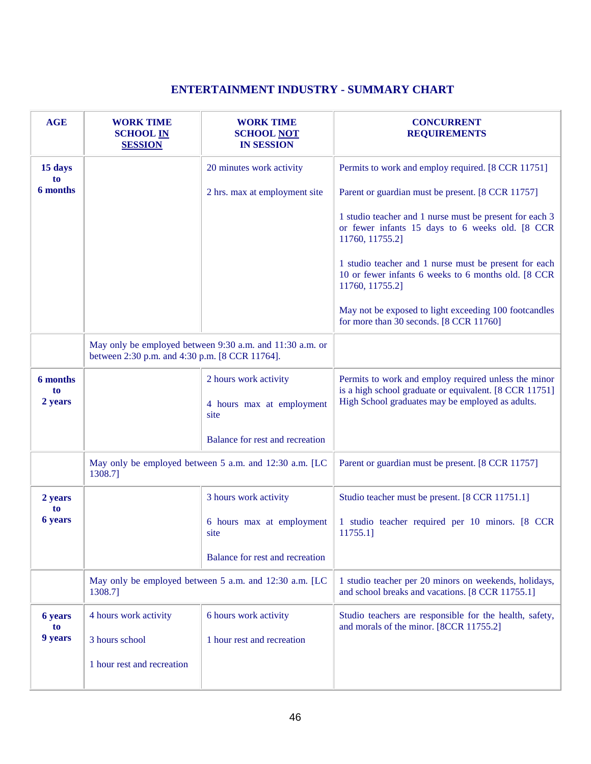## ENTERTAINMENT INDUSTRY - SUMMARY CHART

| AGE | WORK TIME SCHOOL IN SESSION | WORK TIME SCHOOL NOT IN SESSION | CONCURRENT REQUIREMENTS |
|---|---|---|---|
| **15 days to 6 months** | | 20 minutes work activity<br><br>2 hrs. max at employment site | Permits to work and employ required. [8 CCR 11751]<br><br>Parent or guardian must be present. [8 CCR 11757]<br><br>1 studio teacher and 1 nurse must be present for each 3 or fewer infants 15 days to 6 weeks old. [8 CCR 11760, 11755.2]<br><br>1 studio teacher and 1 nurse must be present for each 10 or fewer infants 6 weeks to 6 months old. [8 CCR 11760, 11755.2]<br><br>May not be exposed to light exceeding 100 footcandles for more than 30 seconds. [8 CCR 11760] |
| | May only be employed between 9:30 a.m. and 11:30 a.m. or between 2:30 p.m. and 4:30 p.m. [8 CCR 11764]. | | |
| **6 months to 2 years** | | 2 hours work activity<br><br>4 hours max at employment site<br><br>Balance for rest and recreation | Permits to work and employ required unless the minor is a high school graduate or equivalent. [8 CCR 11751] High School graduates may be employed as adults. |
| | May only be employed between 5 a.m. and 12:30 a.m. [LC 1308.7] | | Parent or guardian must be present. [8 CCR 11757] |
| **2 years to 6 years** | | 3 hours work activity<br><br>6 hours max at employment site<br><br>Balance for rest and recreation | Studio teacher must be present. [8 CCR 11751.1]<br><br>1 studio teacher required per 10 minors. [8 CCR 11755.1] |
| | May only be employed between 5 a.m. and 12:30 a.m. [LC 1308.7] | | 1 studio teacher per 20 minors on weekends, holidays, and school breaks and vacations. [8 CCR 11755.1] |
| **6 years to 9 years** | 4 hours work activity<br><br>3 hours school<br><br>1 hour rest and recreation | 6 hours work activity<br><br>1 hour rest and recreation | Studio teachers are responsible for the health, safety, and morals of the minor. [8CCR 11755.2] |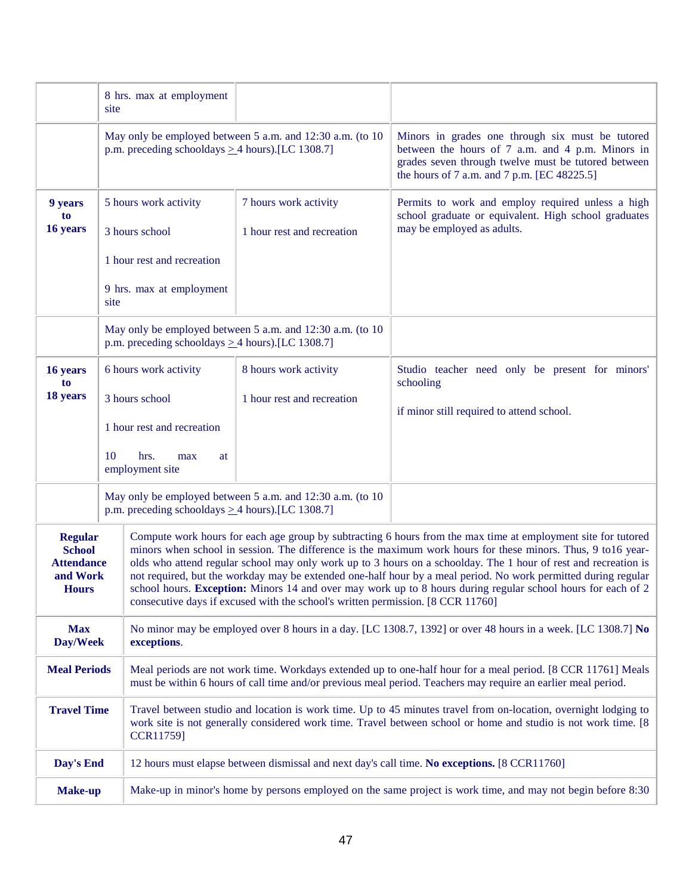| | | | |
|---|---|---|---|
| | 8 hrs. max at employment site | | |
| | May only be employed between 5 a.m. and 12:30 a.m. (to 10 p.m. preceding schooldays ≥ 4 hours).[LC 1308.7] | | Minors in grades one through six must be tutored between the hours of 7 a.m. and 4 p.m. Minors in grades seven through twelve must be tutored between the hours of 7 a.m. and 7 p.m. [EC 48225.5] |
| **9 years to 16 years** | 5 hours work activity<br><br>3 hours school<br><br>1 hour rest and recreation<br><br>9 hrs. max at employment site | 7 hours work activity<br><br>1 hour rest and recreation | Permits to work and employ required unless a high school graduate or equivalent. High school graduates may be employed as adults. |
| | May only be employed between 5 a.m. and 12:30 a.m. (to 10 p.m. preceding schooldays ≥ 4 hours).[LC 1308.7] | | |
| **16 years to 18 years** | 6 hours work activity<br><br>3 hours school<br><br>1 hour rest and recreation<br><br>10 hrs. max at employment site | 8 hours work activity<br><br>1 hour rest and recreation | Studio teacher need only be present for minors' schooling<br><br>if minor still required to attend school. |
| | May only be employed between 5 a.m. and 12:30 a.m. (to 10 p.m. preceding schooldays ≥ 4 hours).[LC 1308.7] | | |

| | |
|---|---|
| **Regular School Attendance and Work Hours** | Compute work hours for each age group by subtracting 6 hours from the max time at employment site for tutored minors when school in session. The difference is the maximum work hours for these minors. Thus, 9 to16 year-olds who attend regular school may only work up to 3 hours on a schoolday. The 1 hour of rest and recreation is not required, but the workday may be extended one-half hour by a meal period. No work permitted during regular school hours. **Exception:** Minors 14 and over may work up to 8 hours during regular school hours for each of 2 consecutive days if excused with the school's written permission. [8 CCR 11760] |
| **Max Day/Week** | No minor may be employed over 8 hours in a day. [LC 1308.7, 1392] or over 48 hours in a week. [LC 1308.7] **No exceptions**. |
| **Meal Periods** | Meal periods are not work time. Workdays extended up to one-half hour for a meal period. [8 CCR 11761] Meals must be within 6 hours of call time and/or previous meal period. Teachers may require an earlier meal period. |
| **Travel Time** | Travel between studio and location is work time. Up to 45 minutes travel from on-location, overnight lodging to work site is not generally considered work time. Travel between school or home and studio is not work time. [8 CCR11759] |
| **Day's End** | 12 hours must elapse between dismissal and next day's call time. **No exceptions.** [8 CCR11760] |
| **Make-up** | Make-up in minor's home by persons employed on the same project is work time, and may not begin before 8:30 |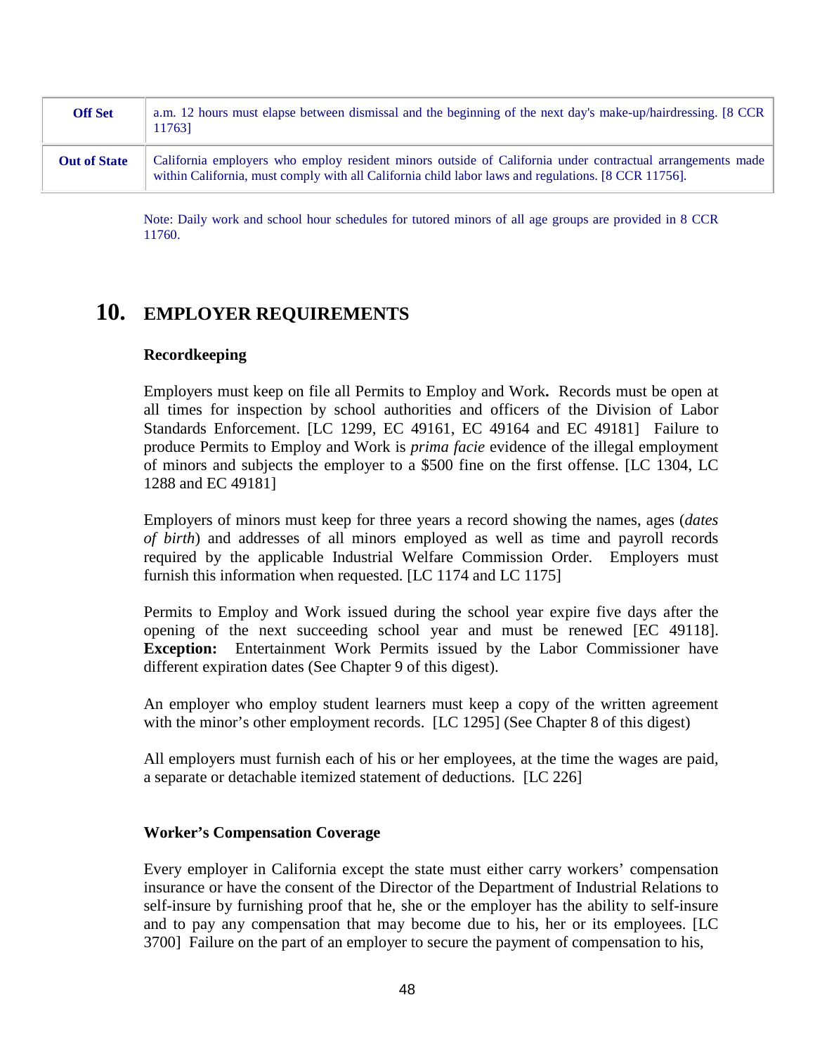| | |
|---|---|
| **Off Set** | a.m. 12 hours must elapse between dismissal and the beginning of the next day's make-up/hairdressing. [8 CCR 11763] |
| **Out of State** | California employers who employ resident minors outside of California under contractual arrangements made within California, must comply with all California child labor laws and regulations. [8 CCR 11756]. |

Note: Daily work and school hour schedules for tutored minors of all age groups are provided in 8 CCR 11760.

## 10. EMPLOYER REQUIREMENTS

### Recordkeeping

Employers must keep on file all Permits to Employ and Work**.** Records must be open at all times for inspection by school authorities and officers of the Division of Labor Standards Enforcement. [LC 1299, EC 49161, EC 49164 and EC 49181] Failure to produce Permits to Employ and Work is *prima facie* evidence of the illegal employment of minors and subjects the employer to a $500 fine on the first offense. [LC 1304, LC 1288 and EC 49181]

Employers of minors must keep for three years a record showing the names, ages (*dates of birth*) and addresses of all minors employed as well as time and payroll records required by the applicable Industrial Welfare Commission Order. Employers must furnish this information when requested. [LC 1174 and LC 1175]

Permits to Employ and Work issued during the school year expire five days after the opening of the next succeeding school year and must be renewed [EC 49118]. **Exception:** Entertainment Work Permits issued by the Labor Commissioner have different expiration dates (See Chapter 9 of this digest).

An employer who employ student learners must keep a copy of the written agreement with the minor's other employment records. [LC 1295] (See Chapter 8 of this digest)

All employers must furnish each of his or her employees, at the time the wages are paid, a separate or detachable itemized statement of deductions. [LC 226]

### Worker's Compensation Coverage

Every employer in California except the state must either carry workers' compensation insurance or have the consent of the Director of the Department of Industrial Relations to self-insure by furnishing proof that he, she or the employer has the ability to self-insure and to pay any compensation that may become due to his, her or its employees. [LC 3700] Failure on the part of an employer to secure the payment of compensation to his,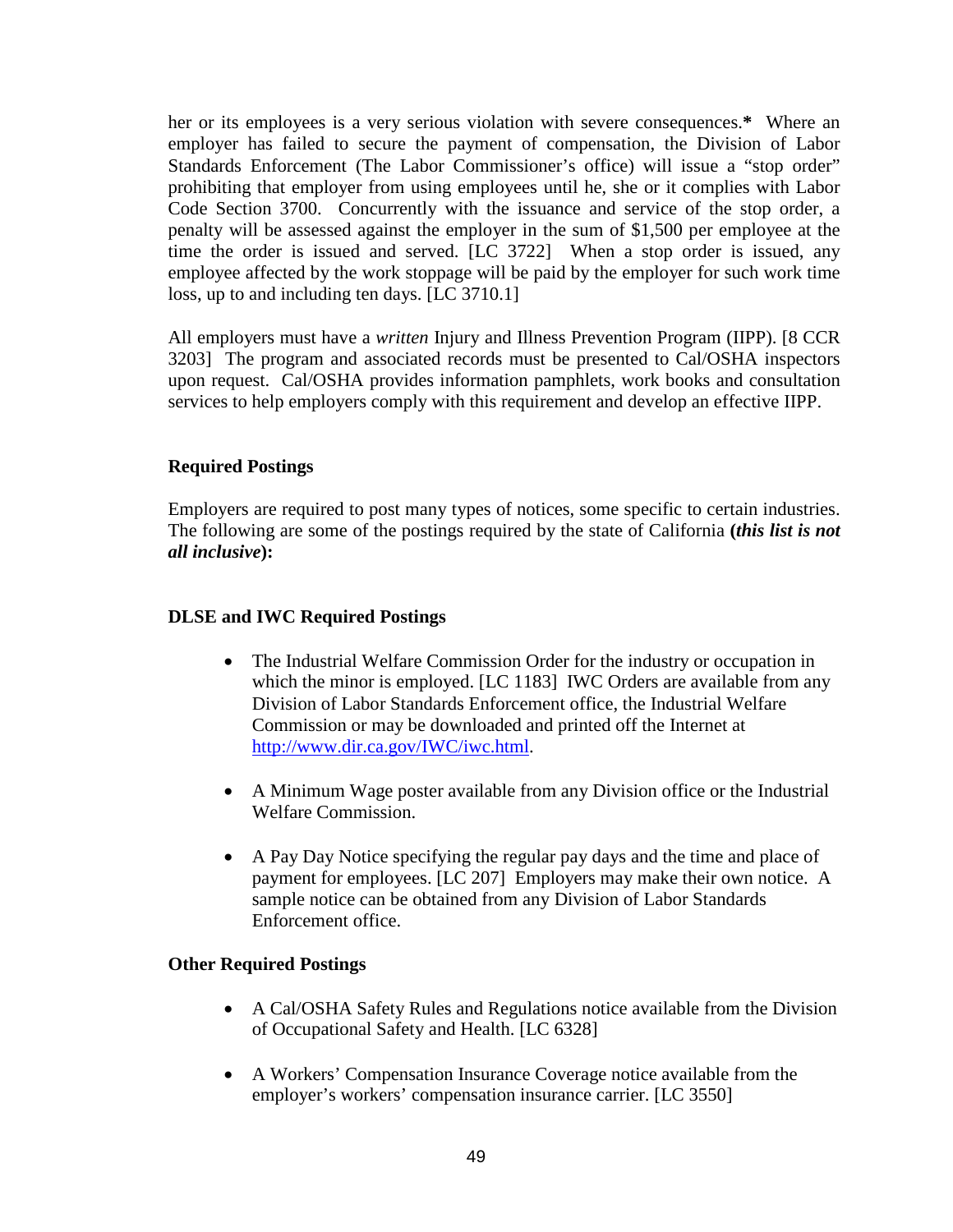her or its employees is a very serious violation with severe consequences.**\*** Where an employer has failed to secure the payment of compensation, the Division of Labor Standards Enforcement (The Labor Commissioner's office) will issue a "stop order" prohibiting that employer from using employees until he, she or it complies with Labor Code Section 3700. Concurrently with the issuance and service of the stop order, a penalty will be assessed against the employer in the sum of $1,500 per employee at the time the order is issued and served. [LC 3722] When a stop order is issued, any employee affected by the work stoppage will be paid by the employer for such work time loss, up to and including ten days. [LC 3710.1]

All employers must have a *written* Injury and Illness Prevention Program (IIPP). [8 CCR 3203] The program and associated records must be presented to Cal/OSHA inspectors upon request. Cal/OSHA provides information pamphlets, work books and consultation services to help employers comply with this requirement and develop an effective IIPP.

**Required Postings**

Employers are required to post many types of notices, some specific to certain industries. The following are some of the postings required by the state of California **(*this list is not all inclusive*):**

**DLSE and IWC Required Postings**

- The Industrial Welfare Commission Order for the industry or occupation in which the minor is employed. [LC 1183] IWC Orders are available from any Division of Labor Standards Enforcement office, the Industrial Welfare Commission or may be downloaded and printed off the Internet at http://www.dir.ca.gov/IWC/iwc.html.

- A Minimum Wage poster available from any Division office or the Industrial Welfare Commission.

- A Pay Day Notice specifying the regular pay days and the time and place of payment for employees. [LC 207] Employers may make their own notice. A sample notice can be obtained from any Division of Labor Standards Enforcement office.

**Other Required Postings**

- A Cal/OSHA Safety Rules and Regulations notice available from the Division of Occupational Safety and Health. [LC 6328]

- A Workers' Compensation Insurance Coverage notice available from the employer's workers' compensation insurance carrier. [LC 3550]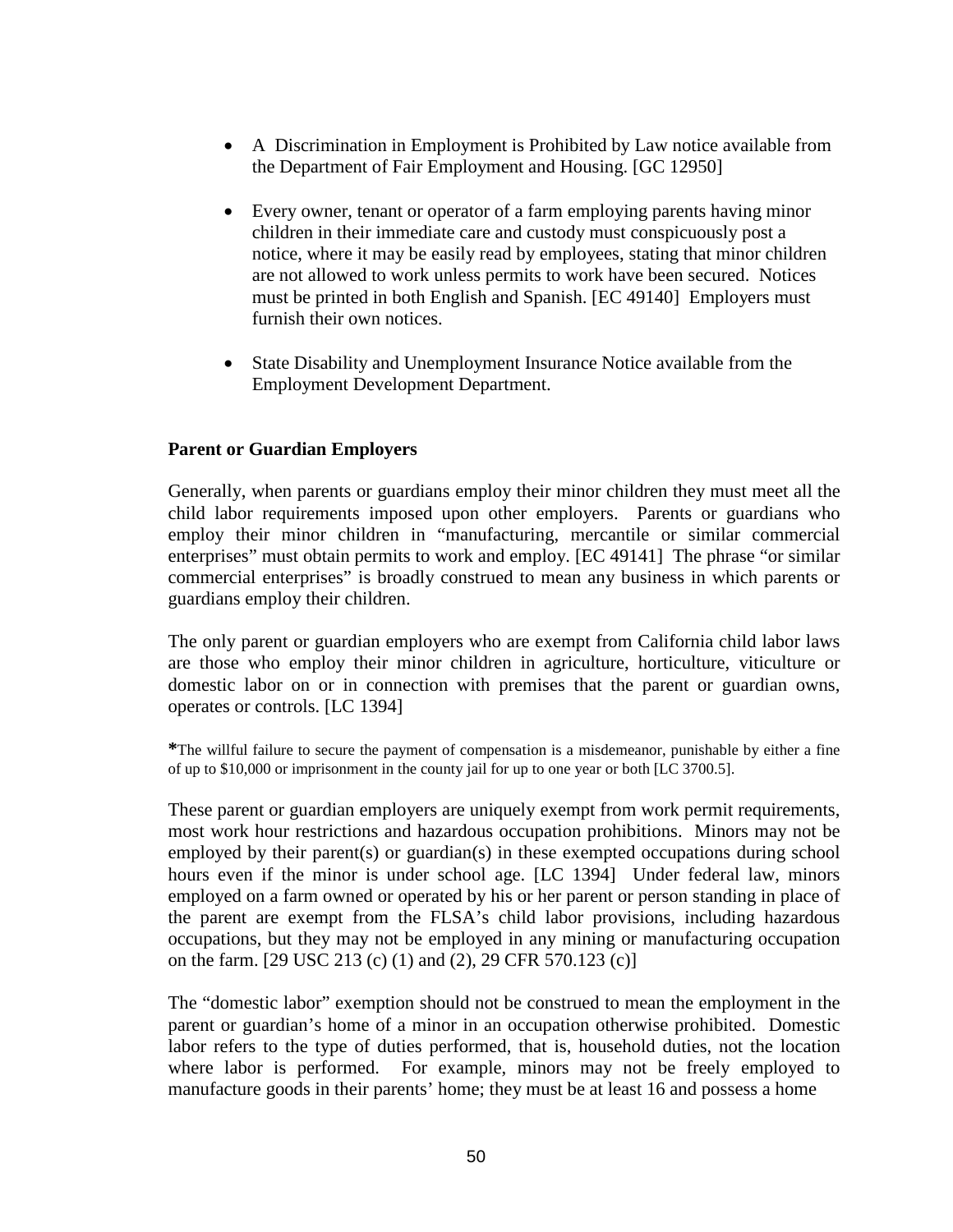- A Discrimination in Employment is Prohibited by Law notice available from the Department of Fair Employment and Housing. [GC 12950]

- Every owner, tenant or operator of a farm employing parents having minor children in their immediate care and custody must conspicuously post a notice, where it may be easily read by employees, stating that minor children are not allowed to work unless permits to work have been secured. Notices must be printed in both English and Spanish. [EC 49140] Employers must furnish their own notices.

- State Disability and Unemployment Insurance Notice available from the Employment Development Department.

**Parent or Guardian Employers**

Generally, when parents or guardians employ their minor children they must meet all the child labor requirements imposed upon other employers. Parents or guardians who employ their minor children in "manufacturing, mercantile or similar commercial enterprises" must obtain permits to work and employ. [EC 49141] The phrase "or similar commercial enterprises" is broadly construed to mean any business in which parents or guardians employ their children.

The only parent or guardian employers who are exempt from California child labor laws are those who employ their minor children in agriculture, horticulture, viticulture or domestic labor on or in connection with premises that the parent or guardian owns, operates or controls. [LC 1394]

*The willful failure to secure the payment of compensation is a misdemeanor, punishable by either a fine of up to $10,000 or imprisonment in the county jail for up to one year or both [LC 3700.5].

These parent or guardian employers are uniquely exempt from work permit requirements, most work hour restrictions and hazardous occupation prohibitions. Minors may not be employed by their parent(s) or guardian(s) in these exempted occupations during school hours even if the minor is under school age. [LC 1394] Under federal law, minors employed on a farm owned or operated by his or her parent or person standing in place of the parent are exempt from the FLSA's child labor provisions, including hazardous occupations, but they may not be employed in any mining or manufacturing occupation on the farm. [29 USC 213 (c) (1) and (2), 29 CFR 570.123 (c)]

The "domestic labor" exemption should not be construed to mean the employment in the parent or guardian's home of a minor in an occupation otherwise prohibited. Domestic labor refers to the type of duties performed, that is, household duties, not the location where labor is performed. For example, minors may not be freely employed to manufacture goods in their parents' home; they must be at least 16 and possess a home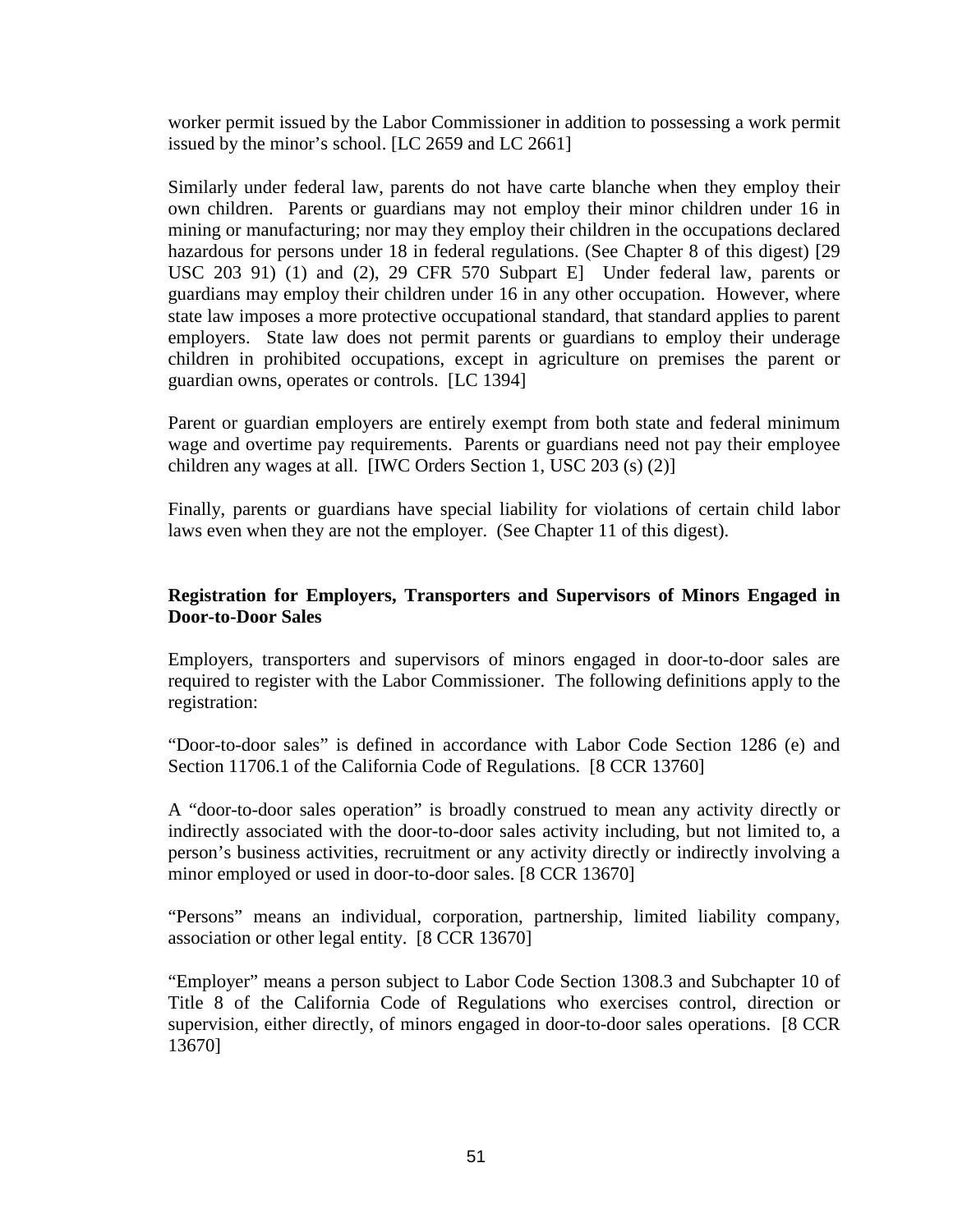worker permit issued by the Labor Commissioner in addition to possessing a work permit issued by the minor's school. [LC 2659 and LC 2661]

Similarly under federal law, parents do not have carte blanche when they employ their own children. Parents or guardians may not employ their minor children under 16 in mining or manufacturing; nor may they employ their children in the occupations declared hazardous for persons under 18 in federal regulations. (See Chapter 8 of this digest) [29 USC 203 91) (1) and (2), 29 CFR 570 Subpart E] Under federal law, parents or guardians may employ their children under 16 in any other occupation. However, where state law imposes a more protective occupational standard, that standard applies to parent employers. State law does not permit parents or guardians to employ their underage children in prohibited occupations, except in agriculture on premises the parent or guardian owns, operates or controls. [LC 1394]

Parent or guardian employers are entirely exempt from both state and federal minimum wage and overtime pay requirements. Parents or guardians need not pay their employee children any wages at all. [IWC Orders Section 1, USC 203 (s) (2)]

Finally, parents or guardians have special liability for violations of certain child labor laws even when they are not the employer. (See Chapter 11 of this digest).

**Registration for Employers, Transporters and Supervisors of Minors Engaged in Door-to-Door Sales**

Employers, transporters and supervisors of minors engaged in door-to-door sales are required to register with the Labor Commissioner. The following definitions apply to the registration:

"Door-to-door sales" is defined in accordance with Labor Code Section 1286 (e) and Section 11706.1 of the California Code of Regulations. [8 CCR 13760]

A "door-to-door sales operation" is broadly construed to mean any activity directly or indirectly associated with the door-to-door sales activity including, but not limited to, a person's business activities, recruitment or any activity directly or indirectly involving a minor employed or used in door-to-door sales. [8 CCR 13670]

"Persons" means an individual, corporation, partnership, limited liability company, association or other legal entity. [8 CCR 13670]

"Employer" means a person subject to Labor Code Section 1308.3 and Subchapter 10 of Title 8 of the California Code of Regulations who exercises control, direction or supervision, either directly, of minors engaged in door-to-door sales operations. [8 CCR 13670]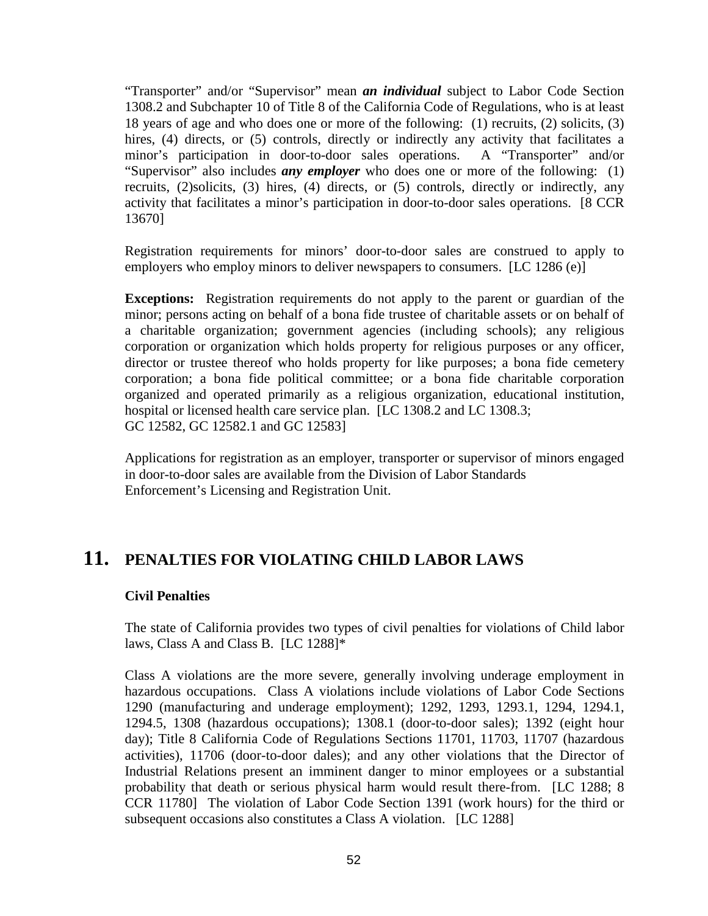"Transporter" and/or "Supervisor" mean ***an individual*** subject to Labor Code Section 1308.2 and Subchapter 10 of Title 8 of the California Code of Regulations, who is at least 18 years of age and who does one or more of the following: (1) recruits, (2) solicits, (3) hires, (4) directs, or (5) controls, directly or indirectly any activity that facilitates a minor's participation in door-to-door sales operations. A "Transporter" and/or "Supervisor" also includes ***any employer*** who does one or more of the following: (1) recruits, (2)solicits, (3) hires, (4) directs, or (5) controls, directly or indirectly, any activity that facilitates a minor's participation in door-to-door sales operations. [8 CCR 13670]

Registration requirements for minors' door-to-door sales are construed to apply to employers who employ minors to deliver newspapers to consumers. [LC 1286 (e)]

**Exceptions:** Registration requirements do not apply to the parent or guardian of the minor; persons acting on behalf of a bona fide trustee of charitable assets or on behalf of a charitable organization; government agencies (including schools); any religious corporation or organization which holds property for religious purposes or any officer, director or trustee thereof who holds property for like purposes; a bona fide cemetery corporation; a bona fide political committee; or a bona fide charitable corporation organized and operated primarily as a religious organization, educational institution, hospital or licensed health care service plan. [LC 1308.2 and LC 1308.3; GC 12582, GC 12582.1 and GC 12583]

Applications for registration as an employer, transporter or supervisor of minors engaged in door-to-door sales are available from the Division of Labor Standards Enforcement's Licensing and Registration Unit.

## 11. PENALTIES FOR VIOLATING CHILD LABOR LAWS

**Civil Penalties**

The state of California provides two types of civil penalties for violations of Child labor laws, Class A and Class B. [LC 1288]*

Class A violations are the more severe, generally involving underage employment in hazardous occupations. Class A violations include violations of Labor Code Sections 1290 (manufacturing and underage employment); 1292, 1293, 1293.1, 1294, 1294.1, 1294.5, 1308 (hazardous occupations); 1308.1 (door-to-door sales); 1392 (eight hour day); Title 8 California Code of Regulations Sections 11701, 11703, 11707 (hazardous activities), 11706 (door-to-door dales); and any other violations that the Director of Industrial Relations present an imminent danger to minor employees or a substantial probability that death or serious physical harm would result there-from. [LC 1288; 8 CCR 11780] The violation of Labor Code Section 1391 (work hours) for the third or subsequent occasions also constitutes a Class A violation. [LC 1288]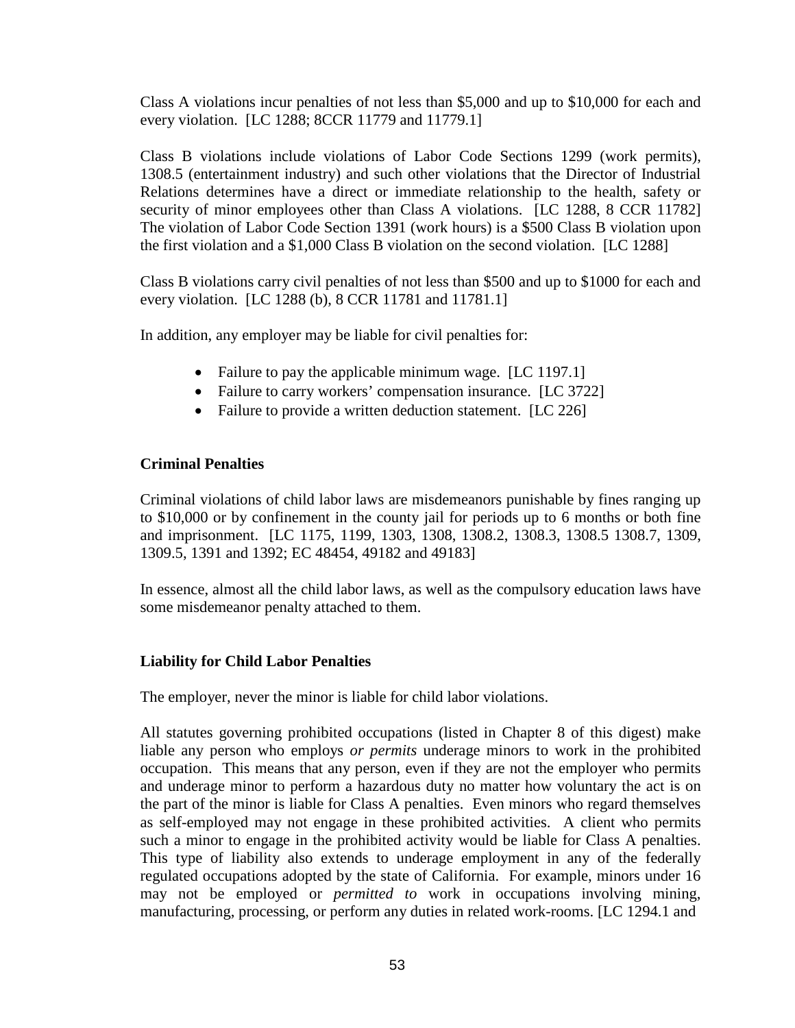Class A violations incur penalties of not less than $5,000 and up to $10,000 for each and every violation. [LC 1288; 8CCR 11779 and 11779.1]

Class B violations include violations of Labor Code Sections 1299 (work permits), 1308.5 (entertainment industry) and such other violations that the Director of Industrial Relations determines have a direct or immediate relationship to the health, safety or security of minor employees other than Class A violations. [LC 1288, 8 CCR 11782] The violation of Labor Code Section 1391 (work hours) is a $500 Class B violation upon the first violation and a $1,000 Class B violation on the second violation. [LC 1288]

Class B violations carry civil penalties of not less than $500 and up to $1000 for each and every violation. [LC 1288 (b), 8 CCR 11781 and 11781.1]

In addition, any employer may be liable for civil penalties for:

- Failure to pay the applicable minimum wage. [LC 1197.1]
- Failure to carry workers' compensation insurance. [LC 3722]
- Failure to provide a written deduction statement. [LC 226]

**Criminal Penalties**

Criminal violations of child labor laws are misdemeanors punishable by fines ranging up to $10,000 or by confinement in the county jail for periods up to 6 months or both fine and imprisonment. [LC 1175, 1199, 1303, 1308, 1308.2, 1308.3, 1308.5 1308.7, 1309, 1309.5, 1391 and 1392; EC 48454, 49182 and 49183]

In essence, almost all the child labor laws, as well as the compulsory education laws have some misdemeanor penalty attached to them.

**Liability for Child Labor Penalties**

The employer, never the minor is liable for child labor violations.

All statutes governing prohibited occupations (listed in Chapter 8 of this digest) make liable any person who employs *or permits* underage minors to work in the prohibited occupation. This means that any person, even if they are not the employer who permits and underage minor to perform a hazardous duty no matter how voluntary the act is on the part of the minor is liable for Class A penalties. Even minors who regard themselves as self-employed may not engage in these prohibited activities. A client who permits such a minor to engage in the prohibited activity would be liable for Class A penalties. This type of liability also extends to underage employment in any of the federally regulated occupations adopted by the state of California. For example, minors under 16 may not be employed or *permitted to* work in occupations involving mining, manufacturing, processing, or perform any duties in related work-rooms. [LC 1294.1 and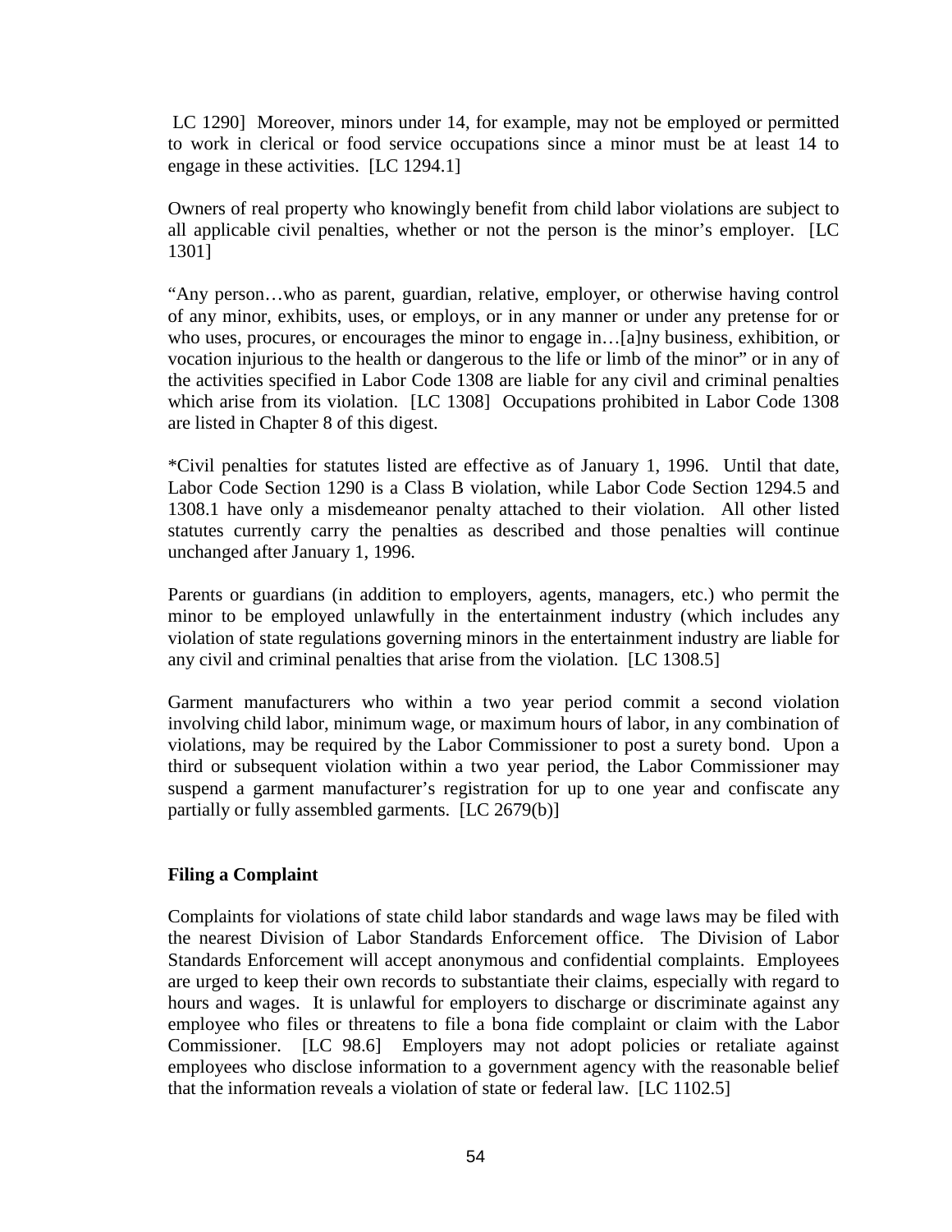LC 1290]  Moreover, minors under 14, for example, may not be employed or permitted to work in clerical or food service occupations since a minor must be at least 14 to engage in these activities.  [LC 1294.1]

Owners of real property who knowingly benefit from child labor violations are subject to all applicable civil penalties, whether or not the person is the minor's employer.  [LC 1301]

"Any person…who as parent, guardian, relative, employer, or otherwise having control of any minor, exhibits, uses, or employs, or in any manner or under any pretense for or who uses, procures, or encourages the minor to engage in…[a]ny business, exhibition, or vocation injurious to the health or dangerous to the life or limb of the minor" or in any of the activities specified in Labor Code 1308 are liable for any civil and criminal penalties which arise from its violation.  [LC 1308]  Occupations prohibited in Labor Code 1308 are listed in Chapter 8 of this digest.

*Civil penalties for statutes listed are effective as of January 1, 1996.  Until that date, Labor Code Section 1290 is a Class B violation, while Labor Code Section 1294.5 and 1308.1 have only a misdemeanor penalty attached to their violation.  All other listed statutes currently carry the penalties as described and those penalties will continue unchanged after January 1, 1996.

Parents or guardians (in addition to employers, agents, managers, etc.) who permit the minor to be employed unlawfully in the entertainment industry (which includes any violation of state regulations governing minors in the entertainment industry are liable for any civil and criminal penalties that arise from the violation.  [LC 1308.5]

Garment manufacturers who within a two year period commit a second violation involving child labor, minimum wage, or maximum hours of labor, in any combination of violations, may be required by the Labor Commissioner to post a surety bond.  Upon a third or subsequent violation within a two year period, the Labor Commissioner may suspend a garment manufacturer's registration for up to one year and confiscate any partially or fully assembled garments.  [LC 2679(b)]

**Filing a Complaint**

Complaints for violations of state child labor standards and wage laws may be filed with the nearest Division of Labor Standards Enforcement office.  The Division of Labor Standards Enforcement will accept anonymous and confidential complaints.  Employees are urged to keep their own records to substantiate their claims, especially with regard to hours and wages.  It is unlawful for employers to discharge or discriminate against any employee who files or threatens to file a bona fide complaint or claim with the Labor Commissioner.  [LC 98.6]  Employers may not adopt policies or retaliate against employees who disclose information to a government agency with the reasonable belief that the information reveals a violation of state or federal law.  [LC 1102.5]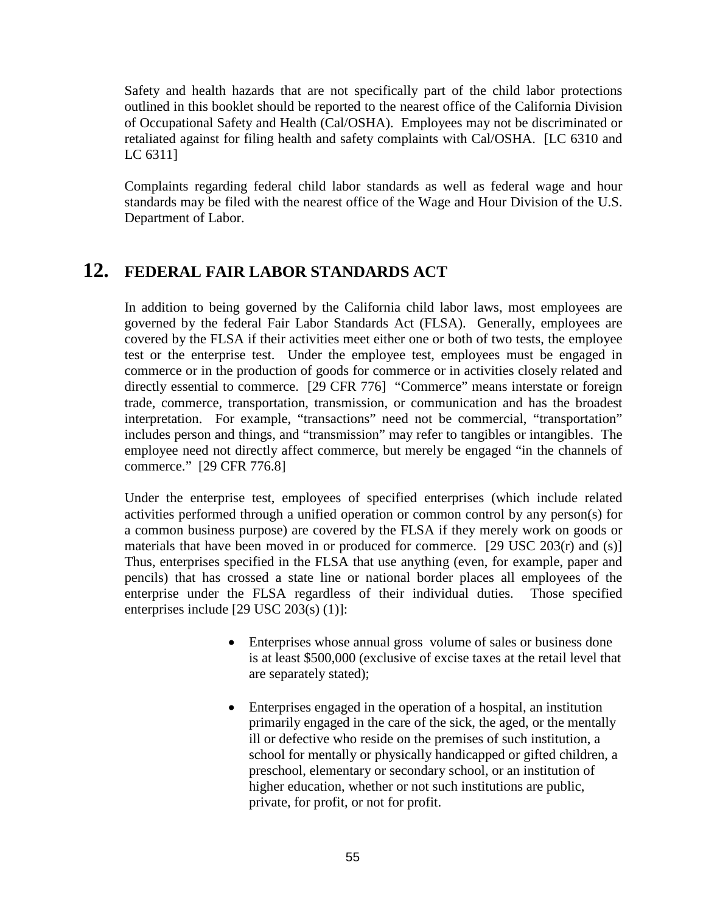Safety and health hazards that are not specifically part of the child labor protections outlined in this booklet should be reported to the nearest office of the California Division of Occupational Safety and Health (Cal/OSHA). Employees may not be discriminated or retaliated against for filing health and safety complaints with Cal/OSHA. [LC 6310 and LC 6311]

Complaints regarding federal child labor standards as well as federal wage and hour standards may be filed with the nearest office of the Wage and Hour Division of the U.S. Department of Labor.

## 12. FEDERAL FAIR LABOR STANDARDS ACT

In addition to being governed by the California child labor laws, most employees are governed by the federal Fair Labor Standards Act (FLSA). Generally, employees are covered by the FLSA if their activities meet either one or both of two tests, the employee test or the enterprise test. Under the employee test, employees must be engaged in commerce or in the production of goods for commerce or in activities closely related and directly essential to commerce. [29 CFR 776] "Commerce" means interstate or foreign trade, commerce, transportation, transmission, or communication and has the broadest interpretation. For example, "transactions" need not be commercial, "transportation" includes person and things, and "transmission" may refer to tangibles or intangibles. The employee need not directly affect commerce, but merely be engaged "in the channels of commerce." [29 CFR 776.8]

Under the enterprise test, employees of specified enterprises (which include related activities performed through a unified operation or common control by any person(s) for a common business purpose) are covered by the FLSA if they merely work on goods or materials that have been moved in or produced for commerce. [29 USC 203(r) and (s)] Thus, enterprises specified in the FLSA that use anything (even, for example, paper and pencils) that has crossed a state line or national border places all employees of the enterprise under the FLSA regardless of their individual duties. Those specified enterprises include [29 USC 203(s) (1)]:

- Enterprises whose annual gross volume of sales or business done is at least $500,000 (exclusive of excise taxes at the retail level that are separately stated);

- Enterprises engaged in the operation of a hospital, an institution primarily engaged in the care of the sick, the aged, or the mentally ill or defective who reside on the premises of such institution, a school for mentally or physically handicapped or gifted children, a preschool, elementary or secondary school, or an institution of higher education, whether or not such institutions are public, private, for profit, or not for profit.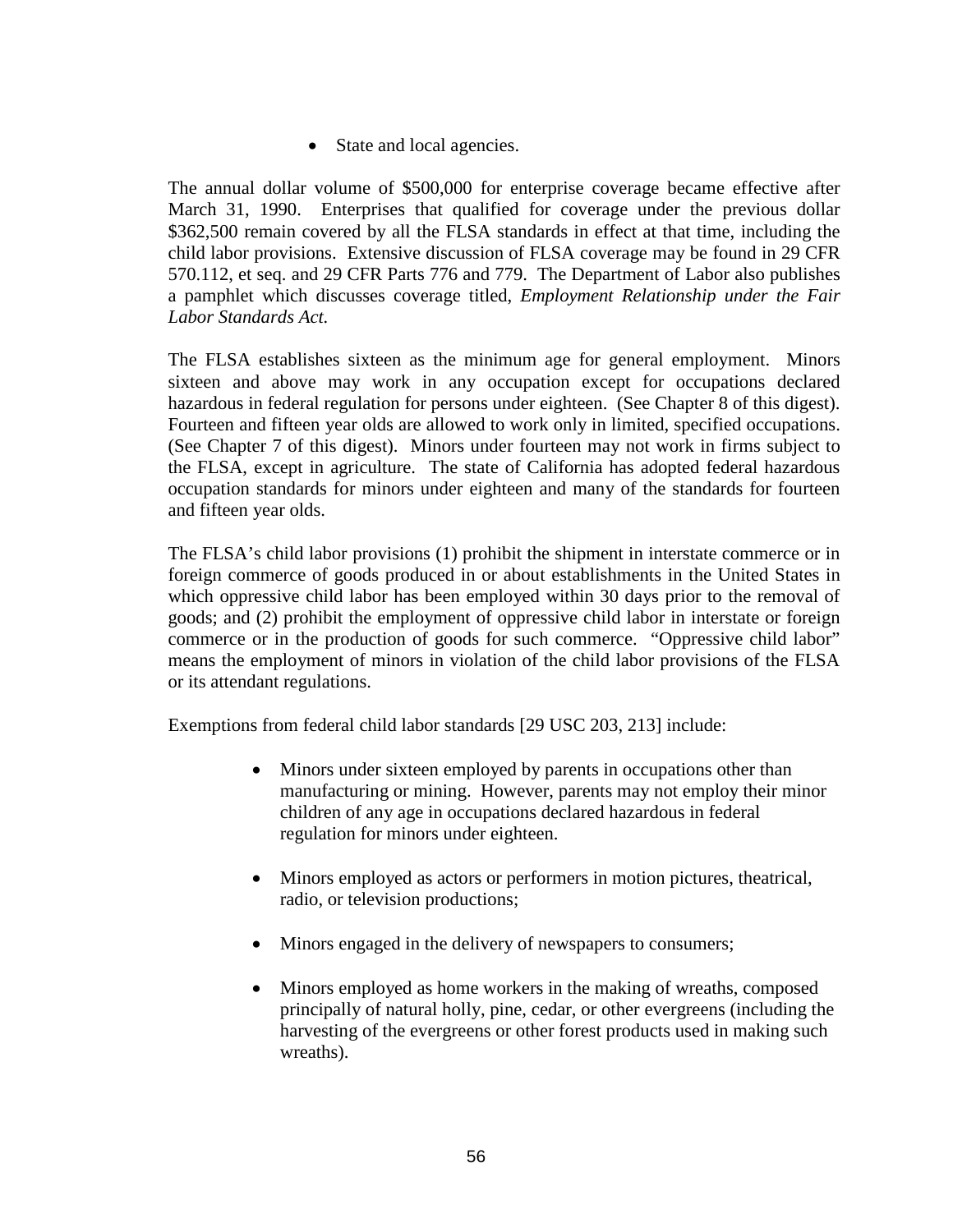- State and local agencies.

The annual dollar volume of $500,000 for enterprise coverage became effective after March 31, 1990. Enterprises that qualified for coverage under the previous dollar $362,500 remain covered by all the FLSA standards in effect at that time, including the child labor provisions. Extensive discussion of FLSA coverage may be found in 29 CFR 570.112, et seq. and 29 CFR Parts 776 and 779. The Department of Labor also publishes a pamphlet which discusses coverage titled, *Employment Relationship under the Fair Labor Standards Act.*

The FLSA establishes sixteen as the minimum age for general employment. Minors sixteen and above may work in any occupation except for occupations declared hazardous in federal regulation for persons under eighteen. (See Chapter 8 of this digest). Fourteen and fifteen year olds are allowed to work only in limited, specified occupations. (See Chapter 7 of this digest). Minors under fourteen may not work in firms subject to the FLSA, except in agriculture. The state of California has adopted federal hazardous occupation standards for minors under eighteen and many of the standards for fourteen and fifteen year olds.

The FLSA's child labor provisions (1) prohibit the shipment in interstate commerce or in foreign commerce of goods produced in or about establishments in the United States in which oppressive child labor has been employed within 30 days prior to the removal of goods; and (2) prohibit the employment of oppressive child labor in interstate or foreign commerce or in the production of goods for such commerce. "Oppressive child labor" means the employment of minors in violation of the child labor provisions of the FLSA or its attendant regulations.

Exemptions from federal child labor standards [29 USC 203, 213] include:

- Minors under sixteen employed by parents in occupations other than manufacturing or mining. However, parents may not employ their minor children of any age in occupations declared hazardous in federal regulation for minors under eighteen.

- Minors employed as actors or performers in motion pictures, theatrical, radio, or television productions;

- Minors engaged in the delivery of newspapers to consumers;

- Minors employed as home workers in the making of wreaths, composed principally of natural holly, pine, cedar, or other evergreens (including the harvesting of the evergreens or other forest products used in making such wreaths).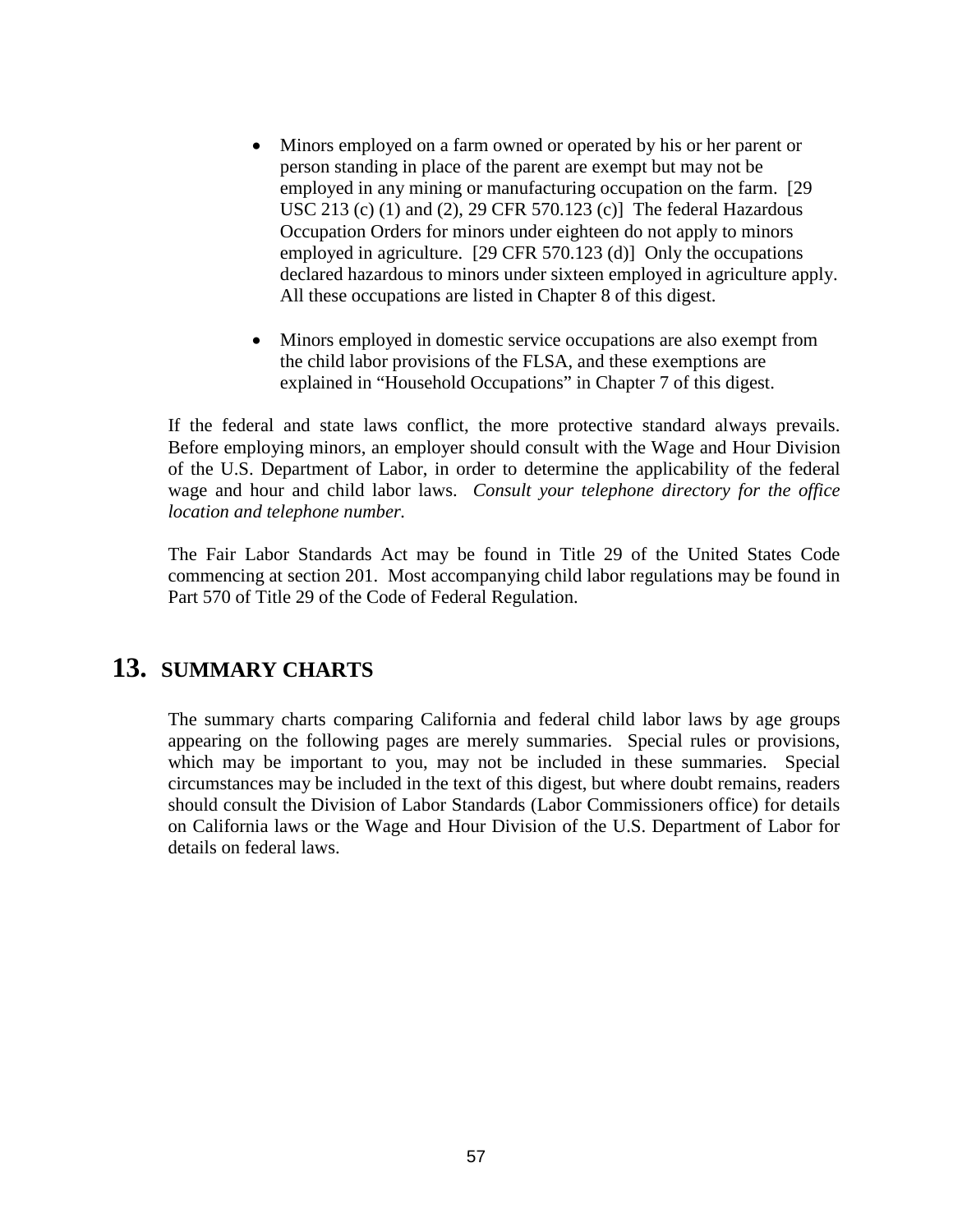- Minors employed on a farm owned or operated by his or her parent or person standing in place of the parent are exempt but may not be employed in any mining or manufacturing occupation on the farm. [29 USC 213 (c) (1) and (2), 29 CFR 570.123 (c)] The federal Hazardous Occupation Orders for minors under eighteen do not apply to minors employed in agriculture. [29 CFR 570.123 (d)] Only the occupations declared hazardous to minors under sixteen employed in agriculture apply. All these occupations are listed in Chapter 8 of this digest.

- Minors employed in domestic service occupations are also exempt from the child labor provisions of the FLSA, and these exemptions are explained in "Household Occupations" in Chapter 7 of this digest.

If the federal and state laws conflict, the more protective standard always prevails. Before employing minors, an employer should consult with the Wage and Hour Division of the U.S. Department of Labor, in order to determine the applicability of the federal wage and hour and child labor laws. *Consult your telephone directory for the office location and telephone number.*

The Fair Labor Standards Act may be found in Title 29 of the United States Code commencing at section 201. Most accompanying child labor regulations may be found in Part 570 of Title 29 of the Code of Federal Regulation.

# 13. SUMMARY CHARTS

The summary charts comparing California and federal child labor laws by age groups appearing on the following pages are merely summaries. Special rules or provisions, which may be important to you, may not be included in these summaries. Special circumstances may be included in the text of this digest, but where doubt remains, readers should consult the Division of Labor Standards (Labor Commissioners office) for details on California laws or the Wage and Hour Division of the U.S. Department of Labor for details on federal laws.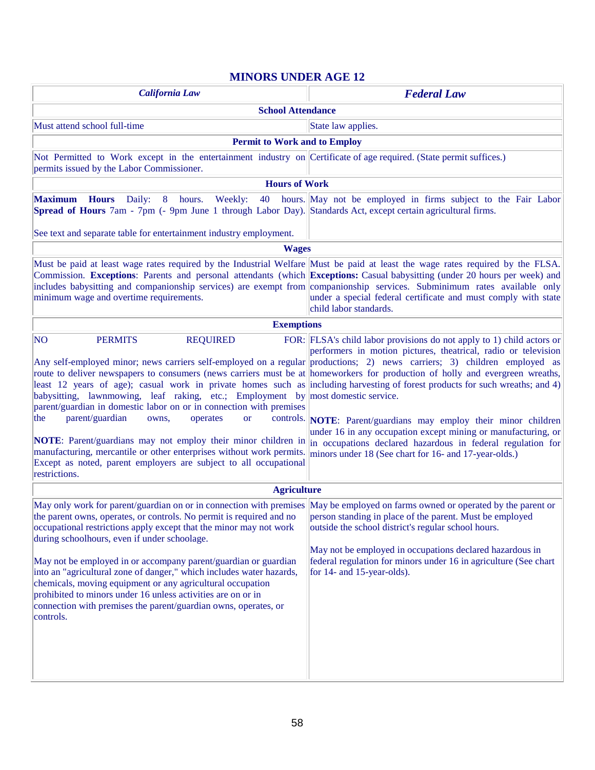## MINORS UNDER AGE 12

| *California Law* | *Federal Law* |
|---|---|
| **School Attendance** | |
| Must attend school full-time | State law applies. |
| **Permit to Work and to Employ** | |
| Not Permitted to Work except in the entertainment industry on permits issued by the Labor Commissioner. | Certificate of age required. (State permit suffices.) |
| **Hours of Work** | |
| **Maximum Hours** Daily: 8 hours. Weekly: 40 hours. **Spread of Hours** 7am - 7pm (- 9pm June 1 through Labor Day).<br><br>See text and separate table for entertainment industry employment. | May not be employed in firms subject to the Fair Labor Standards Act, except certain agricultural firms. |
| **Wages** | |
| Must be paid at least wage rates required by the Industrial Welfare Commission. **Exceptions**: Parents and personal attendants (which includes babysitting and companionship services) are exempt from minimum wage and overtime requirements. | Must be paid at least the wage rates required by the FLSA. **Exceptions:** Casual babysitting (under 20 hours per week) and companionship services. Subminimum rates available only under a special federal certificate and must comply with state child labor standards. |
| **Exemptions** | |
| NO PERMITS REQUIRED FOR:<br><br>Any self-employed minor; news carriers self-employed on a regular route to deliver newspapers to consumers (news carriers must be at least 12 years of age); casual work in private homes such as babysitting, lawnmowing, leaf raking, etc.; Employment by parent/guardian in domestic labor on or in connection with premises the parent/guardian owns, operates or controls.<br><br>**NOTE**: Parent/guardians may not employ their minor children in manufacturing, mercantile or other enterprises without work permits. Except as noted, parent employers are subject to all occupational restrictions. | FLSA's child labor provisions do not apply to 1) child actors or performers in motion pictures, theatrical, radio or television productions; 2) news carriers; 3) children employed as homeworkers for production of holly and evergreen wreaths, including harvesting of forest products for such wreaths; and 4) most domestic service.<br><br>**NOTE**: Parent/guardians may employ their minor children under 16 in any occupation except mining or manufacturing, or in occupations declared hazardous in federal regulation for minors under 18 (See chart for 16- and 17-year-olds.) |
| **Agriculture** | |
| May only work for parent/guardian on or in connection with premises the parent owns, operates, or controls. No permit is required and no occupational restrictions apply except that the minor may not work during schoolhours, even if under schoolage.<br><br>May not be employed in or accompany parent/guardian or guardian into an "agricultural zone of danger," which includes water hazards, chemicals, moving equipment or any agricultural occupation prohibited to minors under 16 unless activities are on or in connection with premises the parent/guardian owns, operates, or controls. | May be employed on farms owned or operated by the parent or person standing in place of the parent. Must be employed outside the school district's regular school hours.<br><br>May not be employed in occupations declared hazardous in federal regulation for minors under 16 in agriculture (See chart for 14- and 15-year-olds). |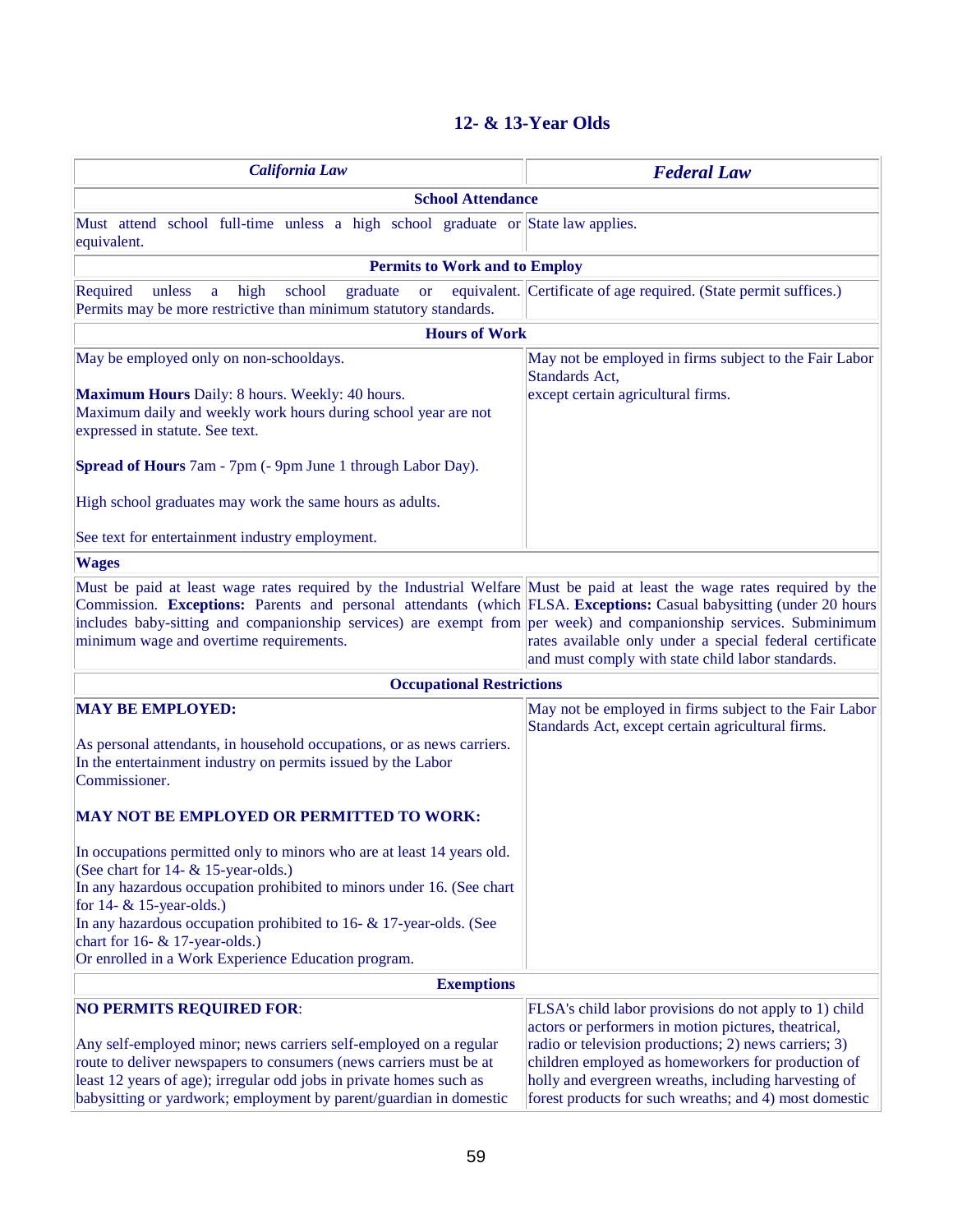## 12- & 13-Year Olds

| *California Law* | *Federal Law* |
|---|---|
| **School Attendance** | |
| Must attend school full-time unless a high school graduate or equivalent. | State law applies. |
| **Permits to Work and to Employ** | |
| Required unless a high school graduate or equivalent. Permits may be more restrictive than minimum statutory standards. | Certificate of age required. (State permit suffices.) |
| **Hours of Work** | |
| May be employed only on non-schooldays.<br><br>**Maximum Hours** Daily: 8 hours. Weekly: 40 hours.<br>Maximum daily and weekly work hours during school year are not expressed in statute. See text.<br><br>**Spread of Hours** 7am - 7pm (- 9pm June 1 through Labor Day).<br><br>High school graduates may work the same hours as adults.<br><br>See text for entertainment industry employment. | May not be employed in firms subject to the Fair Labor Standards Act,<br>except certain agricultural firms. |
| **Wages** | |
| Must be paid at least wage rates required by the Industrial Welfare Commission. **Exceptions:** Parents and personal attendants (which includes baby-sitting and companionship services) are exempt from minimum wage and overtime requirements. | Must be paid at least the wage rates required by the FLSA. **Exceptions:** Casual babysitting (under 20 hours per week) and companionship services. Subminimum rates available only under a special federal certificate and must comply with state child labor standards. |
| **Occupational Restrictions** | |
| **MAY BE EMPLOYED:**<br><br>As personal attendants, in household occupations, or as news carriers.<br>In the entertainment industry on permits issued by the Labor Commissioner.<br><br>**MAY NOT BE EMPLOYED OR PERMITTED TO WORK:**<br><br>In occupations permitted only to minors who are at least 14 years old. (See chart for 14- & 15-year-olds.)<br>In any hazardous occupation prohibited to minors under 16. (See chart for 14- & 15-year-olds.)<br>In any hazardous occupation prohibited to 16- & 17-year-olds. (See chart for 16- & 17-year-olds.)<br>Or enrolled in a Work Experience Education program. | May not be employed in firms subject to the Fair Labor Standards Act, except certain agricultural firms. |
| **Exemptions** | |
| **NO PERMITS REQUIRED FOR**:<br><br>Any self-employed minor; news carriers self-employed on a regular route to deliver newspapers to consumers (news carriers must be at least 12 years of age); irregular odd jobs in private homes such as babysitting or yardwork; employment by parent/guardian in domestic | FLSA's child labor provisions do not apply to 1) child actors or performers in motion pictures, theatrical, radio or television productions; 2) news carriers; 3) children employed as homeworkers for production of holly and evergreen wreaths, including harvesting of forest products for such wreaths; and 4) most domestic |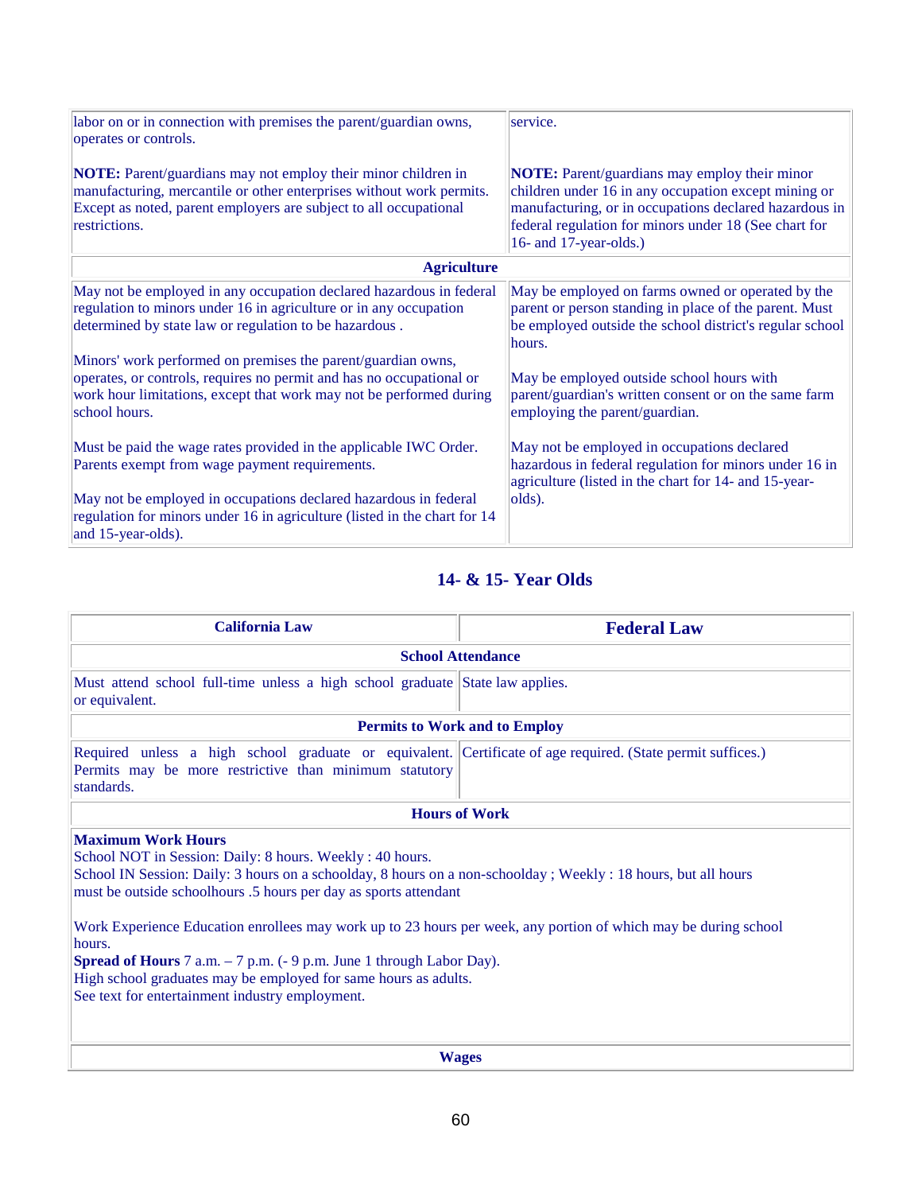| | |
|---|---|
| labor on or in connection with premises the parent/guardian owns, operates or controls.<br><br>**NOTE:** Parent/guardians may not employ their minor children in manufacturing, mercantile or other enterprises without work permits. Except as noted, parent employers are subject to all occupational restrictions. | service.<br><br>**NOTE:** Parent/guardians may employ their minor children under 16 in any occupation except mining or manufacturing, or in occupations declared hazardous in federal regulation for minors under 18 (See chart for 16- and 17-year-olds.) |
| **Agriculture** | |
| May not be employed in any occupation declared hazardous in federal regulation to minors under 16 in agriculture or in any occupation determined by state law or regulation to be hazardous .<br><br>Minors' work performed on premises the parent/guardian owns, operates, or controls, requires no permit and has no occupational or work hour limitations, except that work may not be performed during school hours.<br><br>Must be paid the wage rates provided in the applicable IWC Order. Parents exempt from wage payment requirements.<br><br>May not be employed in occupations declared hazardous in federal regulation for minors under 16 in agriculture (listed in the chart for 14 and 15-year-olds). | May be employed on farms owned or operated by the parent or person standing in place of the parent. Must be employed outside the school district's regular school hours.<br><br>May be employed outside school hours with parent/guardian's written consent or on the same farm employing the parent/guardian.<br><br>May not be employed in occupations declared hazardous in federal regulation for minors under 16 in agriculture (listed in the chart for 14- and 15-year-olds). |

## 14- & 15- Year Olds

| California Law | Federal Law |
|---|---|
| **School Attendance** | |
| Must attend school full-time unless a high school graduate or equivalent. | State law applies. |
| **Permits to Work and to Employ** | |
| Required unless a high school graduate or equivalent. Permits may be more restrictive than minimum statutory standards. | Certificate of age required. (State permit suffices.) |
| **Hours of Work** | |
| **Maximum Work Hours**<br>School NOT in Session: Daily: 8 hours. Weekly : 40 hours.<br>School IN Session: Daily: 3 hours on a schoolday, 8 hours on a non-schoolday ; Weekly : 18 hours, but all hours must be outside schoolhours .5 hours per day as sports attendant<br><br>Work Experience Education enrollees may work up to 23 hours per week, any portion of which may be during school hours.<br>**Spread of Hours** 7 a.m. – 7 p.m. (- 9 p.m. June 1 through Labor Day).<br>High school graduates may be employed for same hours as adults.<br>See text for entertainment industry employment. | |
| **Wages** | |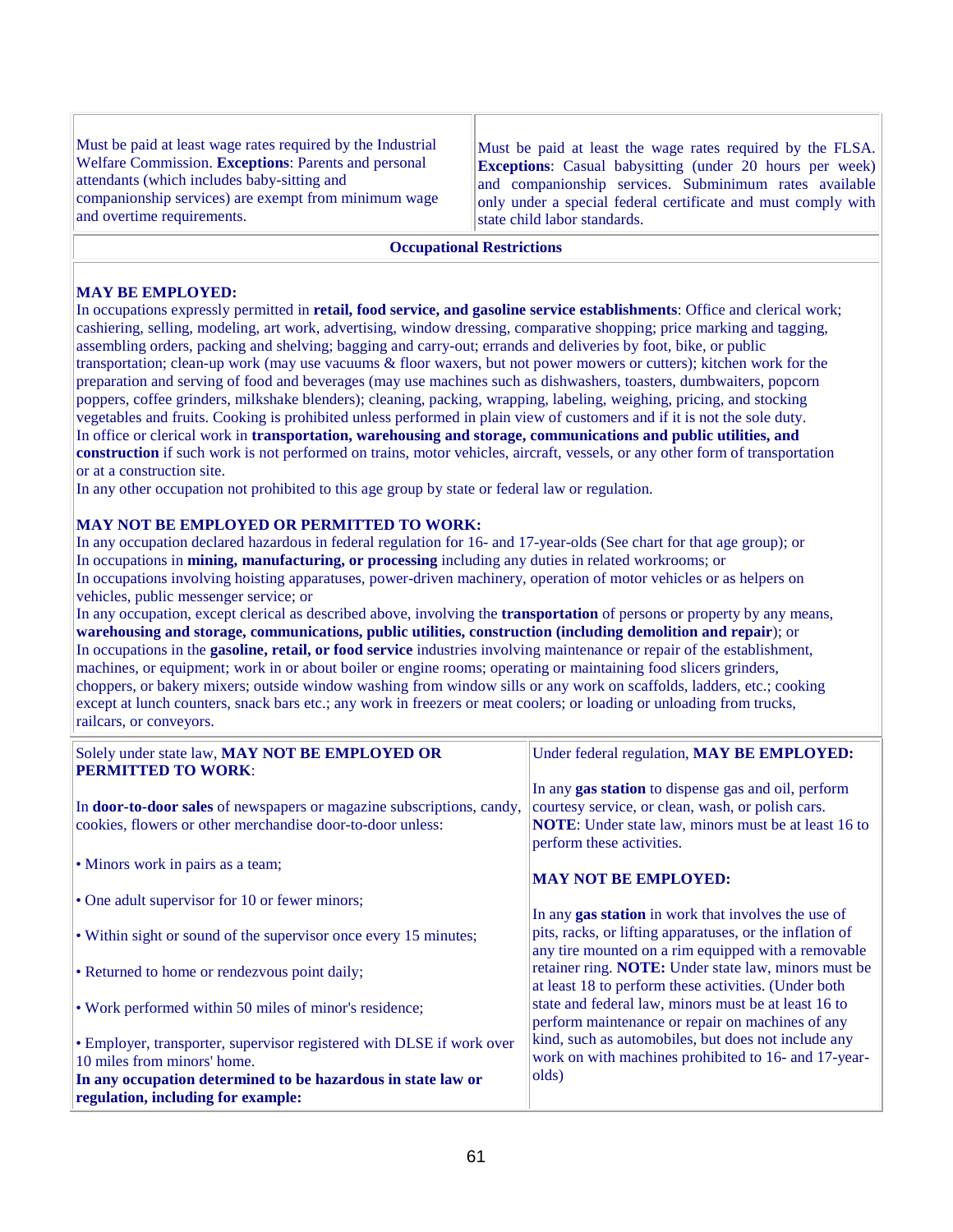| | |
|---|---|
| Must be paid at least wage rates required by the Industrial Welfare Commission. **Exceptions**: Parents and personal attendants (which includes baby-sitting and companionship services) are exempt from minimum wage and overtime requirements. | Must be paid at least the wage rates required by the FLSA. **Exceptions**: Casual babysitting (under 20 hours per week) and companionship services. Subminimum rates available only under a special federal certificate and must comply with state child labor standards. |

**Occupational Restrictions**

**MAY BE EMPLOYED:**

In occupations expressly permitted in **retail, food service, and gasoline service establishments**: Office and clerical work; cashiering, selling, modeling, art work, advertising, window dressing, comparative shopping; price marking and tagging, assembling orders, packing and shelving; bagging and carry-out; errands and deliveries by foot, bike, or public transportation; clean-up work (may use vacuums & floor waxers, but not power mowers or cutters); kitchen work for the preparation and serving of food and beverages (may use machines such as dishwashers, toasters, dumbwaiters, popcorn poppers, coffee grinders, milkshake blenders); cleaning, packing, wrapping, labeling, weighing, pricing, and stocking vegetables and fruits. Cooking is prohibited unless performed in plain view of customers and if it is not the sole duty.

In office or clerical work in **transportation, warehousing and storage, communications and public utilities, and construction** if such work is not performed on trains, motor vehicles, aircraft, vessels, or any other form of transportation or at a construction site.

In any other occupation not prohibited to this age group by state or federal law or regulation.

**MAY NOT BE EMPLOYED OR PERMITTED TO WORK:**

In any occupation declared hazardous in federal regulation for 16- and 17-year-olds (See chart for that age group); or

In occupations in **mining, manufacturing, or processing** including any duties in related workrooms; or

In occupations involving hoisting apparatuses, power-driven machinery, operation of motor vehicles or as helpers on vehicles, public messenger service; or

In any occupation, except clerical as described above, involving the **transportation** of persons or property by any means, **warehousing and storage, communications, public utilities, construction (including demolition and repair**); or

In occupations in the **gasoline, retail, or food service** industries involving maintenance or repair of the establishment, machines, or equipment; work in or about boiler or engine rooms; operating or maintaining food slicers grinders, choppers, or bakery mixers; outside window washing from window sills or any work on scaffolds, ladders, etc.; cooking except at lunch counters, snack bars etc.; any work in freezers or meat coolers; or loading or unloading from trucks, railcars, or conveyors.

| | |
|---|---|
| Solely under state law, **MAY NOT BE EMPLOYED OR PERMITTED TO WORK**:<br><br>In **door-to-door sales** of newspapers or magazine subscriptions, candy, cookies, flowers or other merchandise door-to-door unless:<br><br>• Minors work in pairs as a team;<br><br>• One adult supervisor for 10 or fewer minors;<br><br>• Within sight or sound of the supervisor once every 15 minutes;<br><br>• Returned to home or rendezvous point daily;<br><br>• Work performed within 50 miles of minor's residence;<br><br>• Employer, transporter, supervisor registered with DLSE if work over 10 miles from minors' home.<br>**In any occupation determined to be hazardous in state law or regulation, including for example:** | Under federal regulation, **MAY BE EMPLOYED:**<br><br>In any **gas station** to dispense gas and oil, perform courtesy service, or clean, wash, or polish cars. **NOTE**: Under state law, minors must be at least 16 to perform these activities.<br><br>**MAY NOT BE EMPLOYED:**<br><br>In any **gas station** in work that involves the use of pits, racks, or lifting apparatuses, or the inflation of any tire mounted on a rim equipped with a removable retainer ring. **NOTE:** Under state law, minors must be at least 18 to perform these activities. (Under both state and federal law, minors must be at least 16 to perform maintenance or repair on machines of any kind, such as automobiles, but does not include any work on with machines prohibited to 16- and 17-year-olds) |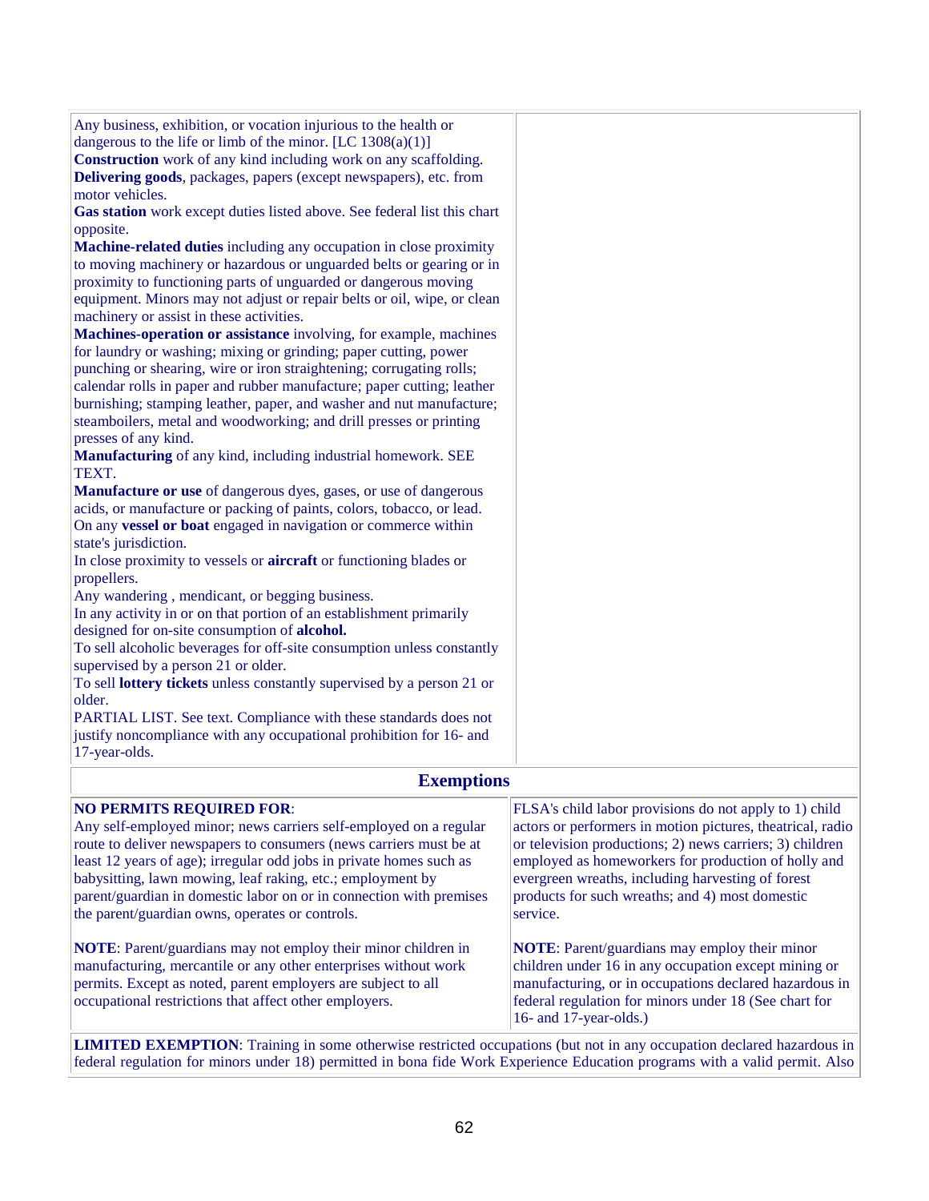| | |
|---|---|
| Any business, exhibition, or vocation injurious to the health or dangerous to the life or limb of the minor. [LC 1308(a)(1)]<br>**Construction** work of any kind including work on any scaffolding.<br>**Delivering goods**, packages, papers (except newspapers), etc. from motor vehicles.<br>**Gas station** work except duties listed above. See federal list this chart opposite.<br>**Machine-related duties** including any occupation in close proximity to moving machinery or hazardous or unguarded belts or gearing or in proximity to functioning parts of unguarded or dangerous moving equipment. Minors may not adjust or repair belts or oil, wipe, or clean machinery or assist in these activities.<br>**Machines-operation or assistance** involving, for example, machines for laundry or washing; mixing or grinding; paper cutting, power punching or shearing, wire or iron straightening; corrugating rolls; calendar rolls in paper and rubber manufacture; paper cutting; leather burnishing; stamping leather, paper, and washer and nut manufacture; steamboilers, metal and woodworking; and drill presses or printing presses of any kind.<br>**Manufacturing** of any kind, including industrial homework. SEE TEXT.<br>**Manufacture or use** of dangerous dyes, gases, or use of dangerous acids, or manufacture or packing of paints, colors, tobacco, or lead.<br>On any **vessel or boat** engaged in navigation or commerce within state's jurisdiction.<br>In close proximity to vessels or **aircraft** or functioning blades or propellers.<br>Any wandering , mendicant, or begging business.<br>In any activity in or on that portion of an establishment primarily designed for on-site consumption of **alcohol.**<br>To sell alcoholic beverages for off-site consumption unless constantly supervised by a person 21 or older.<br>To sell **lottery tickets** unless constantly supervised by a person 21 or older.<br>PARTIAL LIST. See text. Compliance with these standards does not justify noncompliance with any occupational prohibition for 16- and 17-year-olds. | |

## Exemptions

| | |
|---|---|
| **NO PERMITS REQUIRED FOR**:<br>Any self-employed minor; news carriers self-employed on a regular route to deliver newspapers to consumers (news carriers must be at least 12 years of age); irregular odd jobs in private homes such as babysitting, lawn mowing, leaf raking, etc.; employment by parent/guardian in domestic labor on or in connection with premises the parent/guardian owns, operates or controls.<br><br>**NOTE**: Parent/guardians may not employ their minor children in manufacturing, mercantile or any other enterprises without work permits. Except as noted, parent employers are subject to all occupational restrictions that affect other employers. | FLSA's child labor provisions do not apply to 1) child actors or performers in motion pictures, theatrical, radio or television productions; 2) news carriers; 3) children employed as homeworkers for production of holly and evergreen wreaths, including harvesting of forest products for such wreaths; and 4) most domestic service.<br><br>**NOTE**: Parent/guardians may employ their minor children under 16 in any occupation except mining or manufacturing, or in occupations declared hazardous in federal regulation for minors under 18 (See chart for 16- and 17-year-olds.) |

**LIMITED EXEMPTION**: Training in some otherwise restricted occupations (but not in any occupation declared hazardous in federal regulation for minors under 18) permitted in bona fide Work Experience Education programs with a valid permit. Also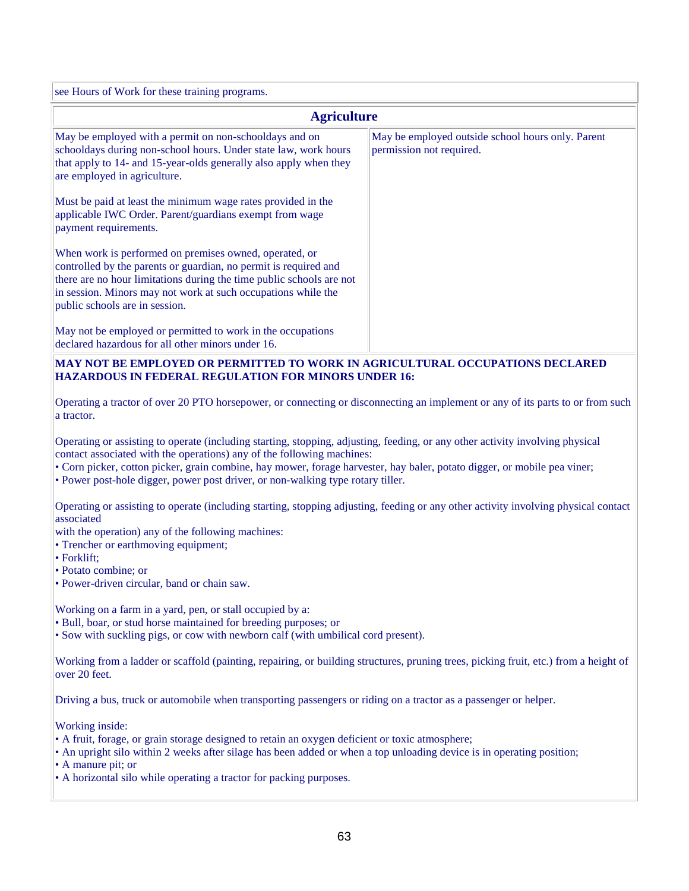| see Hours of Work for these training programs. |
|---|

| Agriculture | |
|---|---|
| May be employed with a permit on non-schooldays and on schooldays during non-school hours. Under state law, work hours that apply to 14- and 15-year-olds generally also apply when they are employed in agriculture.<br><br>Must be paid at least the minimum wage rates provided in the applicable IWC Order. Parent/guardians exempt from wage payment requirements.<br><br>When work is performed on premises owned, operated, or controlled by the parents or guardian, no permit is required and there are no hour limitations during the time public schools are not in session. Minors may not work at such occupations while the public schools are in session.<br><br>May not be employed or permitted to work in the occupations declared hazardous for all other minors under 16. | May be employed outside school hours only. Parent permission not required. |

**MAY NOT BE EMPLOYED OR PERMITTED TO WORK IN AGRICULTURAL OCCUPATIONS DECLARED HAZARDOUS IN FEDERAL REGULATION FOR MINORS UNDER 16:**

Operating a tractor of over 20 PTO horsepower, or connecting or disconnecting an implement or any of its parts to or from such a tractor.

Operating or assisting to operate (including starting, stopping, adjusting, feeding, or any other activity involving physical contact associated with the operations) any of the following machines:
- Corn picker, cotton picker, grain combine, hay mower, forage harvester, hay baler, potato digger, or mobile pea viner;
- Power post-hole digger, power post driver, or non-walking type rotary tiller.

Operating or assisting to operate (including starting, stopping adjusting, feeding or any other activity involving physical contact associated with the operation) any of the following machines:
- Trencher or earthmoving equipment;
- Forklift;
- Potato combine; or
- Power-driven circular, band or chain saw.

Working on a farm in a yard, pen, or stall occupied by a:
- Bull, boar, or stud horse maintained for breeding purposes; or
- Sow with suckling pigs, or cow with newborn calf (with umbilical cord present).

Working from a ladder or scaffold (painting, repairing, or building structures, pruning trees, picking fruit, etc.) from a height of over 20 feet.

Driving a bus, truck or automobile when transporting passengers or riding on a tractor as a passenger or helper.

Working inside:
- A fruit, forage, or grain storage designed to retain an oxygen deficient or toxic atmosphere;
- An upright silo within 2 weeks after silage has been added or when a top unloading device is in operating position;
- A manure pit; or
- A horizontal silo while operating a tractor for packing purposes.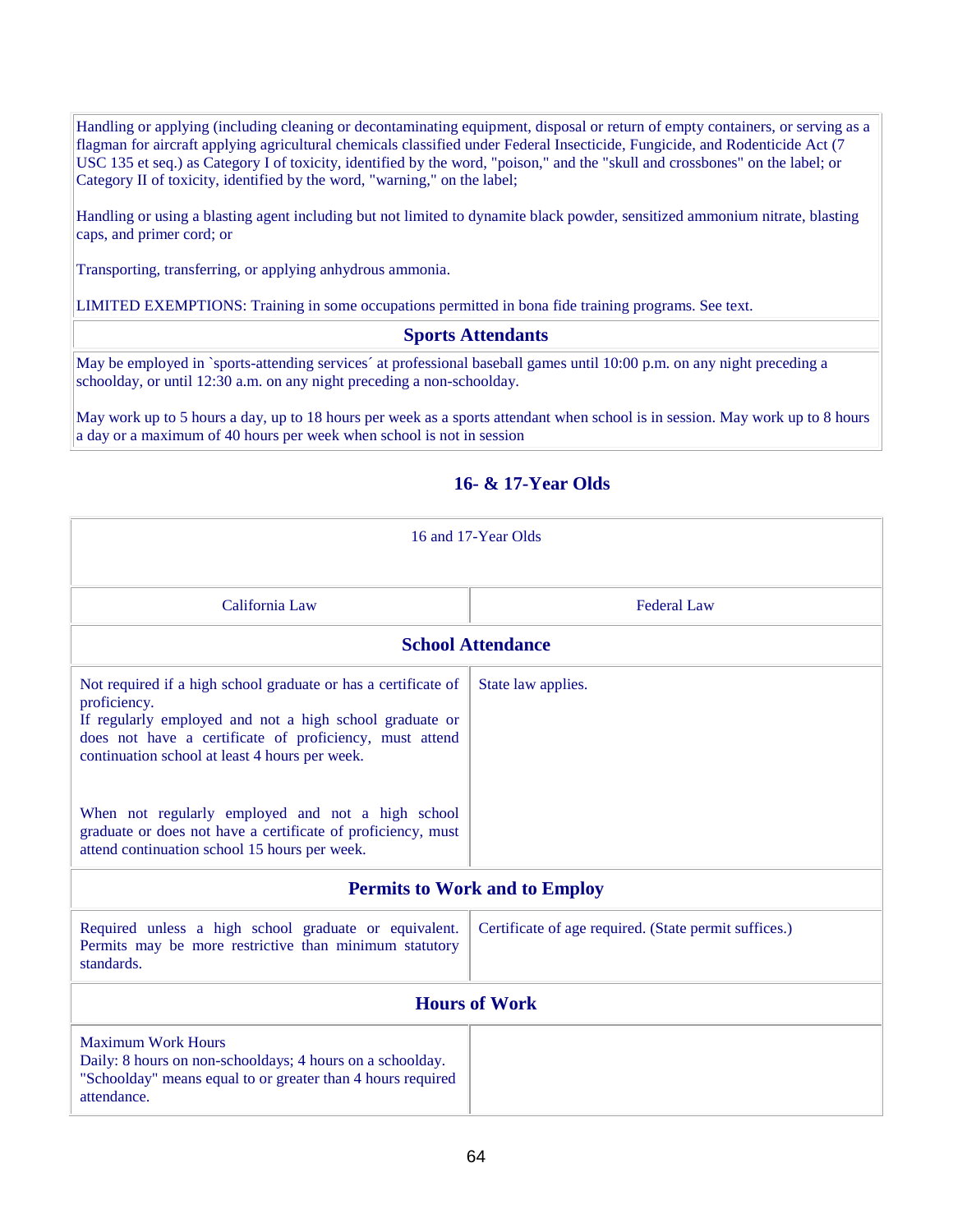| |
|---|
| Handling or applying (including cleaning or decontaminating equipment, disposal or return of empty containers, or serving as a flagman for aircraft applying agricultural chemicals classified under Federal Insecticide, Fungicide, and Rodenticide Act (7 USC 135 et seq.) as Category I of toxicity, identified by the word, "poison," and the "skull and crossbones" on the label; or Category II of toxicity, identified by the word, "warning," on the label;<br><br>Handling or using a blasting agent including but not limited to dynamite black powder, sensitized ammonium nitrate, blasting caps, and primer cord; or<br><br>Transporting, transferring, or applying anhydrous ammonia.<br><br>LIMITED EXEMPTIONS: Training in some occupations permitted in bona fide training programs. See text. |
| **Sports Attendants** |
| May be employed in `sports-attending services´ at professional baseball games until 10:00 p.m. on any night preceding a schoolday, or until 12:30 a.m. on any night preceding a non-schoolday.<br><br>May work up to 5 hours a day, up to 18 hours per week as a sports attendant when school is in session. May work up to 8 hours a day or a maximum of 40 hours per week when school is not in session |

## 16- & 17-Year Olds

| 16 and 17-Year Olds | |
|---|---|
| California Law | Federal Law |
| **School Attendance** | |
| Not required if a high school graduate or has a certificate of proficiency.<br>If regularly employed and not a high school graduate or does not have a certificate of proficiency, must attend continuation school at least 4 hours per week.<br><br>When not regularly employed and not a high school graduate or does not have a certificate of proficiency, must attend continuation school 15 hours per week. | State law applies. |
| **Permits to Work and to Employ** | |
| Required unless a high school graduate or equivalent. Permits may be more restrictive than minimum statutory standards. | Certificate of age required. (State permit suffices.) |
| **Hours of Work** | |
| Maximum Work Hours<br>Daily: 8 hours on non-schooldays; 4 hours on a schoolday. "Schoolday" means equal to or greater than 4 hours required attendance. | |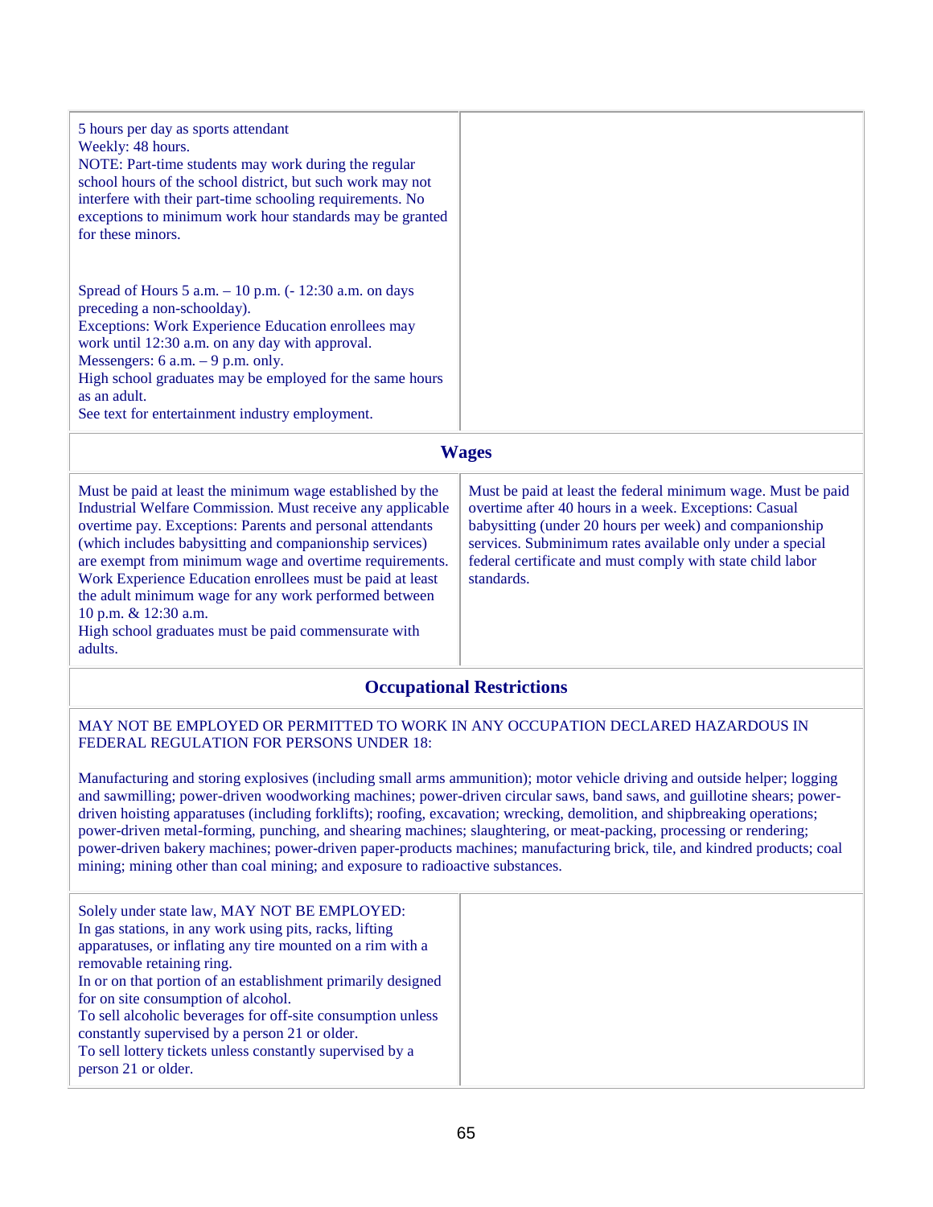| | |
|---|---|
| 5 hours per day as sports attendant<br>Weekly: 48 hours.<br>NOTE: Part-time students may work during the regular school hours of the school district, but such work may not interfere with their part-time schooling requirements. No exceptions to minimum work hour standards may be granted for these minors.<br><br>Spread of Hours 5 a.m. – 10 p.m. (- 12:30 a.m. on days preceding a non-schoolday).<br>Exceptions: Work Experience Education enrollees may work until 12:30 a.m. on any day with approval.<br>Messengers: 6 a.m. – 9 p.m. only.<br>High school graduates may be employed for the same hours as an adult.<br>See text for entertainment industry employment. | |
| **Wages** | |
| Must be paid at least the minimum wage established by the Industrial Welfare Commission. Must receive any applicable overtime pay. Exceptions: Parents and personal attendants (which includes babysitting and companionship services) are exempt from minimum wage and overtime requirements. Work Experience Education enrollees must be paid at least the adult minimum wage for any work performed between 10 p.m. & 12:30 a.m.<br>High school graduates must be paid commensurate with adults. | Must be paid at least the federal minimum wage. Must be paid overtime after 40 hours in a week. Exceptions: Casual babysitting (under 20 hours per week) and companionship services. Subminimum rates available only under a special federal certificate and must comply with state child labor standards. |
| **Occupational Restrictions** | |
| MAY NOT BE EMPLOYED OR PERMITTED TO WORK IN ANY OCCUPATION DECLARED HAZARDOUS IN FEDERAL REGULATION FOR PERSONS UNDER 18:<br><br>Manufacturing and storing explosives (including small arms ammunition); motor vehicle driving and outside helper; logging and sawmilling; power-driven woodworking machines; power-driven circular saws, band saws, and guillotine shears; power-driven hoisting apparatuses (including forklifts); roofing, excavation; wrecking, demolition, and shipbreaking operations; power-driven metal-forming, punching, and shearing machines; slaughtering, or meat-packing, processing or rendering; power-driven bakery machines; power-driven paper-products machines; manufacturing brick, tile, and kindred products; coal mining; mining other than coal mining; and exposure to radioactive substances. | |
| Solely under state law, MAY NOT BE EMPLOYED:<br>In gas stations, in any work using pits, racks, lifting apparatuses, or inflating any tire mounted on a rim with a removable retaining ring.<br>In or on that portion of an establishment primarily designed for on site consumption of alcohol.<br>To sell alcoholic beverages for off-site consumption unless constantly supervised by a person 21 or older.<br>To sell lottery tickets unless constantly supervised by a person 21 or older. | |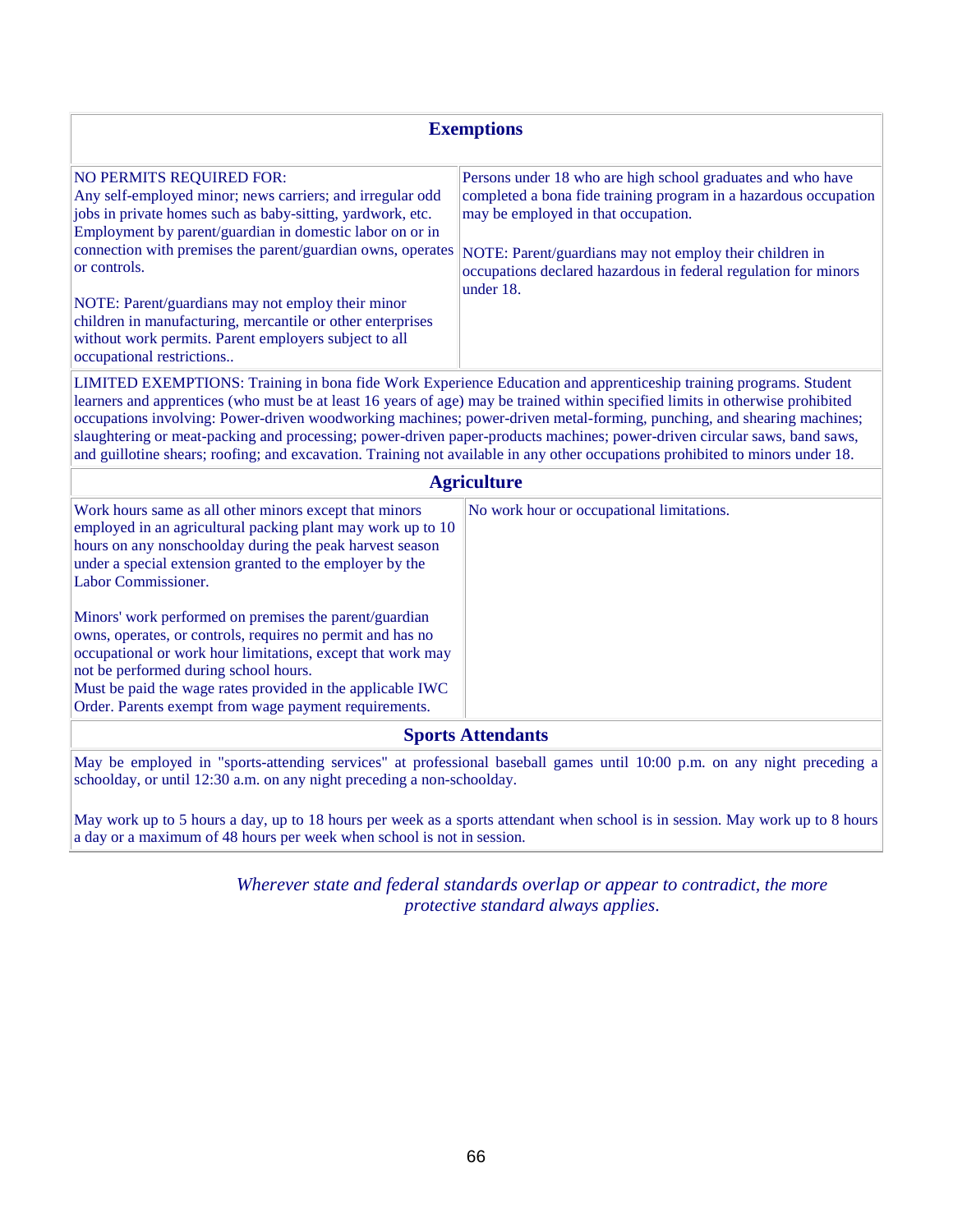| Exemptions | |
|---|---|
| NO PERMITS REQUIRED FOR:<br>Any self-employed minor; news carriers; and irregular odd jobs in private homes such as baby-sitting, yardwork, etc. Employment by parent/guardian in domestic labor on or in connection with premises the parent/guardian owns, operates or controls.<br><br>NOTE: Parent/guardians may not employ their minor children in manufacturing, mercantile or other enterprises without work permits. Parent employers subject to all occupational restrictions.. | Persons under 18 who are high school graduates and who have completed a bona fide training program in a hazardous occupation may be employed in that occupation.<br><br>NOTE: Parent/guardians may not employ their children in occupations declared hazardous in federal regulation for minors under 18. |
| LIMITED EXEMPTIONS: Training in bona fide Work Experience Education and apprenticeship training programs. Student learners and apprentices (who must be at least 16 years of age) may be trained within specified limits in otherwise prohibited occupations involving: Power-driven woodworking machines; power-driven metal-forming, punching, and shearing machines; slaughtering or meat-packing and processing; power-driven paper-products machines; power-driven circular saws, band saws, and guillotine shears; roofing; and excavation. Training not available in any other occupations prohibited to minors under 18. | |
| **Agriculture** | |
| Work hours same as all other minors except that minors employed in an agricultural packing plant may work up to 10 hours on any nonschoolday during the peak harvest season under a special extension granted to the employer by the Labor Commissioner.<br><br>Minors' work performed on premises the parent/guardian owns, operates, or controls, requires no permit and has no occupational or work hour limitations, except that work may not be performed during school hours.<br>Must be paid the wage rates provided in the applicable IWC Order. Parents exempt from wage payment requirements. | No work hour or occupational limitations. |
| **Sports Attendants** | |
| May be employed in "sports-attending services" at professional baseball games until 10:00 p.m. on any night preceding a schoolday, or until 12:30 a.m. on any night preceding a non-schoolday.<br><br>May work up to 5 hours a day, up to 18 hours per week as a sports attendant when school is in session. May work up to 8 hours a day or a maximum of 48 hours per week when school is not in session. | |

*Wherever state and federal standards overlap or appear to contradict, the more protective standard always applies.*